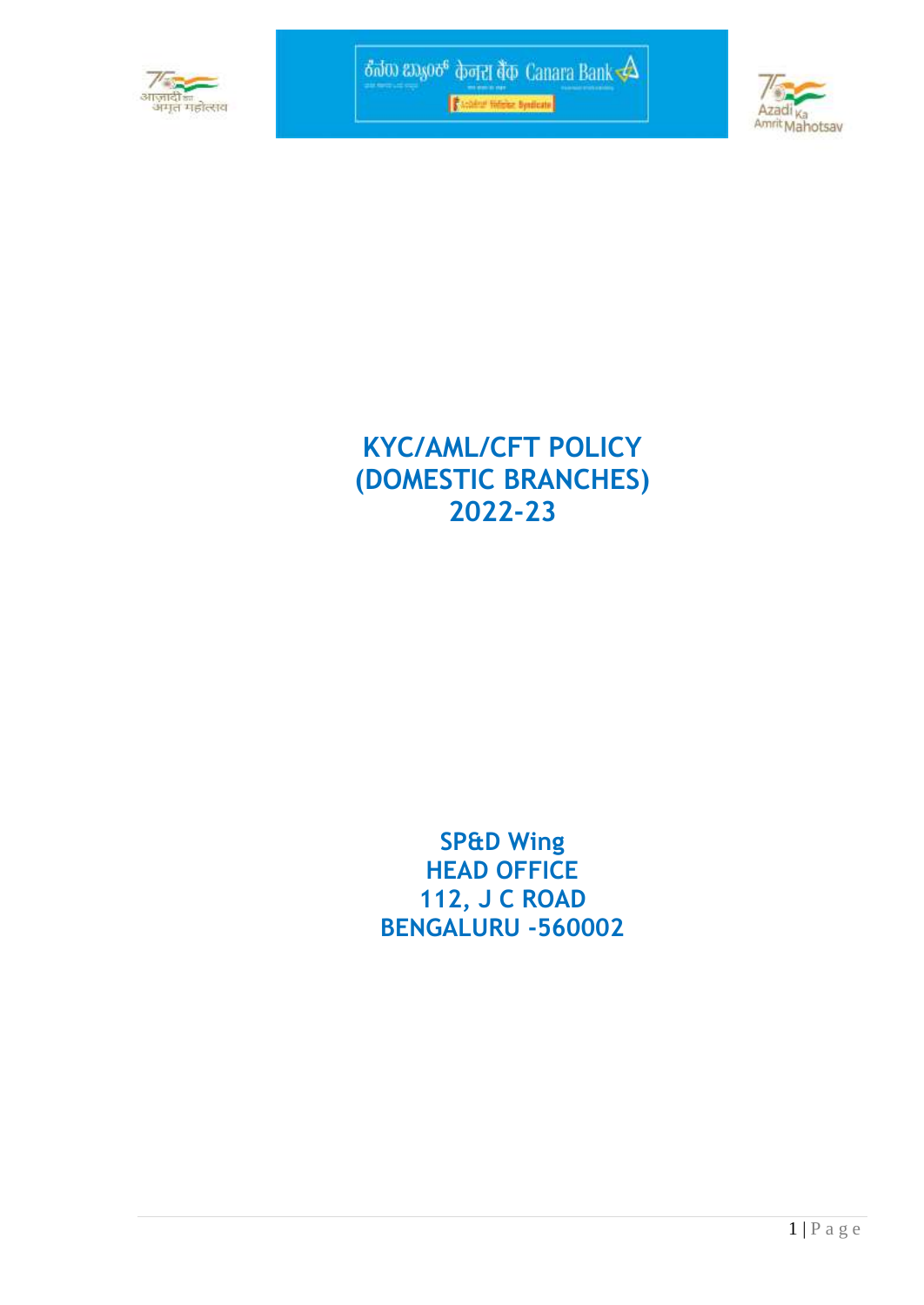# KYC/AML/CFT POLICY (DOMESTIC BRANCHES) 2022-23

**SP&D Wing**
**HEAD OFFICE**
**112, J C ROAD**
**BENGALURU -560002**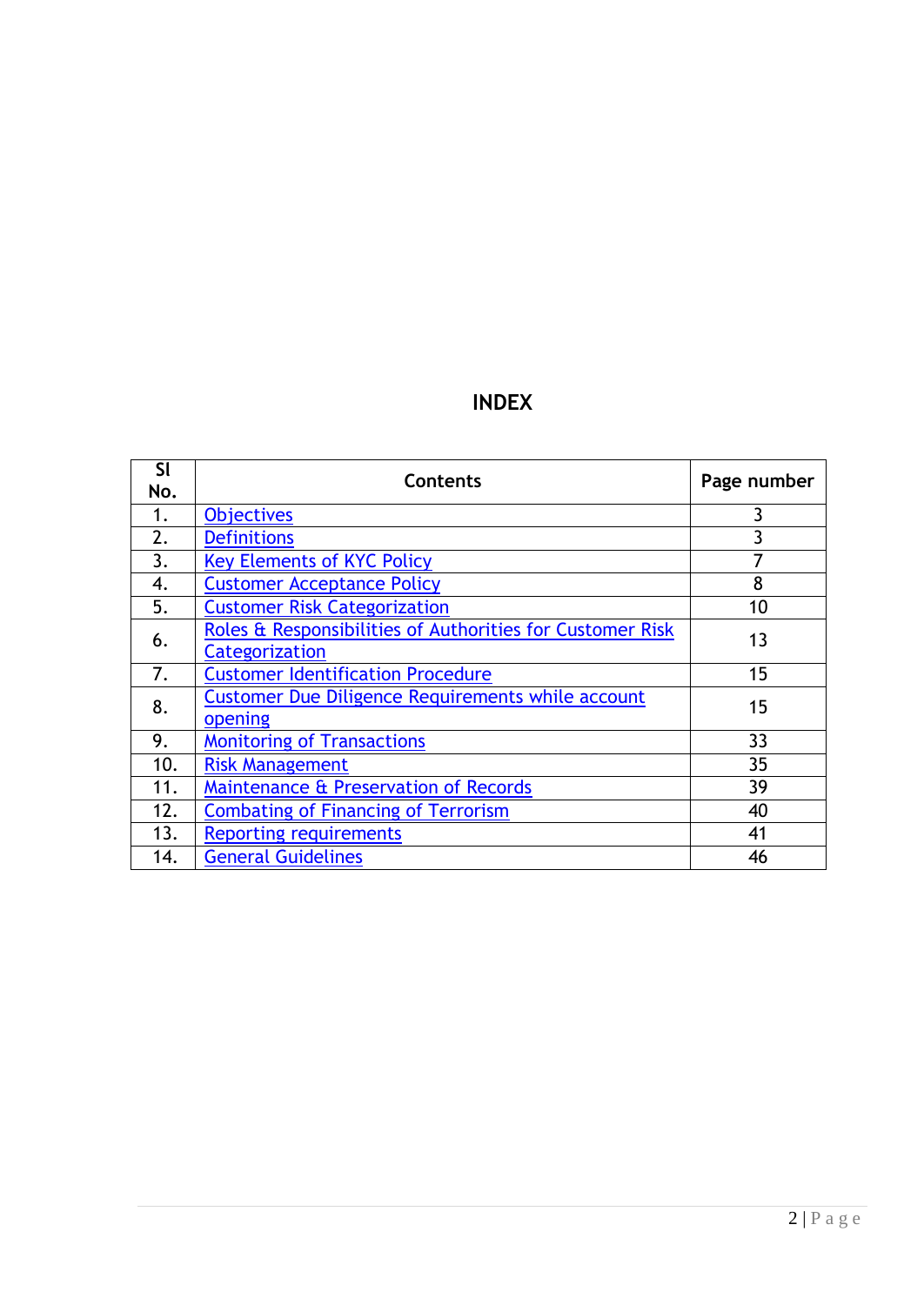# INDEX

| Sl No. | Contents | Page number |
|---|---|---|
| 1. | Objectives | 3 |
| 2. | Definitions | 3 |
| 3. | Key Elements of KYC Policy | 7 |
| 4. | Customer Acceptance Policy | 8 |
| 5. | Customer Risk Categorization | 10 |
| 6. | Roles & Responsibilities of Authorities for Customer Risk Categorization | 13 |
| 7. | Customer Identification Procedure | 15 |
| 8. | Customer Due Diligence Requirements while account opening | 15 |
| 9. | Monitoring of Transactions | 33 |
| 10. | Risk Management | 35 |
| 11. | Maintenance & Preservation of Records | 39 |
| 12. | Combating of Financing of Terrorism | 40 |
| 13. | Reporting requirements | 41 |
| 14. | General Guidelines | 46 |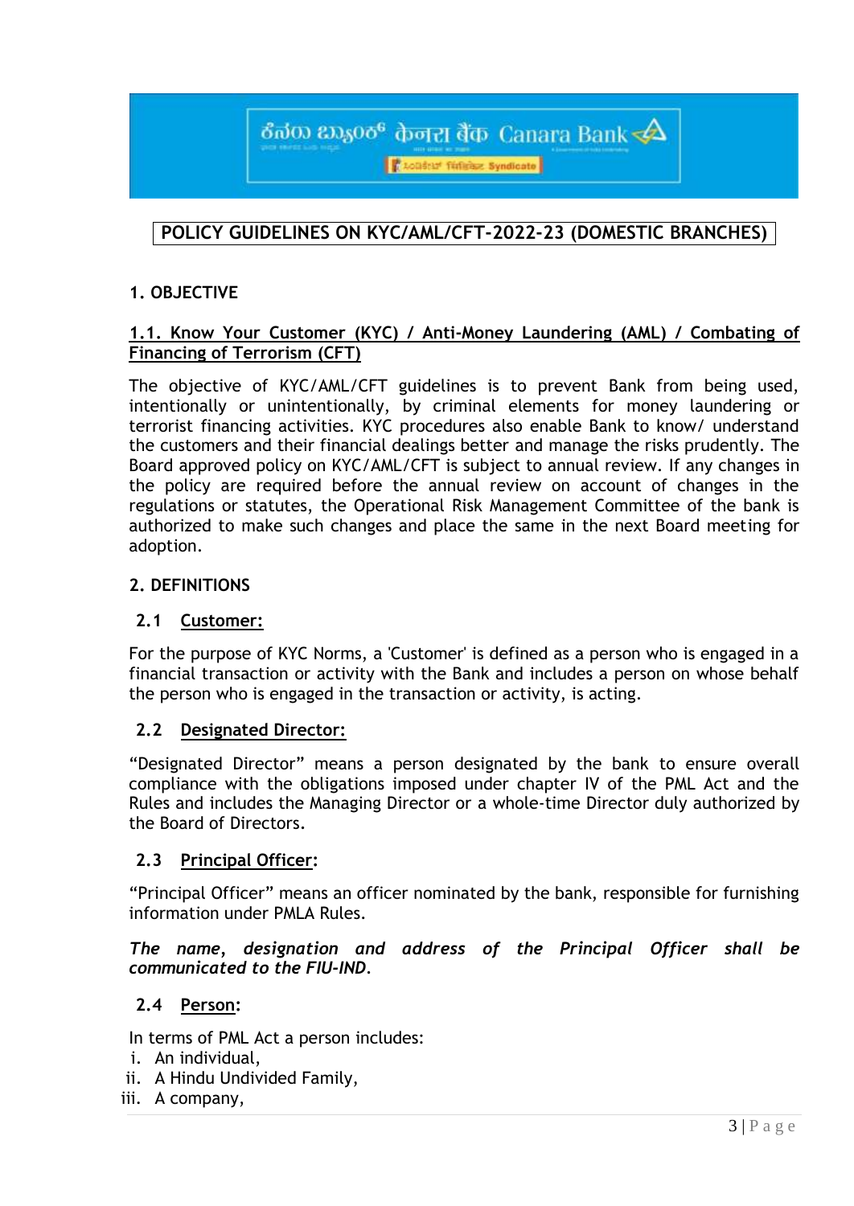# POLICY GUIDELINES ON KYC/AML/CFT-2022-23 (DOMESTIC BRANCHES)

## 1. OBJECTIVE

### 1.1. Know Your Customer (KYC) / Anti-Money Laundering (AML) / Combating of Financing of Terrorism (CFT)

The objective of KYC/AML/CFT guidelines is to prevent Bank from being used, intentionally or unintentionally, by criminal elements for money laundering or terrorist financing activities. KYC procedures also enable Bank to know/ understand the customers and their financial dealings better and manage the risks prudently. The Board approved policy on KYC/AML/CFT is subject to annual review. If any changes in the policy are required before the annual review on account of changes in the regulations or statutes, the Operational Risk Management Committee of the bank is authorized to make such changes and place the same in the next Board meeting for adoption.

## 2. DEFINITIONS

### 2.1 Customer:

For the purpose of KYC Norms, a 'Customer' is defined as a person who is engaged in a financial transaction or activity with the Bank and includes a person on whose behalf the person who is engaged in the transaction or activity, is acting.

### 2.2 Designated Director:

"Designated Director" means a person designated by the bank to ensure overall compliance with the obligations imposed under chapter IV of the PML Act and the Rules and includes the Managing Director or a whole-time Director duly authorized by the Board of Directors.

### 2.3 Principal Officer:

"Principal Officer" means an officer nominated by the bank, responsible for furnishing information under PMLA Rules.

***The name, designation and address of the Principal Officer shall be communicated to the FIU-IND.***

### 2.4 Person:

In terms of PML Act a person includes:

i. An individual,
ii. A Hindu Undivided Family,
iii. A company,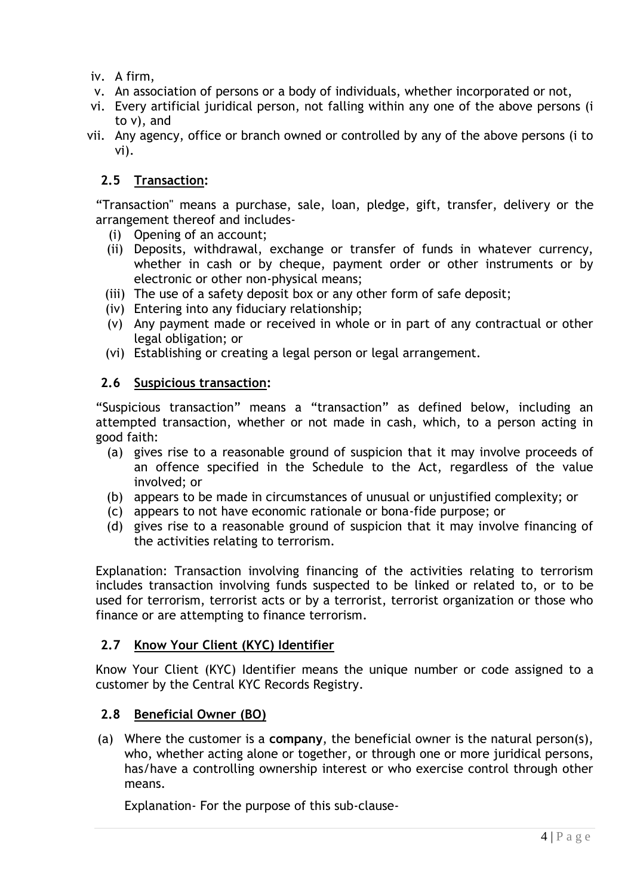iv. A firm,
v. An association of persons or a body of individuals, whether incorporated or not,
vi. Every artificial juridical person, not falling within any one of the above persons (i to v), and
vii. Any agency, office or branch owned or controlled by any of the above persons (i to vi).

### 2.5 Transaction:

"Transaction" means a purchase, sale, loan, pledge, gift, transfer, delivery or the arrangement thereof and includes-

(i) Opening of an account;
(ii) Deposits, withdrawal, exchange or transfer of funds in whatever currency, whether in cash or by cheque, payment order or other instruments or by electronic or other non-physical means;
(iii) The use of a safety deposit box or any other form of safe deposit;
(iv) Entering into any fiduciary relationship;
(v) Any payment made or received in whole or in part of any contractual or other legal obligation; or
(vi) Establishing or creating a legal person or legal arrangement.

### 2.6 Suspicious transaction:

"Suspicious transaction" means a "transaction" as defined below, including an attempted transaction, whether or not made in cash, which, to a person acting in good faith:

(a) gives rise to a reasonable ground of suspicion that it may involve proceeds of an offence specified in the Schedule to the Act, regardless of the value involved; or
(b) appears to be made in circumstances of unusual or unjustified complexity; or
(c) appears to not have economic rationale or bona-fide purpose; or
(d) gives rise to a reasonable ground of suspicion that it may involve financing of the activities relating to terrorism.

Explanation: Transaction involving financing of the activities relating to terrorism includes transaction involving funds suspected to be linked or related to, or to be used for terrorism, terrorist acts or by a terrorist, terrorist organization or those who finance or are attempting to finance terrorism.

### 2.7 Know Your Client (KYC) Identifier

Know Your Client (KYC) Identifier means the unique number or code assigned to a customer by the Central KYC Records Registry.

### 2.8 Beneficial Owner (BO)

(a) Where the customer is a **company**, the beneficial owner is the natural person(s), who, whether acting alone or together, or through one or more juridical persons, has/have a controlling ownership interest or who exercise control through other means.

Explanation- For the purpose of this sub-clause-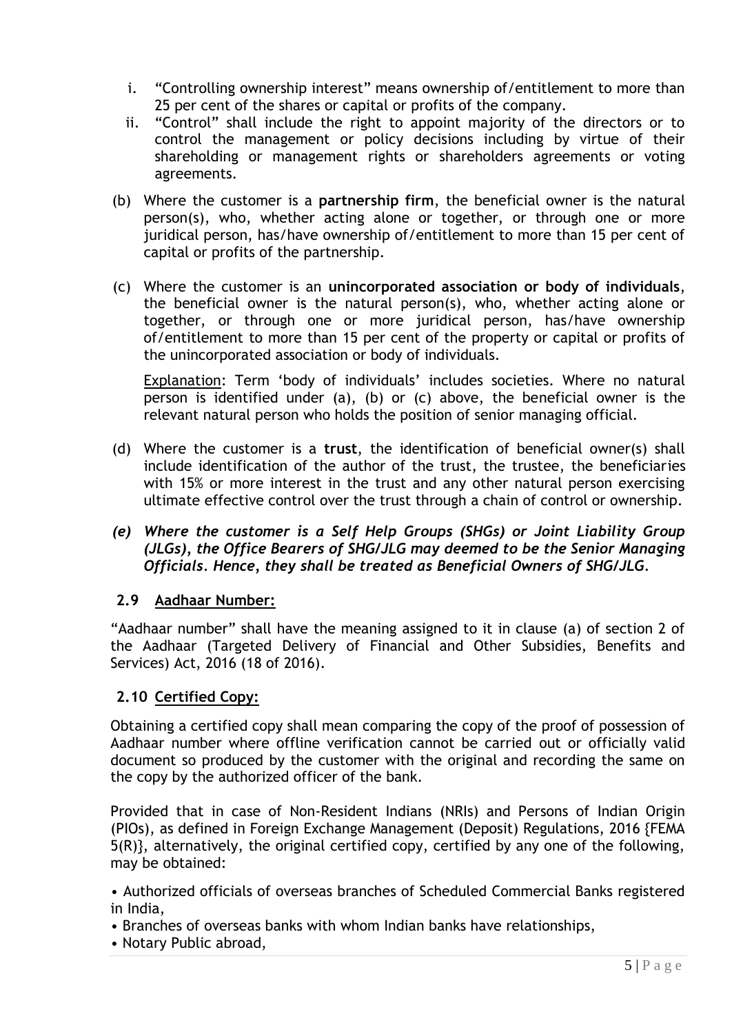i. "Controlling ownership interest" means ownership of/entitlement to more than 25 per cent of the shares or capital or profits of the company.
ii. "Control" shall include the right to appoint majority of the directors or to control the management or policy decisions including by virtue of their shareholding or management rights or shareholders agreements or voting agreements.

(b) Where the customer is a **partnership firm**, the beneficial owner is the natural person(s), who, whether acting alone or together, or through one or more juridical person, has/have ownership of/entitlement to more than 15 per cent of capital or profits of the partnership.

(c) Where the customer is an **unincorporated association or body of individuals**, the beneficial owner is the natural person(s), who, whether acting alone or together, or through one or more juridical person, has/have ownership of/entitlement to more than 15 per cent of the property or capital or profits of the unincorporated association or body of individuals.

Explanation: Term 'body of individuals' includes societies. Where no natural person is identified under (a), (b) or (c) above, the beneficial owner is the relevant natural person who holds the position of senior managing official.

(d) Where the customer is a **trust**, the identification of beneficial owner(s) shall include identification of the author of the trust, the trustee, the beneficiaries with 15% or more interest in the trust and any other natural person exercising ultimate effective control over the trust through a chain of control or ownership.

***(e) Where the customer is a Self Help Groups (SHGs) or Joint Liability Group (JLGs), the Office Bearers of SHG/JLG may deemed to be the Senior Managing Officials. Hence, they shall be treated as Beneficial Owners of SHG/JLG.***

## 2.9 Aadhaar Number:

"Aadhaar number" shall have the meaning assigned to it in clause (a) of section 2 of the Aadhaar (Targeted Delivery of Financial and Other Subsidies, Benefits and Services) Act, 2016 (18 of 2016).

## 2.10 Certified Copy:

Obtaining a certified copy shall mean comparing the copy of the proof of possession of Aadhaar number where offline verification cannot be carried out or officially valid document so produced by the customer with the original and recording the same on the copy by the authorized officer of the bank.

Provided that in case of Non-Resident Indians (NRIs) and Persons of Indian Origin (PIOs), as defined in Foreign Exchange Management (Deposit) Regulations, 2016 {FEMA 5(R)}, alternatively, the original certified copy, certified by any one of the following, may be obtained:

- Authorized officials of overseas branches of Scheduled Commercial Banks registered in India,
- Branches of overseas banks with whom Indian banks have relationships,
- Notary Public abroad,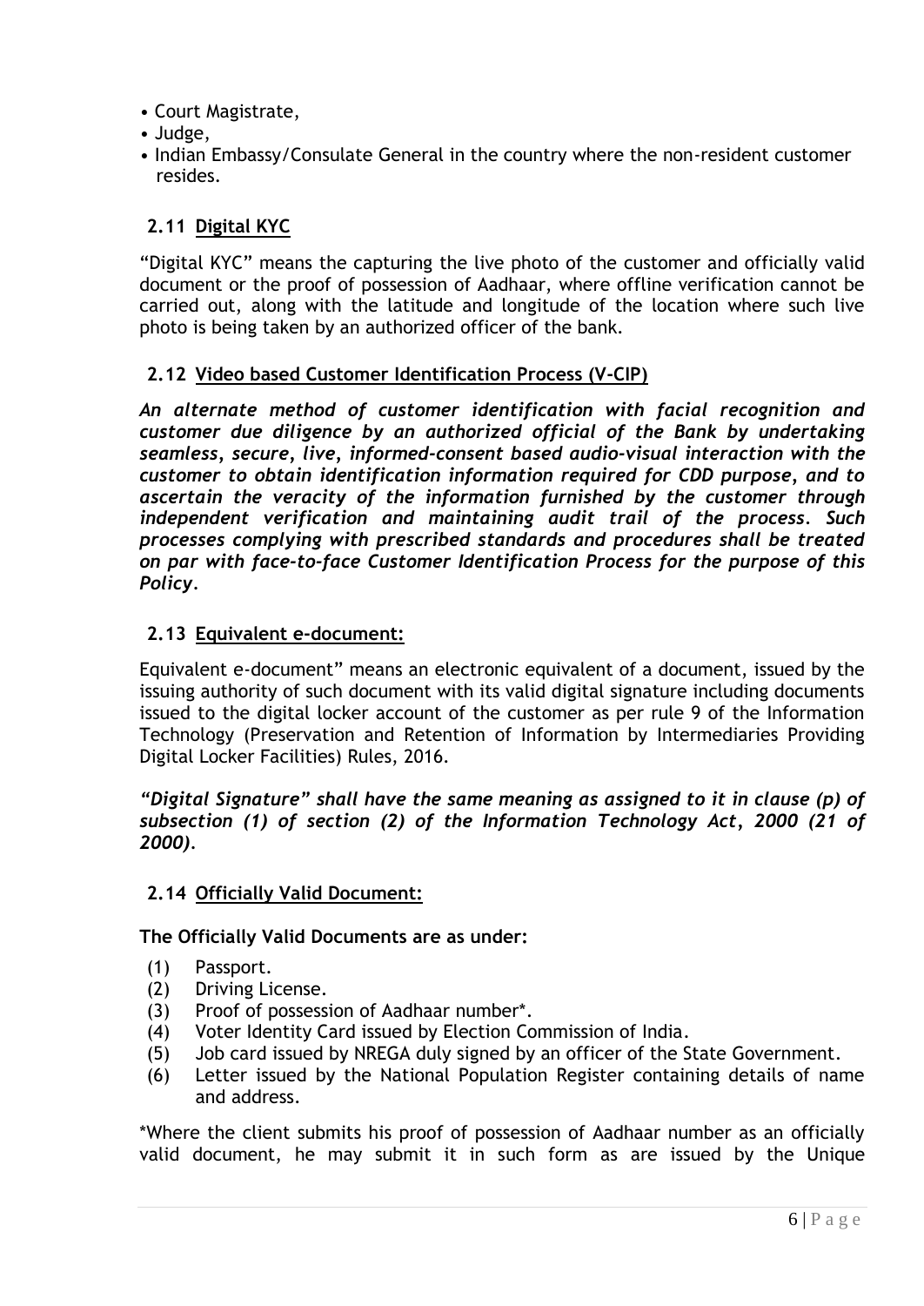- Court Magistrate,
- Judge,
- Indian Embassy/Consulate General in the country where the non-resident customer resides.

### 2.11 Digital KYC

"Digital KYC" means the capturing the live photo of the customer and officially valid document or the proof of possession of Aadhaar, where offline verification cannot be carried out, along with the latitude and longitude of the location where such live photo is being taken by an authorized officer of the bank.

### 2.12 Video based Customer Identification Process (V-CIP)

***An alternate method of customer identification with facial recognition and customer due diligence by an authorized official of the Bank by undertaking seamless, secure, live, informed-consent based audio-visual interaction with the customer to obtain identification information required for CDD purpose, and to ascertain the veracity of the information furnished by the customer through independent verification and maintaining audit trail of the process. Such processes complying with prescribed standards and procedures shall be treated on par with face-to-face Customer Identification Process for the purpose of this Policy.***

### 2.13 Equivalent e-document:

Equivalent e-document" means an electronic equivalent of a document, issued by the issuing authority of such document with its valid digital signature including documents issued to the digital locker account of the customer as per rule 9 of the Information Technology (Preservation and Retention of Information by Intermediaries Providing Digital Locker Facilities) Rules, 2016.

***"Digital Signature" shall have the same meaning as assigned to it in clause (p) of subsection (1) of section (2) of the Information Technology Act, 2000 (21 of 2000).***

### 2.14 Officially Valid Document:

**The Officially Valid Documents are as under:**

(1) Passport.
(2) Driving License.
(3) Proof of possession of Aadhaar number*.
(4) Voter Identity Card issued by Election Commission of India.
(5) Job card issued by NREGA duly signed by an officer of the State Government.
(6) Letter issued by the National Population Register containing details of name and address.

*Where the client submits his proof of possession of Aadhaar number as an officially valid document, he may submit it in such form as are issued by the Unique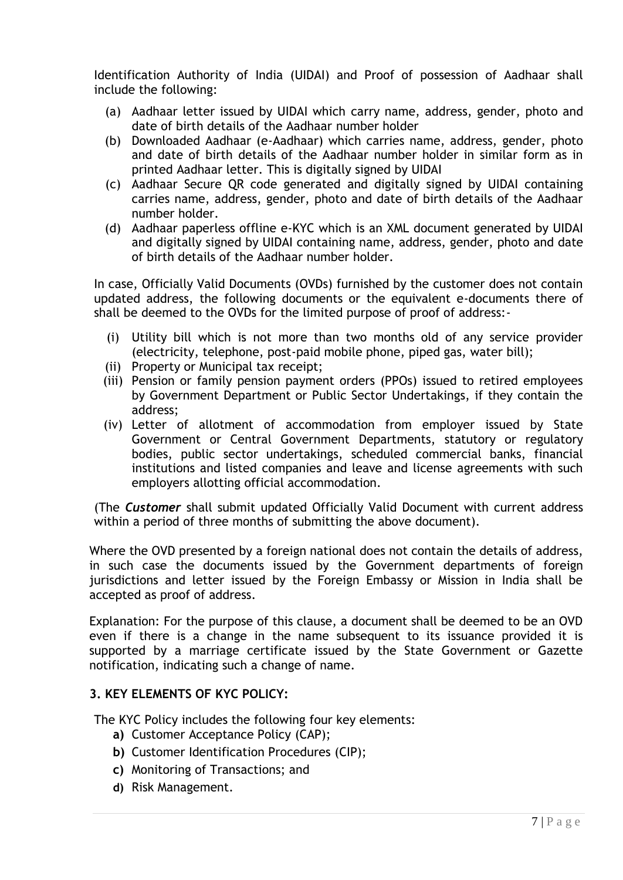Identification Authority of India (UIDAI) and Proof of possession of Aadhaar shall include the following:

(a) Aadhaar letter issued by UIDAI which carry name, address, gender, photo and date of birth details of the Aadhaar number holder
(b) Downloaded Aadhaar (e-Aadhaar) which carries name, address, gender, photo and date of birth details of the Aadhaar number holder in similar form as in printed Aadhaar letter. This is digitally signed by UIDAI
(c) Aadhaar Secure QR code generated and digitally signed by UIDAI containing carries name, address, gender, photo and date of birth details of the Aadhaar number holder.
(d) Aadhaar paperless offline e-KYC which is an XML document generated by UIDAI and digitally signed by UIDAI containing name, address, gender, photo and date of birth details of the Aadhaar number holder.

In case, Officially Valid Documents (OVDs) furnished by the customer does not contain updated address, the following documents or the equivalent e-documents there of shall be deemed to the OVDs for the limited purpose of proof of address:-

(i) Utility bill which is not more than two months old of any service provider (electricity, telephone, post-paid mobile phone, piped gas, water bill);
(ii) Property or Municipal tax receipt;
(iii) Pension or family pension payment orders (PPOs) issued to retired employees by Government Department or Public Sector Undertakings, if they contain the address;
(iv) Letter of allotment of accommodation from employer issued by State Government or Central Government Departments, statutory or regulatory bodies, public sector undertakings, scheduled commercial banks, financial institutions and listed companies and leave and license agreements with such employers allotting official accommodation.

(The ***Customer*** shall submit updated Officially Valid Document with current address within a period of three months of submitting the above document).

Where the OVD presented by a foreign national does not contain the details of address, in such case the documents issued by the Government departments of foreign jurisdictions and letter issued by the Foreign Embassy or Mission in India shall be accepted as proof of address.

Explanation: For the purpose of this clause, a document shall be deemed to be an OVD even if there is a change in the name subsequent to its issuance provided it is supported by a marriage certificate issued by the State Government or Gazette notification, indicating such a change of name.

### 3. KEY ELEMENTS OF KYC POLICY:

The KYC Policy includes the following four key elements:

**a)** Customer Acceptance Policy (CAP);
**b)** Customer Identification Procedures (CIP);
**c)** Monitoring of Transactions; and
**d)** Risk Management.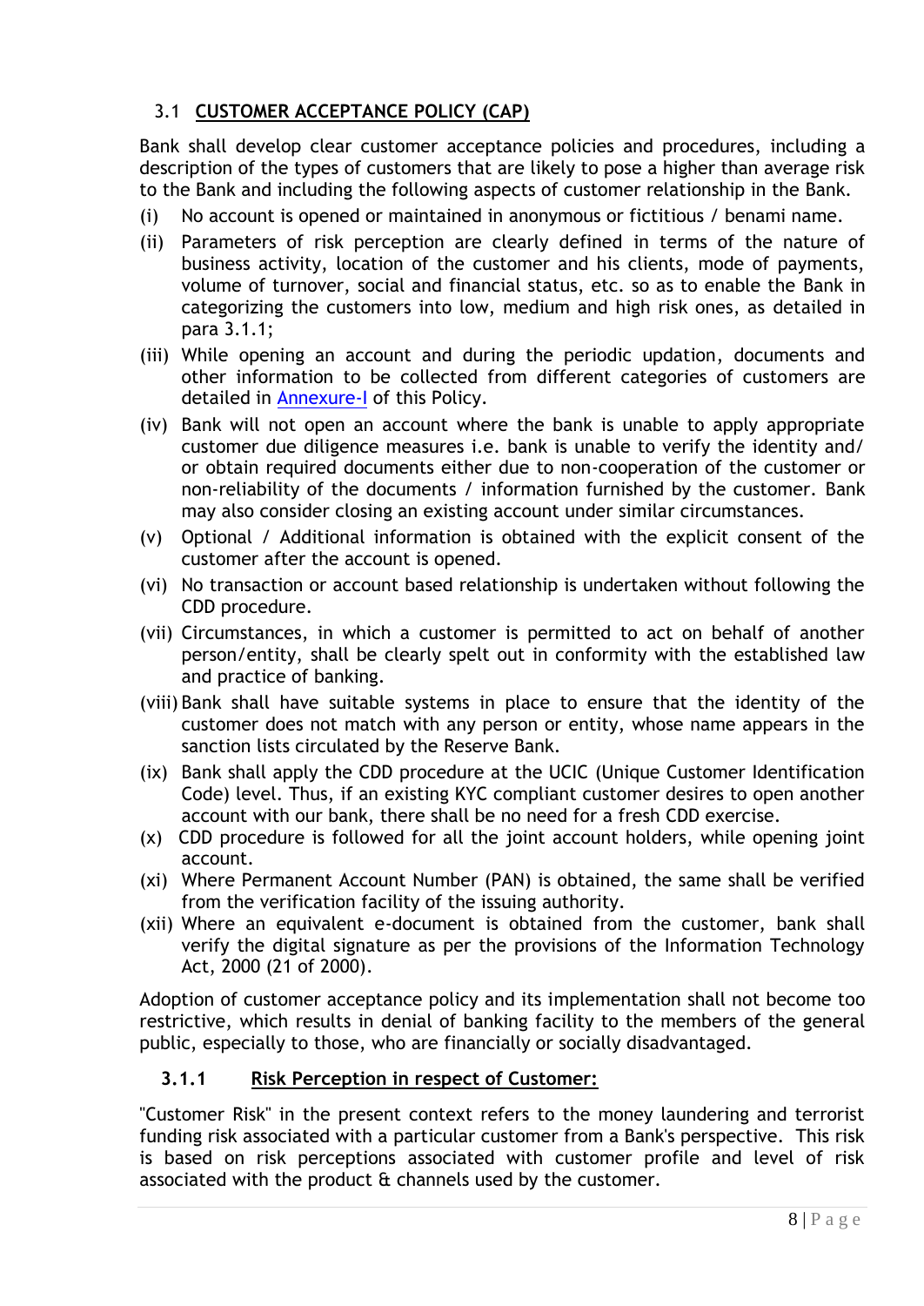## 3.1 CUSTOMER ACCEPTANCE POLICY (CAP)

Bank shall develop clear customer acceptance policies and procedures, including a description of the types of customers that are likely to pose a higher than average risk to the Bank and including the following aspects of customer relationship in the Bank.

(i) No account is opened or maintained in anonymous or fictitious / benami name.

(ii) Parameters of risk perception are clearly defined in terms of the nature of business activity, location of the customer and his clients, mode of payments, volume of turnover, social and financial status, etc. so as to enable the Bank in categorizing the customers into low, medium and high risk ones, as detailed in para 3.1.1;

(iii) While opening an account and during the periodic updation, documents and other information to be collected from different categories of customers are detailed in Annexure-I of this Policy.

(iv) Bank will not open an account where the bank is unable to apply appropriate customer due diligence measures i.e. bank is unable to verify the identity and/ or obtain required documents either due to non-cooperation of the customer or non-reliability of the documents / information furnished by the customer. Bank may also consider closing an existing account under similar circumstances.

(v) Optional / Additional information is obtained with the explicit consent of the customer after the account is opened.

(vi) No transaction or account based relationship is undertaken without following the CDD procedure.

(vii) Circumstances, in which a customer is permitted to act on behalf of another person/entity, shall be clearly spelt out in conformity with the established law and practice of banking.

(viii) Bank shall have suitable systems in place to ensure that the identity of the customer does not match with any person or entity, whose name appears in the sanction lists circulated by the Reserve Bank.

(ix) Bank shall apply the CDD procedure at the UCIC (Unique Customer Identification Code) level. Thus, if an existing KYC compliant customer desires to open another account with our bank, there shall be no need for a fresh CDD exercise.

(x) CDD procedure is followed for all the joint account holders, while opening joint account.

(xi) Where Permanent Account Number (PAN) is obtained, the same shall be verified from the verification facility of the issuing authority.

(xii) Where an equivalent e-document is obtained from the customer, bank shall verify the digital signature as per the provisions of the Information Technology Act, 2000 (21 of 2000).

Adoption of customer acceptance policy and its implementation shall not become too restrictive, which results in denial of banking facility to the members of the general public, especially to those, who are financially or socially disadvantaged.

### 3.1.1 Risk Perception in respect of Customer:

"Customer Risk" in the present context refers to the money laundering and terrorist funding risk associated with a particular customer from a Bank's perspective. This risk is based on risk perceptions associated with customer profile and level of risk associated with the product & channels used by the customer.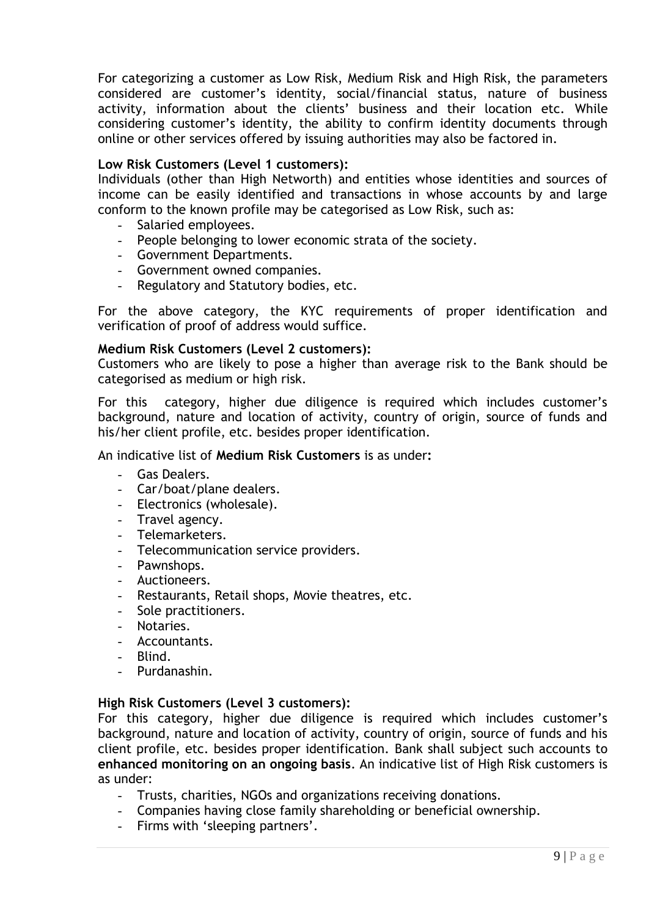For categorizing a customer as Low Risk, Medium Risk and High Risk, the parameters considered are customer's identity, social/financial status, nature of business activity, information about the clients' business and their location etc. While considering customer's identity, the ability to confirm identity documents through online or other services offered by issuing authorities may also be factored in.

**Low Risk Customers (Level 1 customers):**
Individuals (other than High Networth) and entities whose identities and sources of income can be easily identified and transactions in whose accounts by and large conform to the known profile may be categorised as Low Risk, such as:

- Salaried employees.
- People belonging to lower economic strata of the society.
- Government Departments.
- Government owned companies.
- Regulatory and Statutory bodies, etc.

For the above category, the KYC requirements of proper identification and verification of proof of address would suffice.

**Medium Risk Customers (Level 2 customers):**
Customers who are likely to pose a higher than average risk to the Bank should be categorised as medium or high risk.

For this category, higher due diligence is required which includes customer's background, nature and location of activity, country of origin, source of funds and his/her client profile, etc. besides proper identification.

An indicative list of **Medium Risk Customers** is as under**:**

- Gas Dealers.
- Car/boat/plane dealers.
- Electronics (wholesale).
- Travel agency.
- Telemarketers.
- Telecommunication service providers.
- Pawnshops.
- Auctioneers.
- Restaurants, Retail shops, Movie theatres, etc.
- Sole practitioners.
- Notaries.
- Accountants.
- Blind.
- Purdanashin.

**High Risk Customers (Level 3 customers):**
For this category, higher due diligence is required which includes customer's background, nature and location of activity, country of origin, source of funds and his client profile, etc. besides proper identification. Bank shall subject such accounts to **enhanced monitoring on an ongoing basis**. An indicative list of High Risk customers is as under:

- Trusts, charities, NGOs and organizations receiving donations.
- Companies having close family shareholding or beneficial ownership.
- Firms with 'sleeping partners'.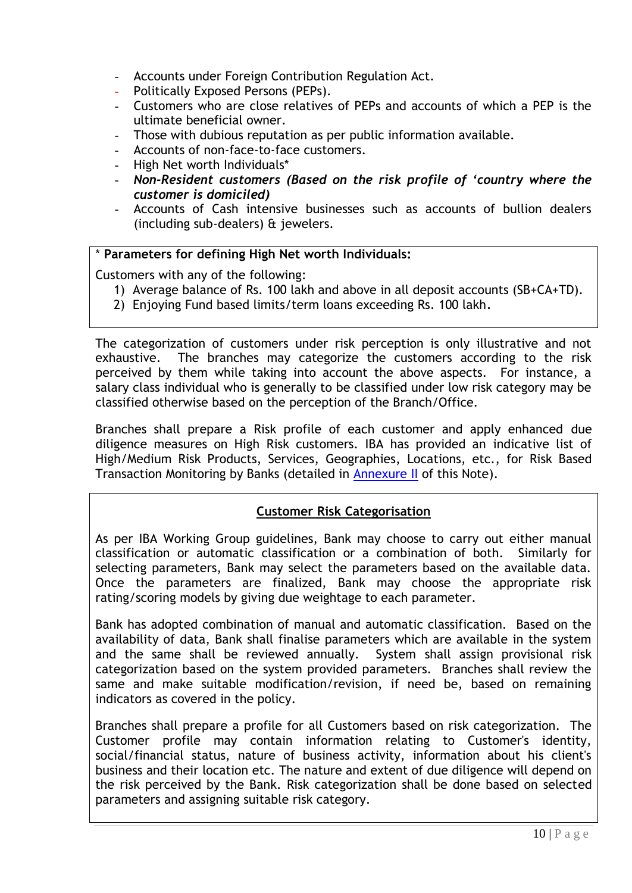- Accounts under Foreign Contribution Regulation Act.
- Politically Exposed Persons (PEPs).
- Customers who are close relatives of PEPs and accounts of which a PEP is the ultimate beneficial owner.
- Those with dubious reputation as per public information available.
- Accounts of non-face-to-face customers.
- High Net worth Individuals*
- ***Non-Resident customers (Based on the risk profile of 'country where the customer is domiciled)***
- Accounts of Cash intensive businesses such as accounts of bullion dealers (including sub-dealers) & jewelers.

**\* Parameters for defining High Net worth Individuals:**

Customers with any of the following:

1) Average balance of Rs. 100 lakh and above in all deposit accounts (SB+CA+TD).
2) Enjoying Fund based limits/term loans exceeding Rs. 100 lakh.

The categorization of customers under risk perception is only illustrative and not exhaustive. The branches may categorize the customers according to the risk perceived by them while taking into account the above aspects. For instance, a salary class individual who is generally to be classified under low risk category may be classified otherwise based on the perception of the Branch/Office.

Branches shall prepare a Risk profile of each customer and apply enhanced due diligence measures on High Risk customers. IBA has provided an indicative list of High/Medium Risk Products, Services, Geographies, Locations, etc., for Risk Based Transaction Monitoring by Banks (detailed in Annexure II of this Note).

## Customer Risk Categorisation

As per IBA Working Group guidelines, Bank may choose to carry out either manual classification or automatic classification or a combination of both. Similarly for selecting parameters, Bank may select the parameters based on the available data. Once the parameters are finalized, Bank may choose the appropriate risk rating/scoring models by giving due weightage to each parameter.

Bank has adopted combination of manual and automatic classification. Based on the availability of data, Bank shall finalise parameters which are available in the system and the same shall be reviewed annually. System shall assign provisional risk categorization based on the system provided parameters. Branches shall review the same and make suitable modification/revision, if need be, based on remaining indicators as covered in the policy.

Branches shall prepare a profile for all Customers based on risk categorization. The Customer profile may contain information relating to Customer's identity, social/financial status, nature of business activity, information about his client's business and their location etc. The nature and extent of due diligence will depend on the risk perceived by the Bank. Risk categorization shall be done based on selected parameters and assigning suitable risk category.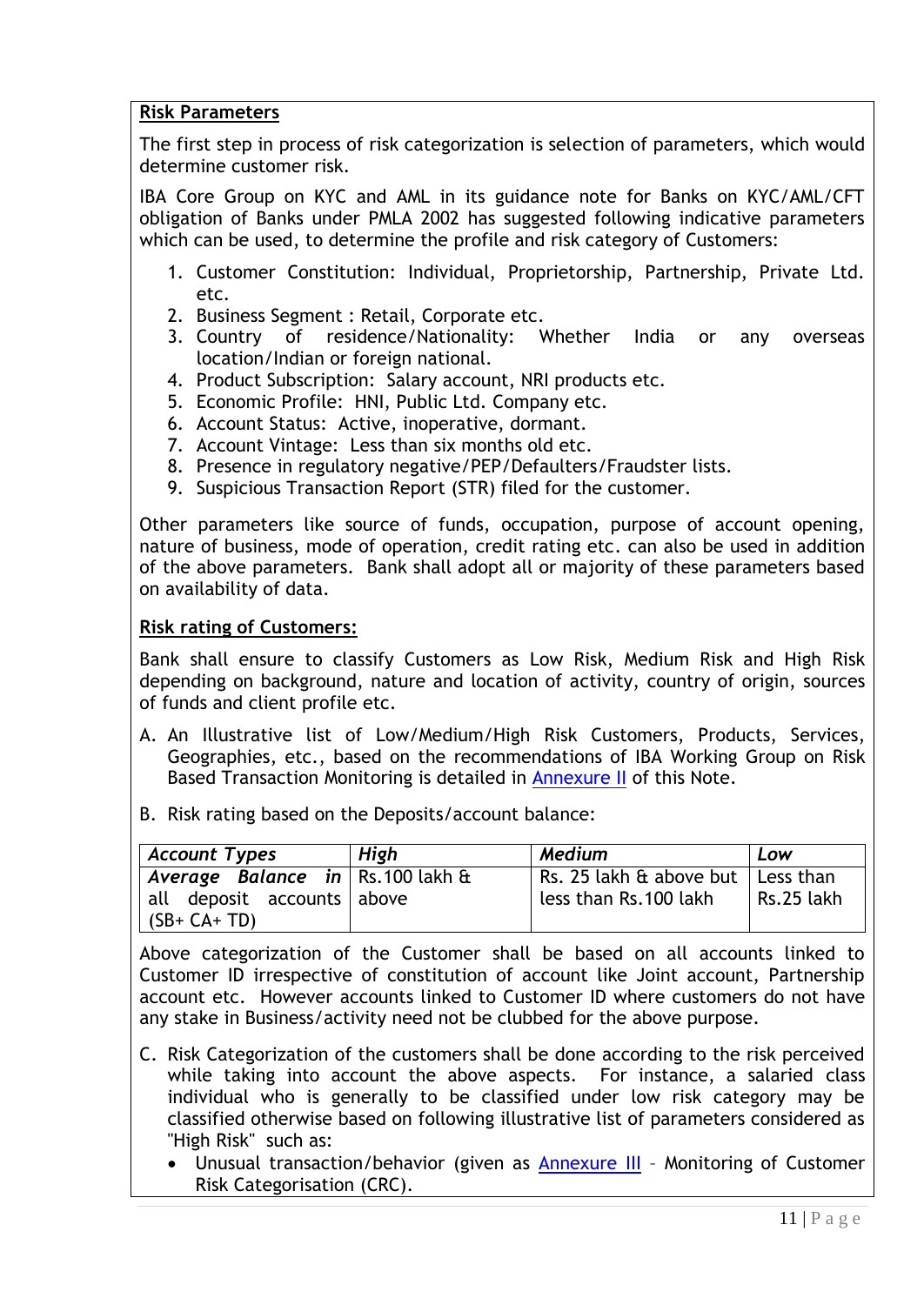**Risk Parameters**

The first step in process of risk categorization is selection of parameters, which would determine customer risk.

IBA Core Group on KYC and AML in its guidance note for Banks on KYC/AML/CFT obligation of Banks under PMLA 2002 has suggested following indicative parameters which can be used, to determine the profile and risk category of Customers:

1. Customer Constitution: Individual, Proprietorship, Partnership, Private Ltd. etc.
2. Business Segment : Retail, Corporate etc.
3. Country of residence/Nationality: Whether India or any overseas location/Indian or foreign national.
4. Product Subscription: Salary account, NRI products etc.
5. Economic Profile: HNI, Public Ltd. Company etc.
6. Account Status: Active, inoperative, dormant.
7. Account Vintage: Less than six months old etc.
8. Presence in regulatory negative/PEP/Defaulters/Fraudster lists.
9. Suspicious Transaction Report (STR) filed for the customer.

Other parameters like source of funds, occupation, purpose of account opening, nature of business, mode of operation, credit rating etc. can also be used in addition of the above parameters. Bank shall adopt all or majority of these parameters based on availability of data.

**Risk rating of Customers:**

Bank shall ensure to classify Customers as Low Risk, Medium Risk and High Risk depending on background, nature and location of activity, country of origin, sources of funds and client profile etc.

A. An Illustrative list of Low/Medium/High Risk Customers, Products, Services, Geographies, etc., based on the recommendations of IBA Working Group on Risk Based Transaction Monitoring is detailed in Annexure II of this Note.

B. Risk rating based on the Deposits/account balance:

| *Account Types* | *High* | *Medium* | *Low* |
|---|---|---|---|
| *Average Balance in* all deposit accounts (SB+ CA+ TD) | Rs.100 lakh & above | Rs. 25 lakh & above but less than Rs.100 lakh | Less than Rs.25 lakh |

Above categorization of the Customer shall be based on all accounts linked to Customer ID irrespective of constitution of account like Joint account, Partnership account etc. However accounts linked to Customer ID where customers do not have any stake in Business/activity need not be clubbed for the above purpose.

C. Risk Categorization of the customers shall be done according to the risk perceived while taking into account the above aspects. For instance, a salaried class individual who is generally to be classified under low risk category may be classified otherwise based on following illustrative list of parameters considered as "High Risk" such as:
   - Unusual transaction/behavior (given as Annexure III – Monitoring of Customer Risk Categorisation (CRC).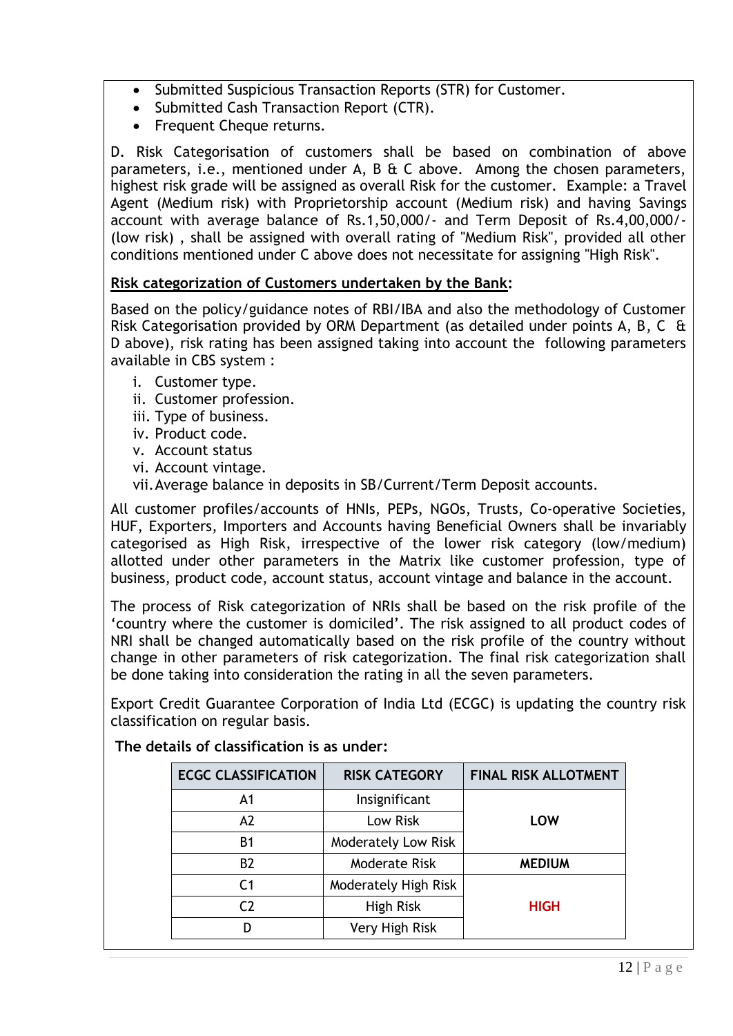- Submitted Suspicious Transaction Reports (STR) for Customer.
- Submitted Cash Transaction Report (CTR).
- Frequent Cheque returns.

D. Risk Categorisation of customers shall be based on combination of above parameters, i.e., mentioned under A, B & C above. Among the chosen parameters, highest risk grade will be assigned as overall Risk for the customer. Example: a Travel Agent (Medium risk) with Proprietorship account (Medium risk) and having Savings account with average balance of Rs.1,50,000/- and Term Deposit of Rs.4,00,000/- (low risk) , shall be assigned with overall rating of "Medium Risk", provided all other conditions mentioned under C above does not necessitate for assigning "High Risk".

**Risk categorization of Customers undertaken by the Bank:**

Based on the policy/guidance notes of RBI/IBA and also the methodology of Customer Risk Categorisation provided by ORM Department (as detailed under points A, B, C & D above), risk rating has been assigned taking into account the following parameters available in CBS system :

i. Customer type.
ii. Customer profession.
iii. Type of business.
iv. Product code.
v. Account status
vi. Account vintage.
vii. Average balance in deposits in SB/Current/Term Deposit accounts.

All customer profiles/accounts of HNIs, PEPs, NGOs, Trusts, Co-operative Societies, HUF, Exporters, Importers and Accounts having Beneficial Owners shall be invariably categorised as High Risk, irrespective of the lower risk category (low/medium) allotted under other parameters in the Matrix like customer profession, type of business, product code, account status, account vintage and balance in the account.

The process of Risk categorization of NRIs shall be based on the risk profile of the 'country where the customer is domiciled'. The risk assigned to all product codes of NRI shall be changed automatically based on the risk profile of the country without change in other parameters of risk categorization. The final risk categorization shall be done taking into consideration the rating in all the seven parameters.

Export Credit Guarantee Corporation of India Ltd (ECGC) is updating the country risk classification on regular basis.

**The details of classification is as under:**

| ECGC CLASSIFICATION | RISK CATEGORY | FINAL RISK ALLOTMENT |
|---|---|---|
| A1 | Insignificant | **LOW** |
| A2 | Low Risk | |
| B1 | Moderately Low Risk | |
| B2 | Moderate Risk | **MEDIUM** |
| C1 | Moderately High Risk | **HIGH** |
| C2 | High Risk | |
| D | Very High Risk | |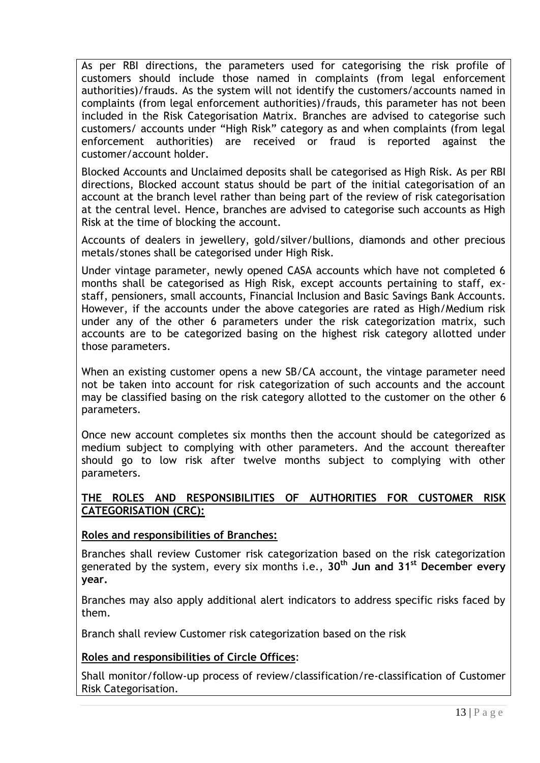As per RBI directions, the parameters used for categorising the risk profile of customers should include those named in complaints (from legal enforcement authorities)/frauds. As the system will not identify the customers/accounts named in complaints (from legal enforcement authorities)/frauds, this parameter has not been included in the Risk Categorisation Matrix. Branches are advised to categorise such customers/ accounts under "High Risk" category as and when complaints (from legal enforcement authorities) are received or fraud is reported against the customer/account holder.

Blocked Accounts and Unclaimed deposits shall be categorised as High Risk. As per RBI directions, Blocked account status should be part of the initial categorisation of an account at the branch level rather than being part of the review of risk categorisation at the central level. Hence, branches are advised to categorise such accounts as High Risk at the time of blocking the account.

Accounts of dealers in jewellery, gold/silver/bullions, diamonds and other precious metals/stones shall be categorised under High Risk.

Under vintage parameter, newly opened CASA accounts which have not completed 6 months shall be categorised as High Risk, except accounts pertaining to staff, ex-staff, pensioners, small accounts, Financial Inclusion and Basic Savings Bank Accounts. However, if the accounts under the above categories are rated as High/Medium risk under any of the other 6 parameters under the risk categorization matrix, such accounts are to be categorized basing on the highest risk category allotted under those parameters.

When an existing customer opens a new SB/CA account, the vintage parameter need not be taken into account for risk categorization of such accounts and the account may be classified basing on the risk category allotted to the customer on the other 6 parameters.

Once new account completes six months then the account should be categorized as medium subject to complying with other parameters. And the account thereafter should go to low risk after twelve months subject to complying with other parameters.

**THE ROLES AND RESPONSIBILITIES OF AUTHORITIES FOR CUSTOMER RISK CATEGORISATION (CRC):**

**Roles and responsibilities of Branches:**

Branches shall review Customer risk categorization based on the risk categorization generated by the system, every six months i.e., **30th Jun and 31st December every year.**

Branches may also apply additional alert indicators to address specific risks faced by them.

Branch shall review Customer risk categorization based on the risk

**Roles and responsibilities of Circle Offices**:

Shall monitor/follow-up process of review/classification/re-classification of Customer Risk Categorisation.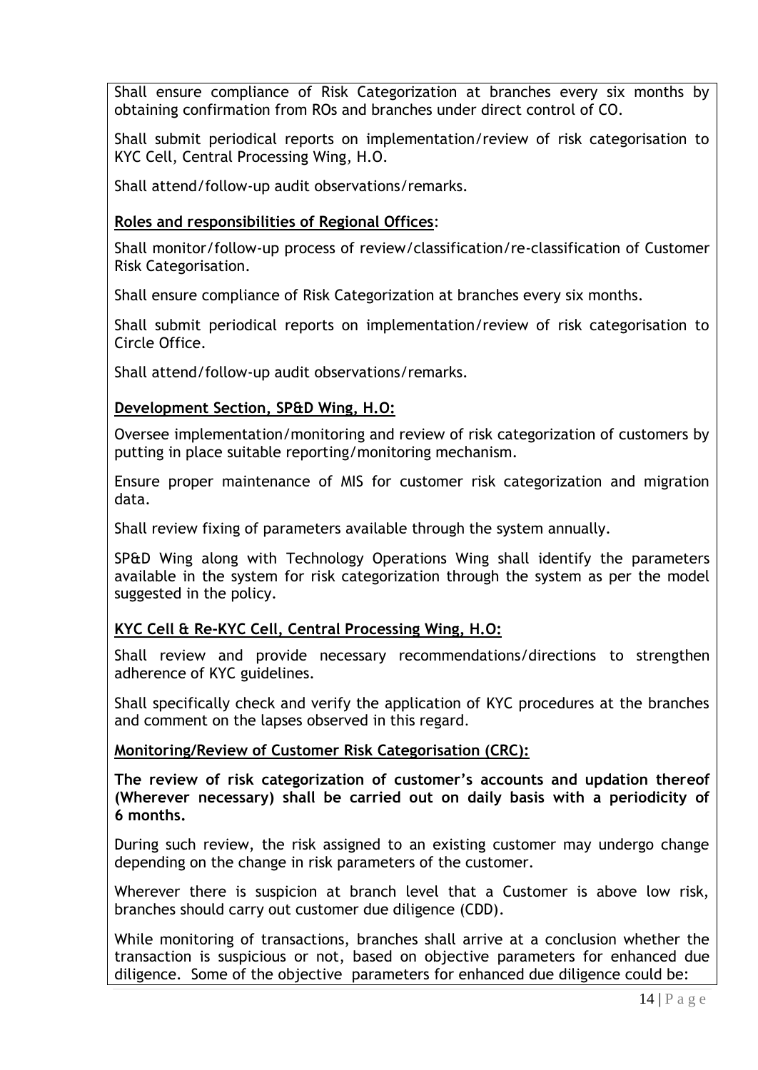Shall ensure compliance of Risk Categorization at branches every six months by obtaining confirmation from ROs and branches under direct control of CO.

Shall submit periodical reports on implementation/review of risk categorisation to KYC Cell, Central Processing Wing, H.O.

Shall attend/follow-up audit observations/remarks.

**Roles and responsibilities of Regional Offices**:

Shall monitor/follow-up process of review/classification/re-classification of Customer Risk Categorisation.

Shall ensure compliance of Risk Categorization at branches every six months.

Shall submit periodical reports on implementation/review of risk categorisation to Circle Office.

Shall attend/follow-up audit observations/remarks.

**Development Section, SP&D Wing, H.O:**

Oversee implementation/monitoring and review of risk categorization of customers by putting in place suitable reporting/monitoring mechanism.

Ensure proper maintenance of MIS for customer risk categorization and migration data.

Shall review fixing of parameters available through the system annually.

SP&D Wing along with Technology Operations Wing shall identify the parameters available in the system for risk categorization through the system as per the model suggested in the policy.

**KYC Cell & Re-KYC Cell, Central Processing Wing, H.O:**

Shall review and provide necessary recommendations/directions to strengthen adherence of KYC guidelines.

Shall specifically check and verify the application of KYC procedures at the branches and comment on the lapses observed in this regard.

**Monitoring/Review of Customer Risk Categorisation (CRC):**

**The review of risk categorization of customer's accounts and updation thereof (Wherever necessary) shall be carried out on daily basis with a periodicity of 6 months.**

During such review, the risk assigned to an existing customer may undergo change depending on the change in risk parameters of the customer.

Wherever there is suspicion at branch level that a Customer is above low risk, branches should carry out customer due diligence (CDD).

While monitoring of transactions, branches shall arrive at a conclusion whether the transaction is suspicious or not, based on objective parameters for enhanced due diligence. Some of the objective parameters for enhanced due diligence could be: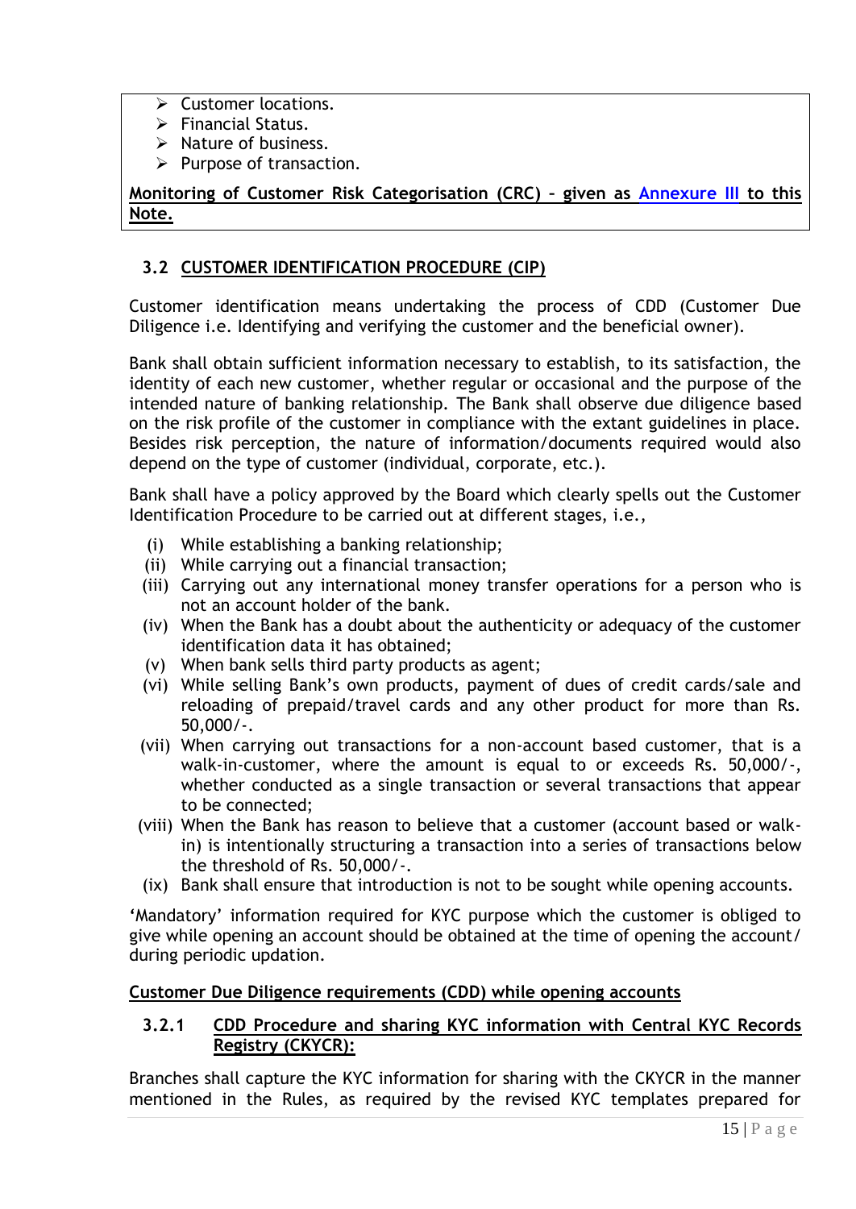- Customer locations.
- Financial Status.
- Nature of business.
- Purpose of transaction.

**Monitoring of Customer Risk Categorisation (CRC) – given as Annexure III to this Note.**

### 3.2 CUSTOMER IDENTIFICATION PROCEDURE (CIP)

Customer identification means undertaking the process of CDD (Customer Due Diligence i.e. Identifying and verifying the customer and the beneficial owner).

Bank shall obtain sufficient information necessary to establish, to its satisfaction, the identity of each new customer, whether regular or occasional and the purpose of the intended nature of banking relationship. The Bank shall observe due diligence based on the risk profile of the customer in compliance with the extant guidelines in place. Besides risk perception, the nature of information/documents required would also depend on the type of customer (individual, corporate, etc.).

Bank shall have a policy approved by the Board which clearly spells out the Customer Identification Procedure to be carried out at different stages, i.e.,

- (i) While establishing a banking relationship;
- (ii) While carrying out a financial transaction;
- (iii) Carrying out any international money transfer operations for a person who is not an account holder of the bank.
- (iv) When the Bank has a doubt about the authenticity or adequacy of the customer identification data it has obtained;
- (v) When bank sells third party products as agent;
- (vi) While selling Bank's own products, payment of dues of credit cards/sale and reloading of prepaid/travel cards and any other product for more than Rs. 50,000/-.
- (vii) When carrying out transactions for a non-account based customer, that is a walk-in-customer, where the amount is equal to or exceeds Rs. 50,000/-, whether conducted as a single transaction or several transactions that appear to be connected;
- (viii) When the Bank has reason to believe that a customer (account based or walk-in) is intentionally structuring a transaction into a series of transactions below the threshold of Rs. 50,000/-.
- (ix) Bank shall ensure that introduction is not to be sought while opening accounts.

'Mandatory' information required for KYC purpose which the customer is obliged to give while opening an account should be obtained at the time of opening the account/ during periodic updation.

**Customer Due Diligence requirements (CDD) while opening accounts**

#### 3.2.1 CDD Procedure and sharing KYC information with Central KYC Records Registry (CKYCR):

Branches shall capture the KYC information for sharing with the CKYCR in the manner mentioned in the Rules, as required by the revised KYC templates prepared for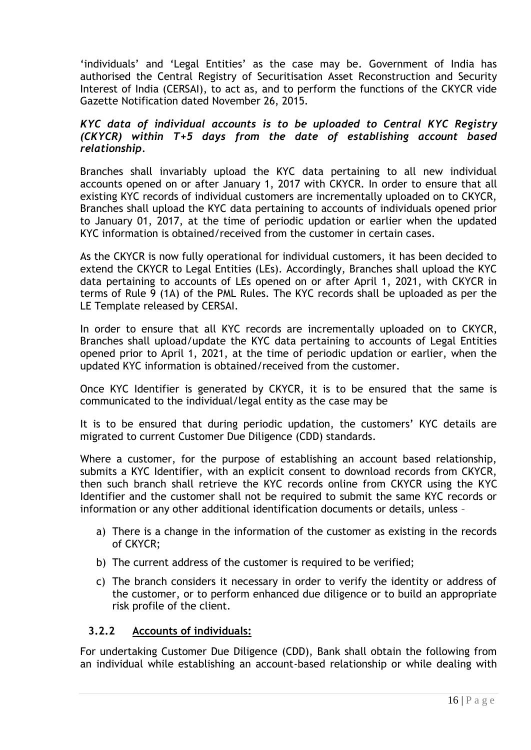'individuals' and 'Legal Entities' as the case may be. Government of India has authorised the Central Registry of Securitisation Asset Reconstruction and Security Interest of India (CERSAI), to act as, and to perform the functions of the CKYCR vide Gazette Notification dated November 26, 2015.

***KYC data of individual accounts is to be uploaded to Central KYC Registry (CKYCR) within T+5 days from the date of establishing account based relationship.***

Branches shall invariably upload the KYC data pertaining to all new individual accounts opened on or after January 1, 2017 with CKYCR. In order to ensure that all existing KYC records of individual customers are incrementally uploaded on to CKYCR, Branches shall upload the KYC data pertaining to accounts of individuals opened prior to January 01, 2017, at the time of periodic updation or earlier when the updated KYC information is obtained/received from the customer in certain cases.

As the CKYCR is now fully operational for individual customers, it has been decided to extend the CKYCR to Legal Entities (LEs). Accordingly, Branches shall upload the KYC data pertaining to accounts of LEs opened on or after April 1, 2021, with CKYCR in terms of Rule 9 (1A) of the PML Rules. The KYC records shall be uploaded as per the LE Template released by CERSAI.

In order to ensure that all KYC records are incrementally uploaded on to CKYCR, Branches shall upload/update the KYC data pertaining to accounts of Legal Entities opened prior to April 1, 2021, at the time of periodic updation or earlier, when the updated KYC information is obtained/received from the customer.

Once KYC Identifier is generated by CKYCR, it is to be ensured that the same is communicated to the individual/legal entity as the case may be

It is to be ensured that during periodic updation, the customers' KYC details are migrated to current Customer Due Diligence (CDD) standards.

Where a customer, for the purpose of establishing an account based relationship, submits a KYC Identifier, with an explicit consent to download records from CKYCR, then such branch shall retrieve the KYC records online from CKYCR using the KYC Identifier and the customer shall not be required to submit the same KYC records or information or any other additional identification documents or details, unless –

a) There is a change in the information of the customer as existing in the records of CKYCR;
b) The current address of the customer is required to be verified;
c) The branch considers it necessary in order to verify the identity or address of the customer, or to perform enhanced due diligence or to build an appropriate risk profile of the client.

### 3.2.2 Accounts of individuals:

For undertaking Customer Due Diligence (CDD), Bank shall obtain the following from an individual while establishing an account-based relationship or while dealing with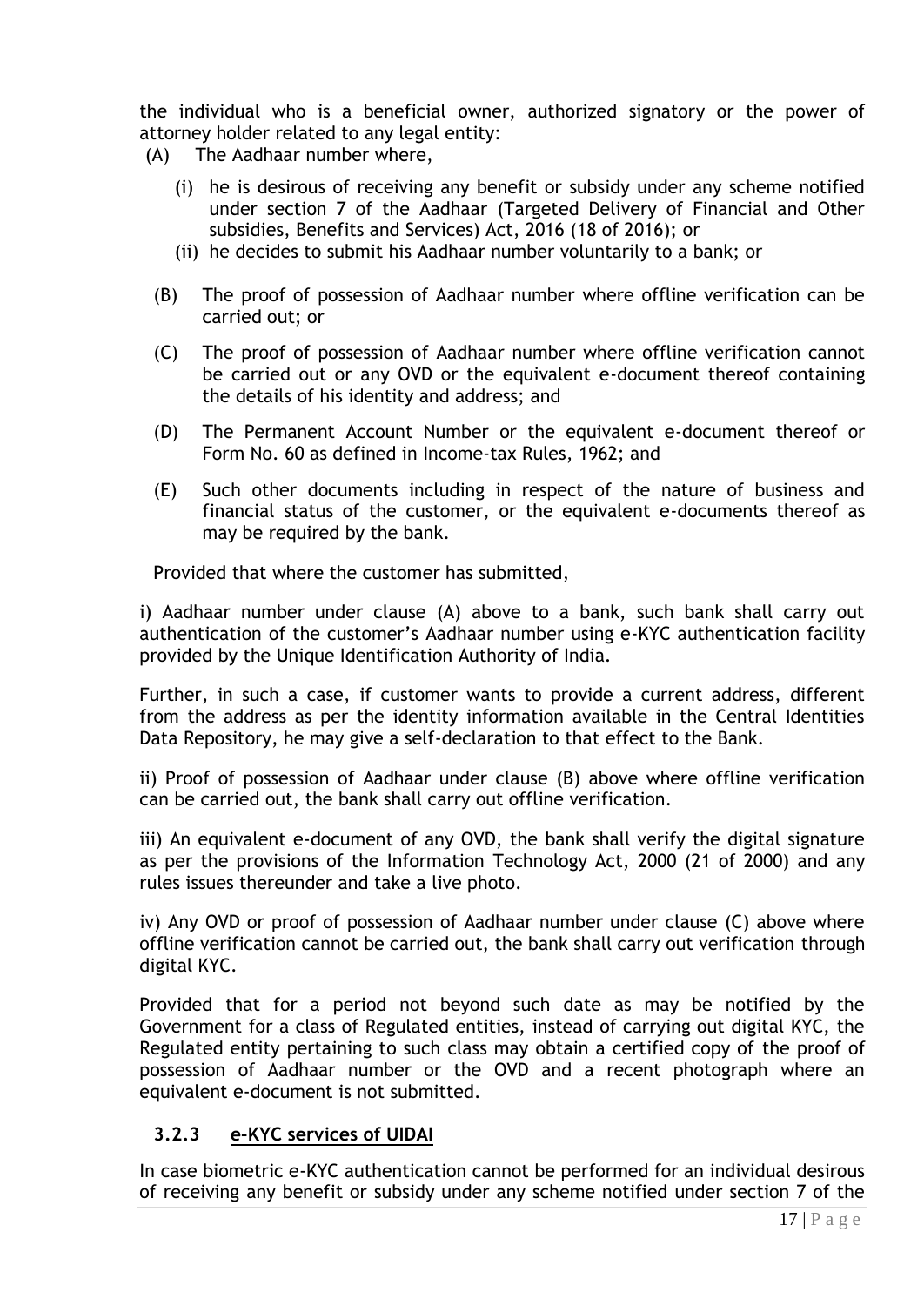the individual who is a beneficial owner, authorized signatory or the power of attorney holder related to any legal entity:

(A) The Aadhaar number where,

  (i) he is desirous of receiving any benefit or subsidy under any scheme notified under section 7 of the Aadhaar (Targeted Delivery of Financial and Other subsidies, Benefits and Services) Act, 2016 (18 of 2016); or

  (ii) he decides to submit his Aadhaar number voluntarily to a bank; or

(B) The proof of possession of Aadhaar number where offline verification can be carried out; or

(C) The proof of possession of Aadhaar number where offline verification cannot be carried out or any OVD or the equivalent e-document thereof containing the details of his identity and address; and

(D) The Permanent Account Number or the equivalent e-document thereof or Form No. 60 as defined in Income-tax Rules, 1962; and

(E) Such other documents including in respect of the nature of business and financial status of the customer, or the equivalent e-documents thereof as may be required by the bank.

Provided that where the customer has submitted,

i) Aadhaar number under clause (A) above to a bank, such bank shall carry out authentication of the customer's Aadhaar number using e-KYC authentication facility provided by the Unique Identification Authority of India.

Further, in such a case, if customer wants to provide a current address, different from the address as per the identity information available in the Central Identities Data Repository, he may give a self-declaration to that effect to the Bank.

ii) Proof of possession of Aadhaar under clause (B) above where offline verification can be carried out, the bank shall carry out offline verification.

iii) An equivalent e-document of any OVD, the bank shall verify the digital signature as per the provisions of the Information Technology Act, 2000 (21 of 2000) and any rules issues thereunder and take a live photo.

iv) Any OVD or proof of possession of Aadhaar number under clause (C) above where offline verification cannot be carried out, the bank shall carry out verification through digital KYC.

Provided that for a period not beyond such date as may be notified by the Government for a class of Regulated entities, instead of carrying out digital KYC, the Regulated entity pertaining to such class may obtain a certified copy of the proof of possession of Aadhaar number or the OVD and a recent photograph where an equivalent e-document is not submitted.

### 3.2.3 *e-KYC services of UIDAI*

In case biometric e-KYC authentication cannot be performed for an individual desirous of receiving any benefit or subsidy under any scheme notified under section 7 of the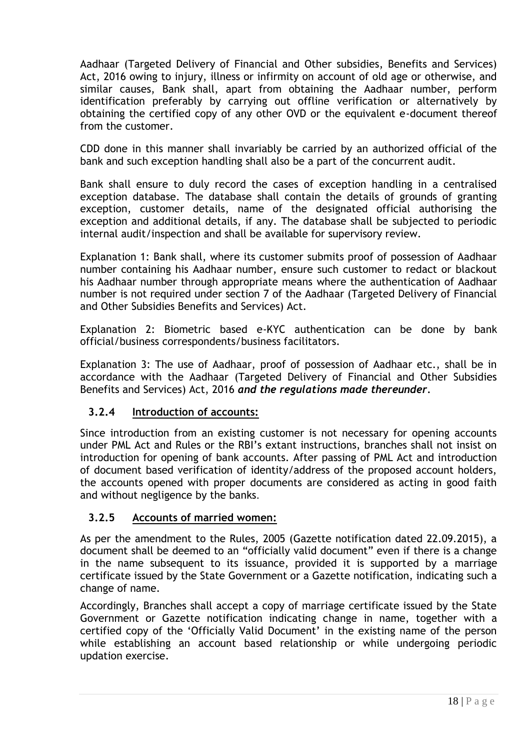Aadhaar (Targeted Delivery of Financial and Other subsidies, Benefits and Services) Act, 2016 owing to injury, illness or infirmity on account of old age or otherwise, and similar causes, Bank shall, apart from obtaining the Aadhaar number, perform identification preferably by carrying out offline verification or alternatively by obtaining the certified copy of any other OVD or the equivalent e-document thereof from the customer.

CDD done in this manner shall invariably be carried by an authorized official of the bank and such exception handling shall also be a part of the concurrent audit.

Bank shall ensure to duly record the cases of exception handling in a centralised exception database. The database shall contain the details of grounds of granting exception, customer details, name of the designated official authorising the exception and additional details, if any. The database shall be subjected to periodic internal audit/inspection and shall be available for supervisory review.

Explanation 1: Bank shall, where its customer submits proof of possession of Aadhaar number containing his Aadhaar number, ensure such customer to redact or blackout his Aadhaar number through appropriate means where the authentication of Aadhaar number is not required under section 7 of the Aadhaar (Targeted Delivery of Financial and Other Subsidies Benefits and Services) Act.

Explanation 2: Biometric based e-KYC authentication can be done by bank official/business correspondents/business facilitators.

Explanation 3: The use of Aadhaar, proof of possession of Aadhaar etc., shall be in accordance with the Aadhaar (Targeted Delivery of Financial and Other Subsidies Benefits and Services) Act, 2016 ***and the regulations made thereunder***.

### 3.2.4 Introduction of accounts:

Since introduction from an existing customer is not necessary for opening accounts under PML Act and Rules or the RBI's extant instructions, branches shall not insist on introduction for opening of bank accounts. After passing of PML Act and introduction of document based verification of identity/address of the proposed account holders, the accounts opened with proper documents are considered as acting in good faith and without negligence by the banks.

### 3.2.5 Accounts of married women:

As per the amendment to the Rules, 2005 (Gazette notification dated 22.09.2015), a document shall be deemed to an "officially valid document" even if there is a change in the name subsequent to its issuance, provided it is supported by a marriage certificate issued by the State Government or a Gazette notification, indicating such a change of name.

Accordingly, Branches shall accept a copy of marriage certificate issued by the State Government or Gazette notification indicating change in name, together with a certified copy of the 'Officially Valid Document' in the existing name of the person while establishing an account based relationship or while undergoing periodic updation exercise.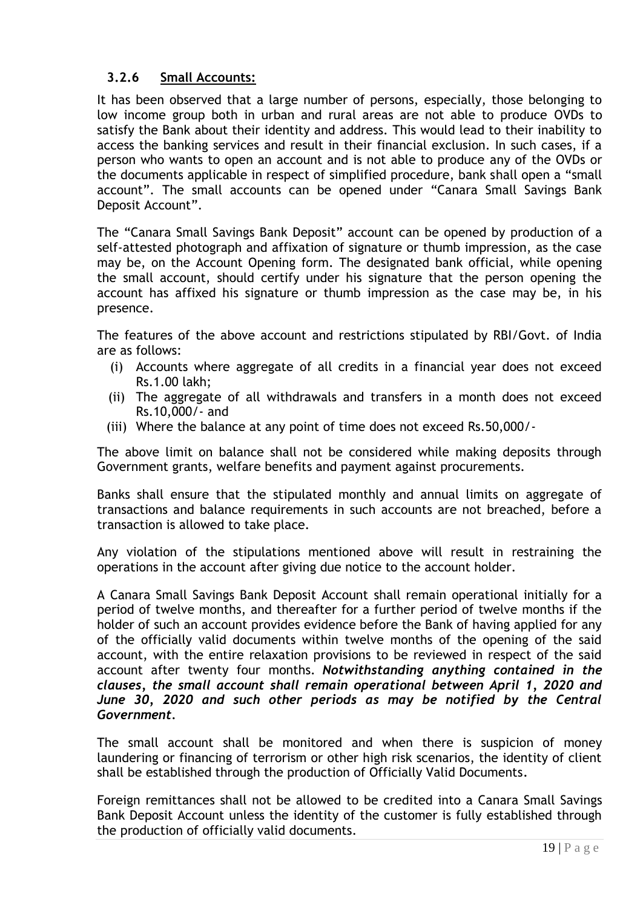### 3.2.6 Small Accounts:

It has been observed that a large number of persons, especially, those belonging to low income group both in urban and rural areas are not able to produce OVDs to satisfy the Bank about their identity and address. This would lead to their inability to access the banking services and result in their financial exclusion. In such cases, if a person who wants to open an account and is not able to produce any of the OVDs or the documents applicable in respect of simplified procedure, bank shall open a "small account". The small accounts can be opened under "Canara Small Savings Bank Deposit Account".

The "Canara Small Savings Bank Deposit" account can be opened by production of a self-attested photograph and affixation of signature or thumb impression, as the case may be, on the Account Opening form. The designated bank official, while opening the small account, should certify under his signature that the person opening the account has affixed his signature or thumb impression as the case may be, in his presence.

The features of the above account and restrictions stipulated by RBI/Govt. of India are as follows:

(i) Accounts where aggregate of all credits in a financial year does not exceed Rs.1.00 lakh;
(ii) The aggregate of all withdrawals and transfers in a month does not exceed Rs.10,000/- and
(iii) Where the balance at any point of time does not exceed Rs.50,000/-

The above limit on balance shall not be considered while making deposits through Government grants, welfare benefits and payment against procurements.

Banks shall ensure that the stipulated monthly and annual limits on aggregate of transactions and balance requirements in such accounts are not breached, before a transaction is allowed to take place.

Any violation of the stipulations mentioned above will result in restraining the operations in the account after giving due notice to the account holder.

A Canara Small Savings Bank Deposit Account shall remain operational initially for a period of twelve months, and thereafter for a further period of twelve months if the holder of such an account provides evidence before the Bank of having applied for any of the officially valid documents within twelve months of the opening of the said account, with the entire relaxation provisions to be reviewed in respect of the said account after twenty four months. ***Notwithstanding anything contained in the clauses, the small account shall remain operational between April 1, 2020 and June 30, 2020 and such other periods as may be notified by the Central Government.***

The small account shall be monitored and when there is suspicion of money laundering or financing of terrorism or other high risk scenarios, the identity of client shall be established through the production of Officially Valid Documents.

Foreign remittances shall not be allowed to be credited into a Canara Small Savings Bank Deposit Account unless the identity of the customer is fully established through the production of officially valid documents.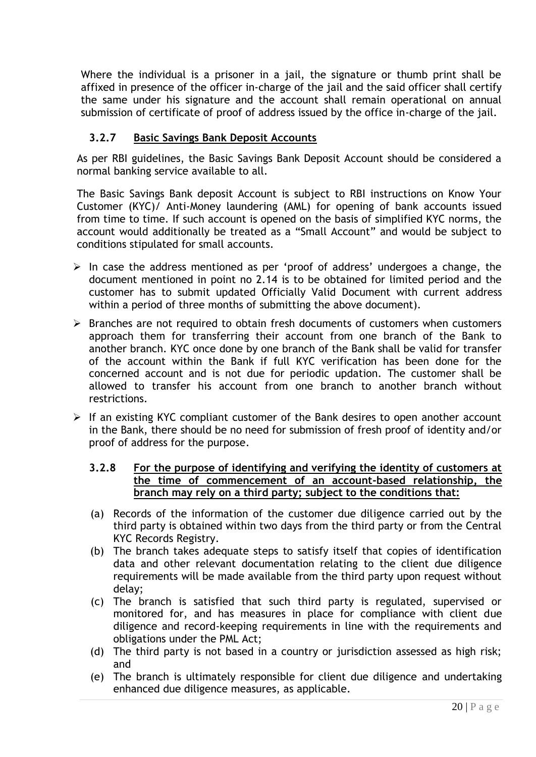Where the individual is a prisoner in a jail, the signature or thumb print shall be affixed in presence of the officer in-charge of the jail and the said officer shall certify the same under his signature and the account shall remain operational on annual submission of certificate of proof of address issued by the office in-charge of the jail.

### 3.2.7 Basic Savings Bank Deposit Accounts

As per RBI guidelines, the Basic Savings Bank Deposit Account should be considered a normal banking service available to all.

The Basic Savings Bank deposit Account is subject to RBI instructions on Know Your Customer (KYC)/ Anti-Money laundering (AML) for opening of bank accounts issued from time to time. If such account is opened on the basis of simplified KYC norms, the account would additionally be treated as a "Small Account" and would be subject to conditions stipulated for small accounts.

- In case the address mentioned as per 'proof of address' undergoes a change, the document mentioned in point no 2.14 is to be obtained for limited period and the customer has to submit updated Officially Valid Document with current address within a period of three months of submitting the above document).
- Branches are not required to obtain fresh documents of customers when customers approach them for transferring their account from one branch of the Bank to another branch. KYC once done by one branch of the Bank shall be valid for transfer of the account within the Bank if full KYC verification has been done for the concerned account and is not due for periodic updation. The customer shall be allowed to transfer his account from one branch to another branch without restrictions.
- If an existing KYC compliant customer of the Bank desires to open another account in the Bank, there should be no need for submission of fresh proof of identity and/or proof of address for the purpose.

### 3.2.8 For the purpose of identifying and verifying the identity of customers at the time of commencement of an account-based relationship, the branch may rely on a third party; subject to the conditions that:

(a) Records of the information of the customer due diligence carried out by the third party is obtained within two days from the third party or from the Central KYC Records Registry.

(b) The branch takes adequate steps to satisfy itself that copies of identification data and other relevant documentation relating to the client due diligence requirements will be made available from the third party upon request without delay;

(c) The branch is satisfied that such third party is regulated, supervised or monitored for, and has measures in place for compliance with client due diligence and record-keeping requirements in line with the requirements and obligations under the PML Act;

(d) The third party is not based in a country or jurisdiction assessed as high risk; and

(e) The branch is ultimately responsible for client due diligence and undertaking enhanced due diligence measures, as applicable.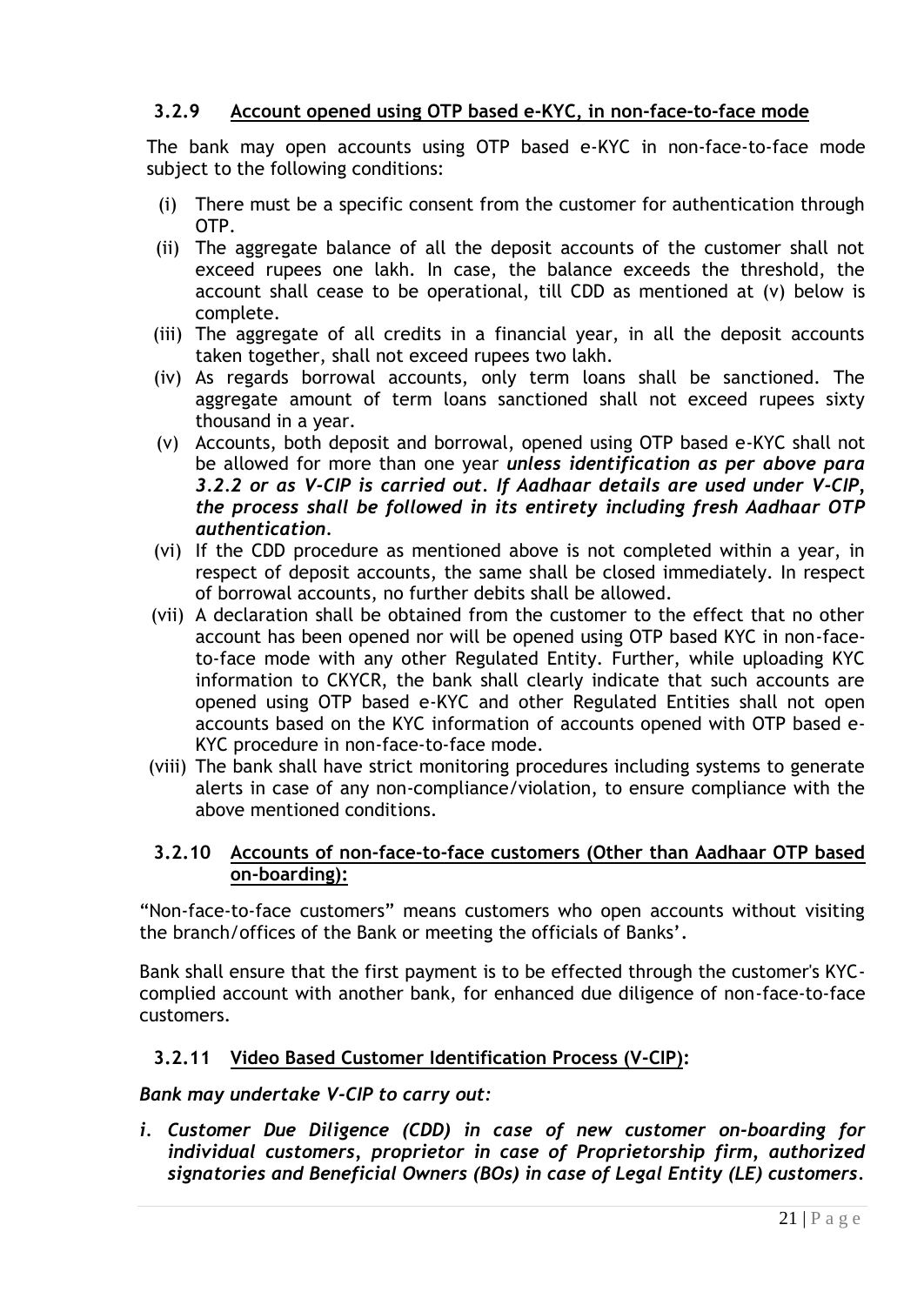### 3.2.9 <u>Account opened using OTP based e-KYC, in non-face-to-face mode</u>

The bank may open accounts using OTP based e-KYC in non-face-to-face mode subject to the following conditions:

(i) There must be a specific consent from the customer for authentication through OTP.

(ii) The aggregate balance of all the deposit accounts of the customer shall not exceed rupees one lakh. In case, the balance exceeds the threshold, the account shall cease to be operational, till CDD as mentioned at (v) below is complete.

(iii) The aggregate of all credits in a financial year, in all the deposit accounts taken together, shall not exceed rupees two lakh.

(iv) As regards borrowal accounts, only term loans shall be sanctioned. The aggregate amount of term loans sanctioned shall not exceed rupees sixty thousand in a year.

(v) Accounts, both deposit and borrowal, opened using OTP based e-KYC shall not be allowed for more than one year ***unless identification as per above para 3.2.2 or as V-CIP is carried out. If Aadhaar details are used under V-CIP, the process shall be followed in its entirety including fresh Aadhaar OTP authentication.***

(vi) If the CDD procedure as mentioned above is not completed within a year, in respect of deposit accounts, the same shall be closed immediately. In respect of borrowal accounts, no further debits shall be allowed.

(vii) A declaration shall be obtained from the customer to the effect that no other account has been opened nor will be opened using OTP based KYC in non-face-to-face mode with any other Regulated Entity. Further, while uploading KYC information to CKYCR, the bank shall clearly indicate that such accounts are opened using OTP based e-KYC and other Regulated Entities shall not open accounts based on the KYC information of accounts opened with OTP based e-KYC procedure in non-face-to-face mode.

(viii) The bank shall have strict monitoring procedures including systems to generate alerts in case of any non-compliance/violation, to ensure compliance with the above mentioned conditions.

### 3.2.10 <u>Accounts of non-face-to-face customers (Other than Aadhaar OTP based on-boarding):</u>

"Non-face-to-face customers" means customers who open accounts without visiting the branch/offices of the Bank or meeting the officials of Banks'.

Bank shall ensure that the first payment is to be effected through the customer's KYC-complied account with another bank, for enhanced due diligence of non-face-to-face customers.

### 3.2.11 <u>Video Based Customer Identification Process (V-CIP)</u>:

***Bank may undertake V-CIP to carry out:***

*i. **Customer Due Diligence (CDD) in case of new customer on-boarding for individual customers, proprietor in case of Proprietorship firm, authorized signatories and Beneficial Owners (BOs) in case of Legal Entity (LE) customers.***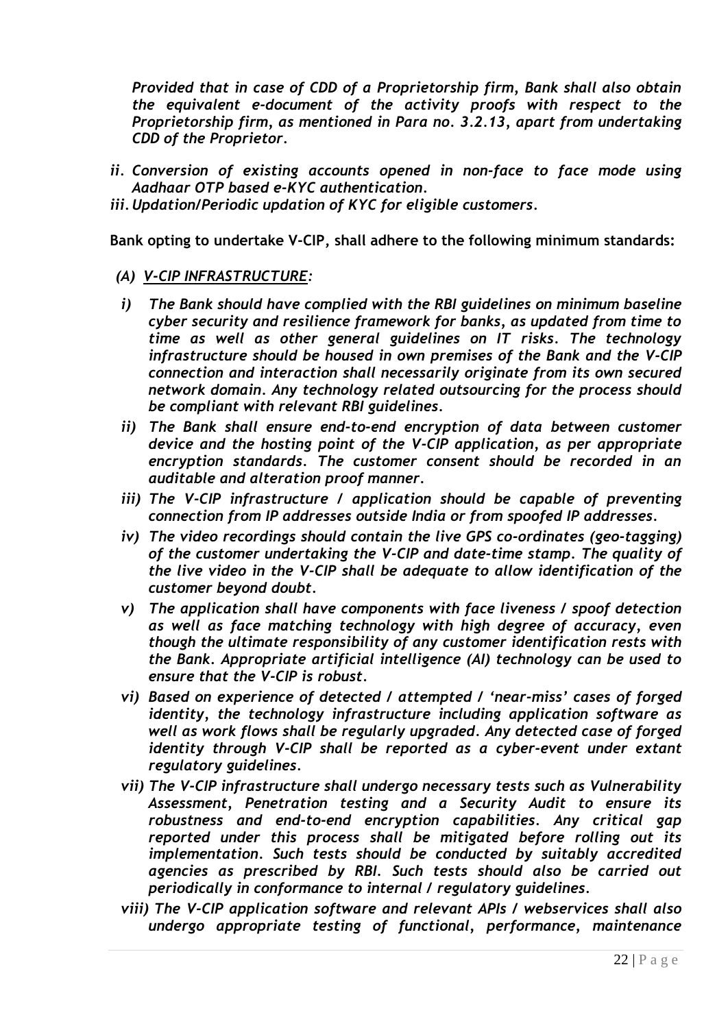*Provided that in case of CDD of a Proprietorship firm, Bank shall also obtain the equivalent e-document of the activity proofs with respect to the Proprietorship firm, as mentioned in Para no. 3.2.13, apart from undertaking CDD of the Proprietor.*

*ii. Conversion of existing accounts opened in non-face to face mode using Aadhaar OTP based e-KYC authentication.*

*iii. Updation/Periodic updation of KYC for eligible customers.*

**Bank opting to undertake V-CIP, shall adhere to the following minimum standards:**

***(A) <u>V-CIP INFRASTRUCTURE</u>:***

*i) The Bank should have complied with the RBI guidelines on minimum baseline cyber security and resilience framework for banks, as updated from time to time as well as other general guidelines on IT risks. The technology infrastructure should be housed in own premises of the Bank and the V-CIP connection and interaction shall necessarily originate from its own secured network domain. Any technology related outsourcing for the process should be compliant with relevant RBI guidelines.*

*ii) The Bank shall ensure end-to-end encryption of data between customer device and the hosting point of the V-CIP application, as per appropriate encryption standards. The customer consent should be recorded in an auditable and alteration proof manner.*

*iii) The V-CIP infrastructure / application should be capable of preventing connection from IP addresses outside India or from spoofed IP addresses.*

*iv) The video recordings should contain the live GPS co-ordinates (geo-tagging) of the customer undertaking the V-CIP and date-time stamp. The quality of the live video in the V-CIP shall be adequate to allow identification of the customer beyond doubt.*

*v) The application shall have components with face liveness / spoof detection as well as face matching technology with high degree of accuracy, even though the ultimate responsibility of any customer identification rests with the Bank. Appropriate artificial intelligence (AI) technology can be used to ensure that the V-CIP is robust.*

*vi) Based on experience of detected / attempted / 'near-miss' cases of forged identity, the technology infrastructure including application software as well as work flows shall be regularly upgraded. Any detected case of forged identity through V-CIP shall be reported as a cyber-event under extant regulatory guidelines.*

*vii) The V-CIP infrastructure shall undergo necessary tests such as Vulnerability Assessment, Penetration testing and a Security Audit to ensure its robustness and end-to-end encryption capabilities. Any critical gap reported under this process shall be mitigated before rolling out its implementation. Such tests should be conducted by suitably accredited agencies as prescribed by RBI. Such tests should also be carried out periodically in conformance to internal / regulatory guidelines.*

*viii) The V-CIP application software and relevant APIs / webservices shall also undergo appropriate testing of functional, performance, maintenance*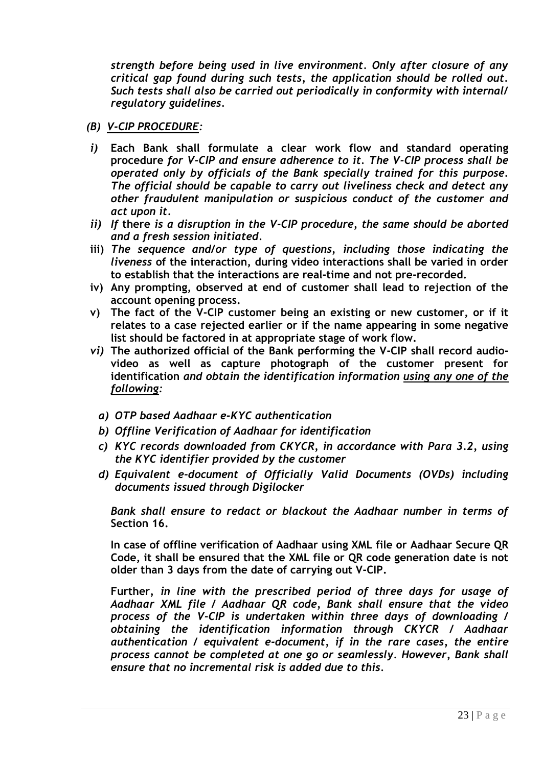*strength before being used in live environment. Only after closure of any critical gap found during such tests, the application should be rolled out. Such tests shall also be carried out periodically in conformity with internal/ regulatory guidelines.*

*(B) <u>V-CIP PROCEDURE</u>:*

*i)* **Each Bank shall formulate a clear work flow and standard operating procedure** ***for V-CIP and ensure adherence to it. The V-CIP process shall be operated only by officials of the Bank specially trained for this purpose. The official should be capable to carry out liveliness check and detect any other fraudulent manipulation or suspicious conduct of the customer and act upon it.***

*ii)* ***If*** **there** ***is a disruption in the V-CIP procedure, the same should be aborted and a fresh session initiated.***

**iii)** ***The sequence and/or type of questions, including those indicating the liveness*** **of the interaction, during video interactions shall be varied in order to establish that the interactions are real-time and not pre-recorded.**

**iv) Any prompting, observed at end of customer shall lead to rejection of the account opening process.**

**v) The fact of the V-CIP customer being an existing or new customer, or if it relates to a case rejected earlier or if the name appearing in some negative list should be factored in at appropriate stage of work flow.**

*vi)* **The authorized official of the Bank performing the V-CIP shall record audio-video as well as capture photograph of the customer present for identification** ***and obtain the identification information <u>using any one of the following</u>:***

*a) OTP based Aadhaar e-KYC authentication*

*b) Offline Verification of Aadhaar for identification*

*c) KYC records downloaded from CKYCR, in accordance with Para 3.2, using the KYC identifier provided by the customer*

*d) Equivalent e-document of Officially Valid Documents (OVDs) including documents issued through Digilocker*

***Bank shall ensure to redact or blackout the Aadhaar number in terms of*** **Section 16.**

**In case of offline verification of Aadhaar using XML file or Aadhaar Secure QR Code, it shall be ensured that the XML file or QR code generation date is not older than 3 days from the date of carrying out V-CIP.**

**Further,** ***in line with the prescribed period of three days for usage of Aadhaar XML file / Aadhaar QR code, Bank shall ensure that the video process of the V-CIP is undertaken within three days of downloading / obtaining the identification information through CKYCR / Aadhaar authentication / equivalent e-document, if in the rare cases, the entire process cannot be completed at one go or seamlessly. However, Bank shall ensure that no incremental risk is added due to this.***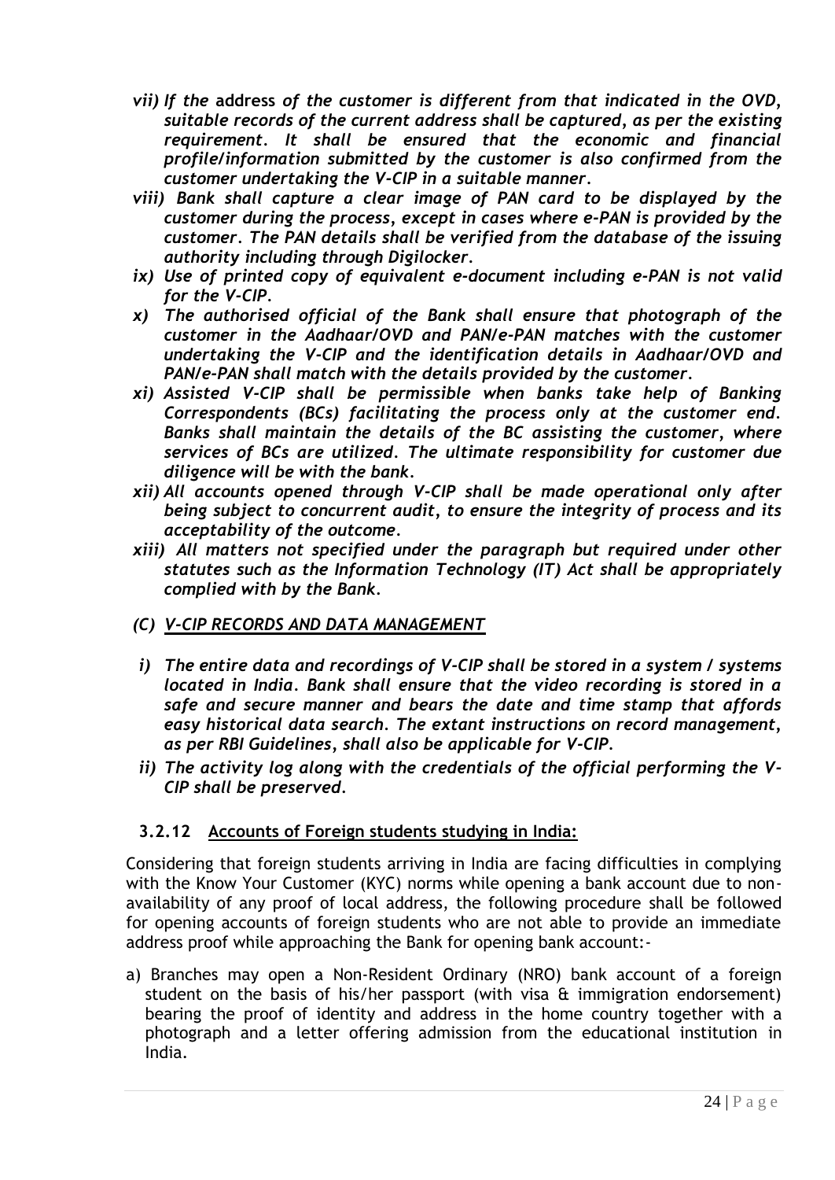*vii) If the* **address** *of the customer is different from that indicated in the OVD, suitable records of the current address shall be captured, as per the existing requirement. It shall be ensured that the economic and financial profile/information submitted by the customer is also confirmed from the customer undertaking the V-CIP in a suitable manner.*

*viii) Bank shall capture a clear image of PAN card to be displayed by the customer during the process, except in cases where e-PAN is provided by the customer. The PAN details shall be verified from the database of the issuing authority including through Digilocker.*

*ix) Use of printed copy of equivalent e-document including e-PAN is not valid for the V-CIP.*

*x) The authorised official of the Bank shall ensure that photograph of the customer in the Aadhaar/OVD and PAN/e-PAN matches with the customer undertaking the V-CIP and the identification details in Aadhaar/OVD and PAN/e-PAN shall match with the details provided by the customer.*

*xi) Assisted V-CIP shall be permissible when banks take help of Banking Correspondents (BCs) facilitating the process only at the customer end. Banks shall maintain the details of the BC assisting the customer, where services of BCs are utilized. The ultimate responsibility for customer due diligence will be with the bank.*

*xii) All accounts opened through V-CIP shall be made operational only after being subject to concurrent audit, to ensure the integrity of process and its acceptability of the outcome.*

*xiii) All matters not specified under the paragraph but required under other statutes such as the Information Technology (IT) Act shall be appropriately complied with by the Bank.*

*(C) <u>V-CIP RECORDS AND DATA MANAGEMENT</u>*

*i) The entire data and recordings of V-CIP shall be stored in a system / systems located in India. Bank shall ensure that the video recording is stored in a safe and secure manner and bears the date and time stamp that affords easy historical data search. The extant instructions on record management, as per RBI Guidelines, shall also be applicable for V-CIP.*

*ii) The activity log along with the credentials of the official performing the V-CIP shall be preserved.*

### 3.2.12 Accounts of Foreign students studying in India:

Considering that foreign students arriving in India are facing difficulties in complying with the Know Your Customer (KYC) norms while opening a bank account due to non-availability of any proof of local address, the following procedure shall be followed for opening accounts of foreign students who are not able to provide an immediate address proof while approaching the Bank for opening bank account:-

a) Branches may open a Non-Resident Ordinary (NRO) bank account of a foreign student on the basis of his/her passport (with visa & immigration endorsement) bearing the proof of identity and address in the home country together with a photograph and a letter offering admission from the educational institution in India.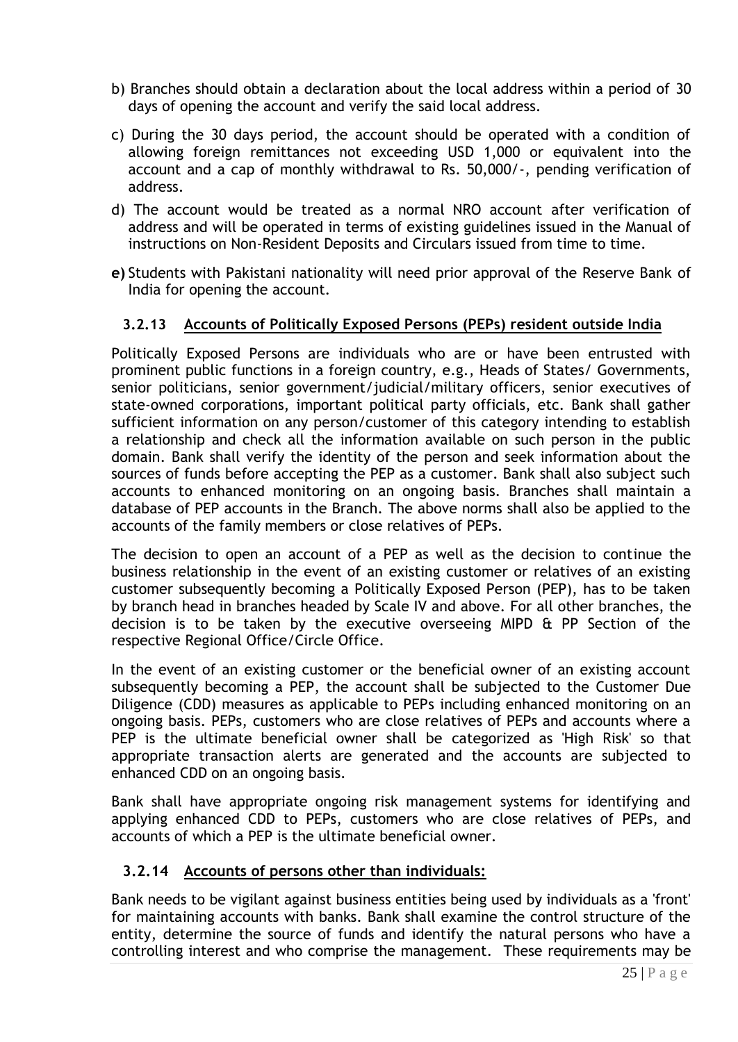b) Branches should obtain a declaration about the local address within a period of 30 days of opening the account and verify the said local address.

c) During the 30 days period, the account should be operated with a condition of allowing foreign remittances not exceeding USD 1,000 or equivalent into the account and a cap of monthly withdrawal to Rs. 50,000/-, pending verification of address.

d) The account would be treated as a normal NRO account after verification of address and will be operated in terms of existing guidelines issued in the Manual of instructions on Non-Resident Deposits and Circulars issued from time to time.

**e)** Students with Pakistani nationality will need prior approval of the Reserve Bank of India for opening the account.

### 3.2.13 Accounts of Politically Exposed Persons (PEPs) resident outside India

Politically Exposed Persons are individuals who are or have been entrusted with prominent public functions in a foreign country, e.g., Heads of States/ Governments, senior politicians, senior government/judicial/military officers, senior executives of state-owned corporations, important political party officials, etc. Bank shall gather sufficient information on any person/customer of this category intending to establish a relationship and check all the information available on such person in the public domain. Bank shall verify the identity of the person and seek information about the sources of funds before accepting the PEP as a customer. Bank shall also subject such accounts to enhanced monitoring on an ongoing basis. Branches shall maintain a database of PEP accounts in the Branch. The above norms shall also be applied to the accounts of the family members or close relatives of PEPs.

The decision to open an account of a PEP as well as the decision to continue the business relationship in the event of an existing customer or relatives of an existing customer subsequently becoming a Politically Exposed Person (PEP), has to be taken by branch head in branches headed by Scale IV and above. For all other branches, the decision is to be taken by the executive overseeing MIPD & PP Section of the respective Regional Office/Circle Office.

In the event of an existing customer or the beneficial owner of an existing account subsequently becoming a PEP, the account shall be subjected to the Customer Due Diligence (CDD) measures as applicable to PEPs including enhanced monitoring on an ongoing basis. PEPs, customers who are close relatives of PEPs and accounts where a PEP is the ultimate beneficial owner shall be categorized as 'High Risk' so that appropriate transaction alerts are generated and the accounts are subjected to enhanced CDD on an ongoing basis.

Bank shall have appropriate ongoing risk management systems for identifying and applying enhanced CDD to PEPs, customers who are close relatives of PEPs, and accounts of which a PEP is the ultimate beneficial owner.

### 3.2.14 Accounts of persons other than individuals:

Bank needs to be vigilant against business entities being used by individuals as a 'front' for maintaining accounts with banks. Bank shall examine the control structure of the entity, determine the source of funds and identify the natural persons who have a controlling interest and who comprise the management. These requirements may be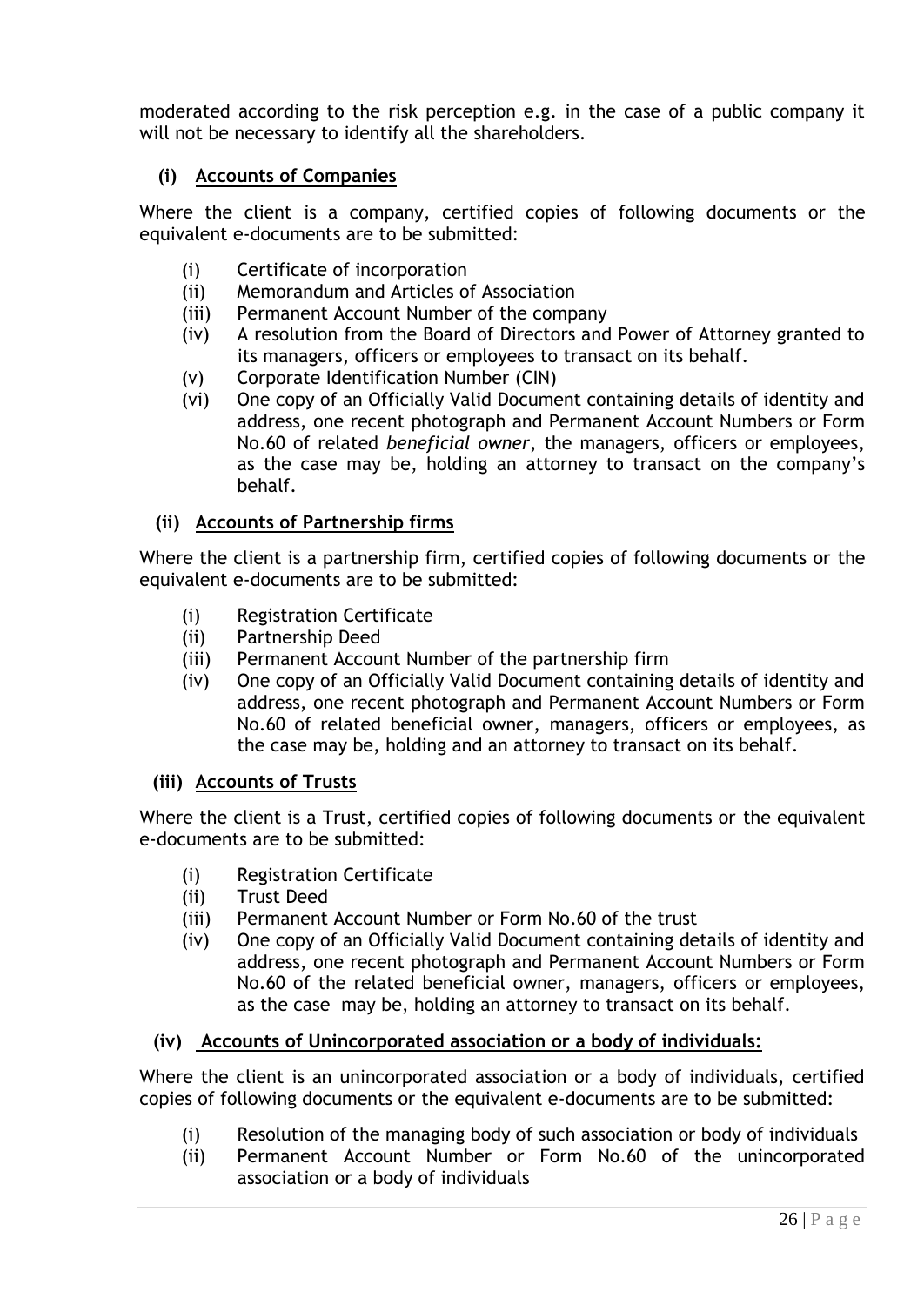moderated according to the risk perception e.g. in the case of a public company it will not be necessary to identify all the shareholders.

### (i) Accounts of Companies

Where the client is a company, certified copies of following documents or the equivalent e-documents are to be submitted:

(i) Certificate of incorporation
(ii) Memorandum and Articles of Association
(iii) Permanent Account Number of the company
(iv) A resolution from the Board of Directors and Power of Attorney granted to its managers, officers or employees to transact on its behalf.
(v) Corporate Identification Number (CIN)
(vi) One copy of an Officially Valid Document containing details of identity and address, one recent photograph and Permanent Account Numbers or Form No.60 of related *beneficial owner*, the managers, officers or employees, as the case may be, holding an attorney to transact on the company's behalf.

### (ii) Accounts of Partnership firms

Where the client is a partnership firm, certified copies of following documents or the equivalent e-documents are to be submitted:

(i) Registration Certificate
(ii) Partnership Deed
(iii) Permanent Account Number of the partnership firm
(iv) One copy of an Officially Valid Document containing details of identity and address, one recent photograph and Permanent Account Numbers or Form No.60 of related beneficial owner, managers, officers or employees, as the case may be, holding and an attorney to transact on its behalf.

### (iii) Accounts of Trusts

Where the client is a Trust, certified copies of following documents or the equivalent e-documents are to be submitted:

(i) Registration Certificate
(ii) Trust Deed
(iii) Permanent Account Number or Form No.60 of the trust
(iv) One copy of an Officially Valid Document containing details of identity and address, one recent photograph and Permanent Account Numbers or Form No.60 of the related beneficial owner, managers, officers or employees, as the case may be, holding an attorney to transact on its behalf.

### (iv) Accounts of Unincorporated association or a body of individuals:

Where the client is an unincorporated association or a body of individuals, certified copies of following documents or the equivalent e-documents are to be submitted:

(i) Resolution of the managing body of such association or body of individuals
(ii) Permanent Account Number or Form No.60 of the unincorporated association or a body of individuals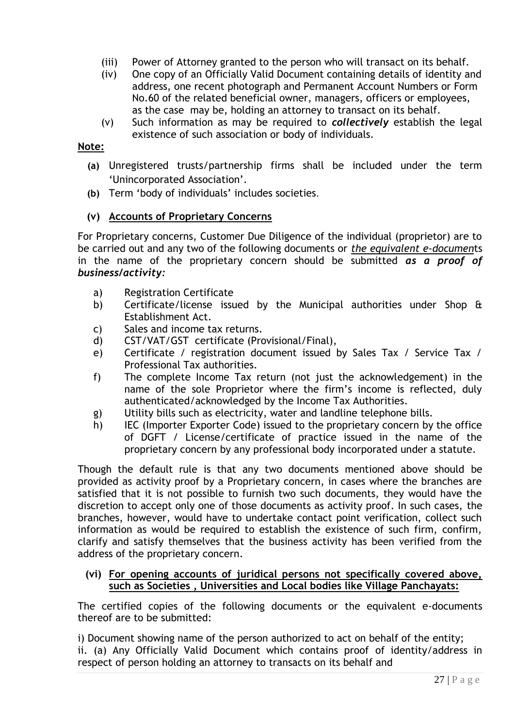(iii) Power of Attorney granted to the person who will transact on its behalf.

(iv) One copy of an Officially Valid Document containing details of identity and address, one recent photograph and Permanent Account Numbers or Form No.60 of the related beneficial owner, managers, officers or employees, as the case may be, holding an attorney to transact on its behalf.

(v) Such information as may be required to ***collectively*** establish the legal existence of such association or body of individuals.

**Note:**

- **(a)** Unregistered trusts/partnership firms shall be included under the term 'Unincorporated Association'.
- **(b)** Term 'body of individuals' includes societies.

### (v) Accounts of Proprietary Concerns

For Proprietary concerns, Customer Due Diligence of the individual (proprietor) are to be carried out and any two of the following documents or *the equivalent e-documen*ts in the name of the proprietary concern should be submitted ***as a proof of business/activity:***

a) Registration Certificate

b) Certificate/license issued by the Municipal authorities under Shop & Establishment Act.

c) Sales and income tax returns.

d) CST/VAT/GST certificate (Provisional/Final),

e) Certificate / registration document issued by Sales Tax / Service Tax / Professional Tax authorities.

f) The complete Income Tax return (not just the acknowledgement) in the name of the sole Proprietor where the firm's income is reflected, duly authenticated/acknowledged by the Income Tax Authorities.

g) Utility bills such as electricity, water and landline telephone bills.

h) IEC (Importer Exporter Code) issued to the proprietary concern by the office of DGFT / License/certificate of practice issued in the name of the proprietary concern by any professional body incorporated under a statute.

Though the default rule is that any two documents mentioned above should be provided as activity proof by a Proprietary concern, in cases where the branches are satisfied that it is not possible to furnish two such documents, they would have the discretion to accept only one of those documents as activity proof. In such cases, the branches, however, would have to undertake contact point verification, collect such information as would be required to establish the existence of such firm, confirm, clarify and satisfy themselves that the business activity has been verified from the address of the proprietary concern.

### (vi) For opening accounts of juridical persons not specifically covered above, such as Societies , Universities and Local bodies like Village Panchayats:

The certified copies of the following documents or the equivalent e-documents thereof are to be submitted:

i) Document showing name of the person authorized to act on behalf of the entity;

ii. (a) Any Officially Valid Document which contains proof of identity/address in respect of person holding an attorney to transacts on its behalf and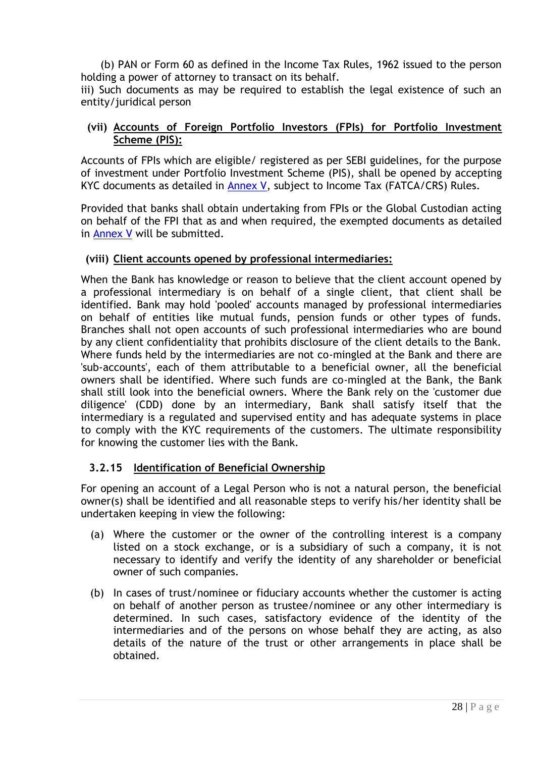(b) PAN or Form 60 as defined in the Income Tax Rules, 1962 issued to the person holding a power of attorney to transact on its behalf.

iii) Such documents as may be required to establish the legal existence of such an entity/juridical person

**(vii) Accounts of Foreign Portfolio Investors (FPIs) for Portfolio Investment Scheme (PIS):**

Accounts of FPIs which are eligible/ registered as per SEBI guidelines, for the purpose of investment under Portfolio Investment Scheme (PIS), shall be opened by accepting KYC documents as detailed in Annex V, subject to Income Tax (FATCA/CRS) Rules.

Provided that banks shall obtain undertaking from FPIs or the Global Custodian acting on behalf of the FPI that as and when required, the exempted documents as detailed in Annex V will be submitted.

**(viii) Client accounts opened by professional intermediaries:**

When the Bank has knowledge or reason to believe that the client account opened by a professional intermediary is on behalf of a single client, that client shall be identified. Bank may hold 'pooled' accounts managed by professional intermediaries on behalf of entities like mutual funds, pension funds or other types of funds. Branches shall not open accounts of such professional intermediaries who are bound by any client confidentiality that prohibits disclosure of the client details to the Bank. Where funds held by the intermediaries are not co-mingled at the Bank and there are 'sub-accounts', each of them attributable to a beneficial owner, all the beneficial owners shall be identified. Where such funds are co-mingled at the Bank, the Bank shall still look into the beneficial owners. Where the Bank rely on the 'customer due diligence' (CDD) done by an intermediary, Bank shall satisfy itself that the intermediary is a regulated and supervised entity and has adequate systems in place to comply with the KYC requirements of the customers. The ultimate responsibility for knowing the customer lies with the Bank.

### 3.2.15 Identification of Beneficial Ownership

For opening an account of a Legal Person who is not a natural person, the beneficial owner(s) shall be identified and all reasonable steps to verify his/her identity shall be undertaken keeping in view the following:

(a) Where the customer or the owner of the controlling interest is a company listed on a stock exchange, or is a subsidiary of such a company, it is not necessary to identify and verify the identity of any shareholder or beneficial owner of such companies.

(b) In cases of trust/nominee or fiduciary accounts whether the customer is acting on behalf of another person as trustee/nominee or any other intermediary is determined. In such cases, satisfactory evidence of the identity of the intermediaries and of the persons on whose behalf they are acting, as also details of the nature of the trust or other arrangements in place shall be obtained.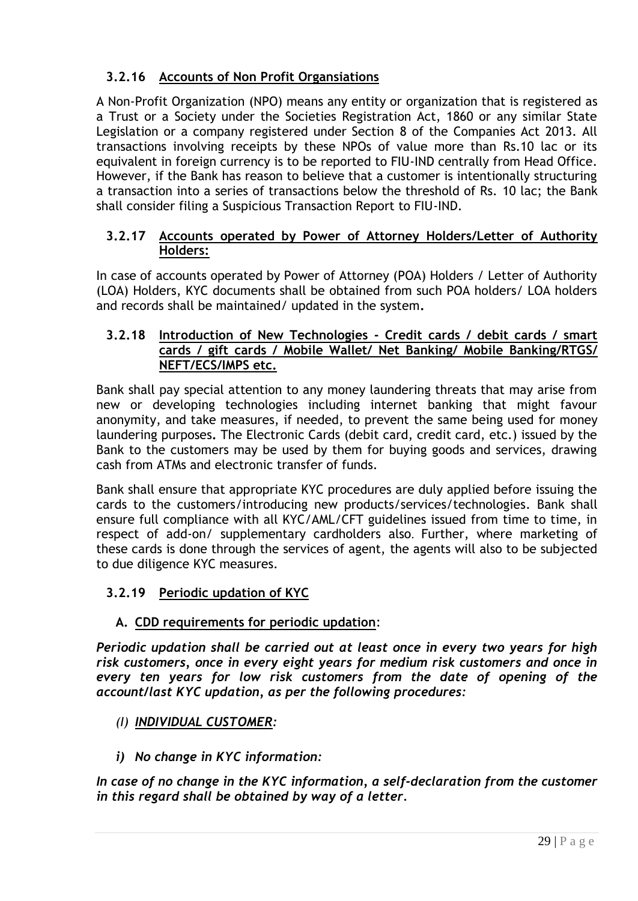### 3.2.16 Accounts of Non Profit Organsiations

A Non-Profit Organization (NPO) means any entity or organization that is registered as a Trust or a Society under the Societies Registration Act, 1860 or any similar State Legislation or a company registered under Section 8 of the Companies Act 2013. All transactions involving receipts by these NPOs of value more than Rs.10 lac or its equivalent in foreign currency is to be reported to FIU-IND centrally from Head Office. However, if the Bank has reason to believe that a customer is intentionally structuring a transaction into a series of transactions below the threshold of Rs. 10 lac; the Bank shall consider filing a Suspicious Transaction Report to FIU-IND.

### 3.2.17 Accounts operated by Power of Attorney Holders/Letter of Authority Holders:

In case of accounts operated by Power of Attorney (POA) Holders / Letter of Authority (LOA) Holders, KYC documents shall be obtained from such POA holders/ LOA holders and records shall be maintained/ updated in the system**.**

### 3.2.18 Introduction of New Technologies - Credit cards / debit cards / smart cards / gift cards / Mobile Wallet/ Net Banking/ Mobile Banking/RTGS/ NEFT/ECS/IMPS etc.

Bank shall pay special attention to any money laundering threats that may arise from new or developing technologies including internet banking that might favour anonymity, and take measures, if needed, to prevent the same being used for money laundering purposes**.** The Electronic Cards (debit card, credit card, etc.) issued by the Bank to the customers may be used by them for buying goods and services, drawing cash from ATMs and electronic transfer of funds.

Bank shall ensure that appropriate KYC procedures are duly applied before issuing the cards to the customers/introducing new products/services/technologies. Bank shall ensure full compliance with all KYC/AML/CFT guidelines issued from time to time, in respect of add-on/ supplementary cardholders also. Further, where marketing of these cards is done through the services of agent, the agents will also to be subjected to due diligence KYC measures.

### 3.2.19 Periodic updation of KYC

**A. CDD requirements for periodic updation**:

***Periodic updation shall be carried out at least once in every two years for high risk customers, once in every eight years for medium risk customers and once in every ten years for low risk customers from the date of opening of the account/last KYC updation, as per the following procedures:***

*(I) **INDIVIDUAL CUSTOMER**:*

***i) No change in KYC information:***

***In case of no change in the KYC information, a self-declaration from the customer in this regard shall be obtained by way of a letter.***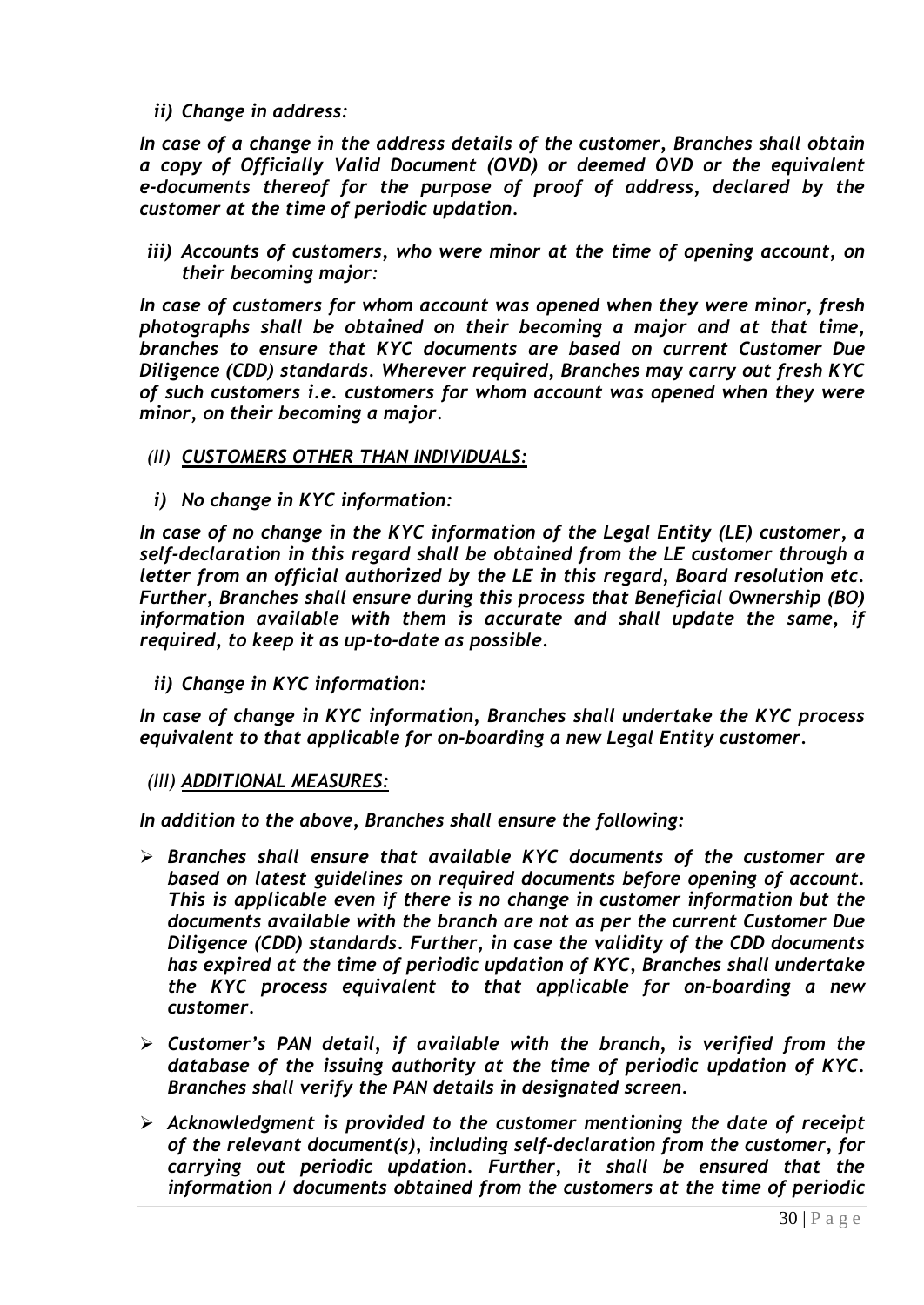*ii) Change in address:*

***In case of a change in the address details of the customer, Branches shall obtain a copy of Officially Valid Document (OVD) or deemed OVD or the equivalent e-documents thereof for the purpose of proof of address, declared by the customer at the time of periodic updation.***

*iii) Accounts of customers, who were minor at the time of opening account, on their becoming major:*

***In case of customers for whom account was opened when they were minor, fresh photographs shall be obtained on their becoming a major and at that time, branches to ensure that KYC documents are based on current Customer Due Diligence (CDD) standards. Wherever required, Branches may carry out fresh KYC of such customers i.e. customers for whom account was opened when they were minor, on their becoming a major.***

*(II) <u>**CUSTOMERS OTHER THAN INDIVIDUALS:**</u>*

*i) No change in KYC information:*

***In case of no change in the KYC information of the Legal Entity (LE) customer, a self-declaration in this regard shall be obtained from the LE customer through a letter from an official authorized by the LE in this regard, Board resolution etc. Further, Branches shall ensure during this process that Beneficial Ownership (BO) information available with them is accurate and shall update the same, if required, to keep it as up-to-date as possible.***

*ii) Change in KYC information:*

***In case of change in KYC information, Branches shall undertake the KYC process equivalent to that applicable for on-boarding a new Legal Entity customer.***

*(III) <u>**ADDITIONAL MEASURES:**</u>*

***In addition to the above, Branches shall ensure the following:***

- ***Branches shall ensure that available KYC documents of the customer are based on latest guidelines on required documents before opening of account. This is applicable even if there is no change in customer information but the documents available with the branch are not as per the current Customer Due Diligence (CDD) standards. Further, in case the validity of the CDD documents has expired at the time of periodic updation of KYC, Branches shall undertake the KYC process equivalent to that applicable for on-boarding a new customer.***
- ***Customer's PAN detail, if available with the branch, is verified from the database of the issuing authority at the time of periodic updation of KYC. Branches shall verify the PAN details in designated screen.***
- ***Acknowledgment is provided to the customer mentioning the date of receipt of the relevant document(s), including self-declaration from the customer, for carrying out periodic updation. Further, it shall be ensured that the information / documents obtained from the customers at the time of periodic***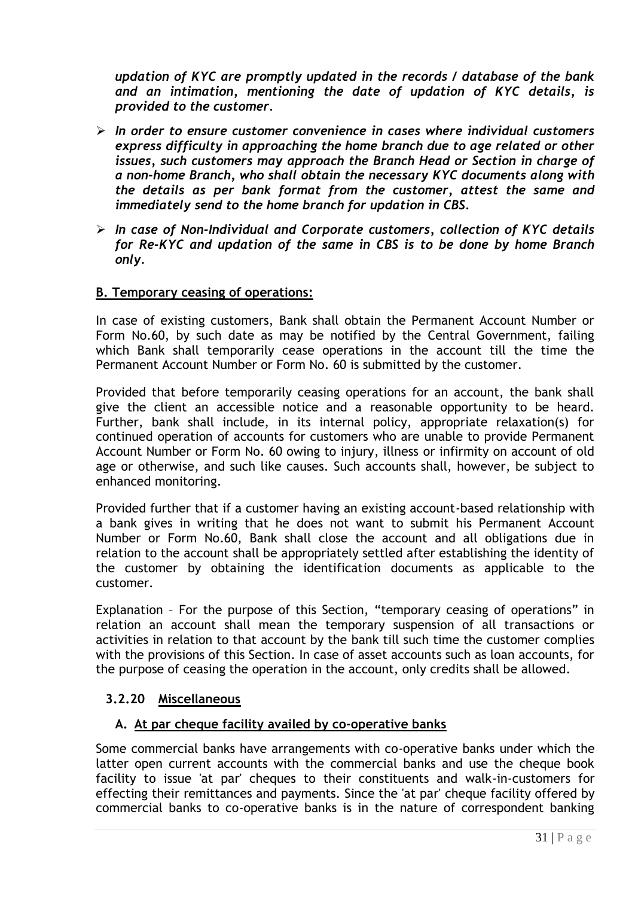***updation of KYC are promptly updated in the records / database of the bank and an intimation, mentioning the date of updation of KYC details, is provided to the customer.***

- ***In order to ensure customer convenience in cases where individual customers express difficulty in approaching the home branch due to age related or other issues, such customers may approach the Branch Head or Section in charge of a non-home Branch, who shall obtain the necessary KYC documents along with the details as per bank format from the customer, attest the same and immediately send to the home branch for updation in CBS.***
- ***In case of Non-Individual and Corporate customers, collection of KYC details for Re-KYC and updation of the same in CBS is to be done by home Branch only.***

**B. Temporary ceasing of operations:**

In case of existing customers, Bank shall obtain the Permanent Account Number or Form No.60, by such date as may be notified by the Central Government, failing which Bank shall temporarily cease operations in the account till the time the Permanent Account Number or Form No. 60 is submitted by the customer.

Provided that before temporarily ceasing operations for an account, the bank shall give the client an accessible notice and a reasonable opportunity to be heard. Further, bank shall include, in its internal policy, appropriate relaxation(s) for continued operation of accounts for customers who are unable to provide Permanent Account Number or Form No. 60 owing to injury, illness or infirmity on account of old age or otherwise, and such like causes. Such accounts shall, however, be subject to enhanced monitoring.

Provided further that if a customer having an existing account-based relationship with a bank gives in writing that he does not want to submit his Permanent Account Number or Form No.60, Bank shall close the account and all obligations due in relation to the account shall be appropriately settled after establishing the identity of the customer by obtaining the identification documents as applicable to the customer.

Explanation – For the purpose of this Section, "temporary ceasing of operations" in relation an account shall mean the temporary suspension of all transactions or activities in relation to that account by the bank till such time the customer complies with the provisions of this Section. In case of asset accounts such as loan accounts, for the purpose of ceasing the operation in the account, only credits shall be allowed.

### 3.2.20 Miscellaneous

**A. At par cheque facility availed by co-operative banks**

Some commercial banks have arrangements with co-operative banks under which the latter open current accounts with the commercial banks and use the cheque book facility to issue 'at par' cheques to their constituents and walk-in-customers for effecting their remittances and payments. Since the 'at par' cheque facility offered by commercial banks to co-operative banks is in the nature of correspondent banking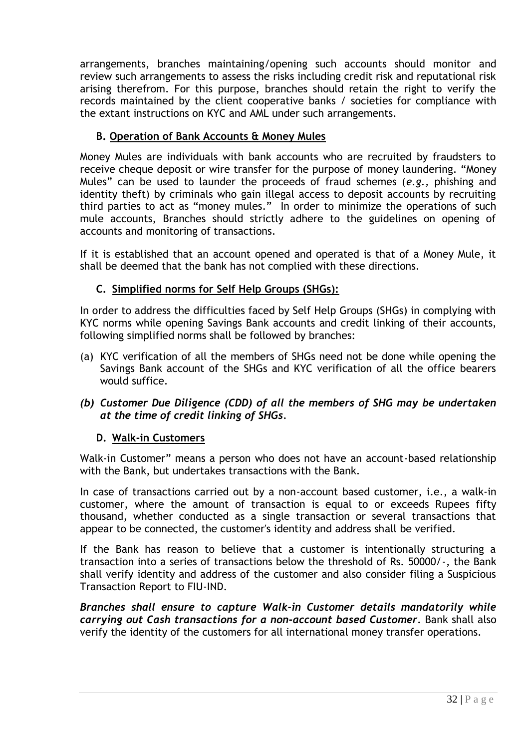arrangements, branches maintaining/opening such accounts should monitor and review such arrangements to assess the risks including credit risk and reputational risk arising therefrom. For this purpose, branches should retain the right to verify the records maintained by the client cooperative banks / societies for compliance with the extant instructions on KYC and AML under such arrangements.

### B. Operation of Bank Accounts & Money Mules

Money Mules are individuals with bank accounts who are recruited by fraudsters to receive cheque deposit or wire transfer for the purpose of money laundering. "Money Mules" can be used to launder the proceeds of fraud schemes (*e.g.,* phishing and identity theft) by criminals who gain illegal access to deposit accounts by recruiting third parties to act as "money mules." In order to minimize the operations of such mule accounts, Branches should strictly adhere to the guidelines on opening of accounts and monitoring of transactions.

If it is established that an account opened and operated is that of a Money Mule, it shall be deemed that the bank has not complied with these directions.

### C. Simplified norms for Self Help Groups (SHGs):

In order to address the difficulties faced by Self Help Groups (SHGs) in complying with KYC norms while opening Savings Bank accounts and credit linking of their accounts, following simplified norms shall be followed by branches:

(a) KYC verification of all the members of SHGs need not be done while opening the Savings Bank account of the SHGs and KYC verification of all the office bearers would suffice.

***(b) Customer Due Diligence (CDD) of all the members of SHG may be undertaken at the time of credit linking of SHGs.***

### D. Walk-in Customers

Walk-in Customer" means a person who does not have an account-based relationship with the Bank, but undertakes transactions with the Bank.

In case of transactions carried out by a non-account based customer, i.e., a walk-in customer, where the amount of transaction is equal to or exceeds Rupees fifty thousand, whether conducted as a single transaction or several transactions that appear to be connected, the customer's identity and address shall be verified.

If the Bank has reason to believe that a customer is intentionally structuring a transaction into a series of transactions below the threshold of Rs. 50000/-, the Bank shall verify identity and address of the customer and also consider filing a Suspicious Transaction Report to FIU-IND.

***Branches shall ensure to capture Walk-in Customer details mandatorily while carrying out Cash transactions for a non-account based Customer.*** Bank shall also verify the identity of the customers for all international money transfer operations.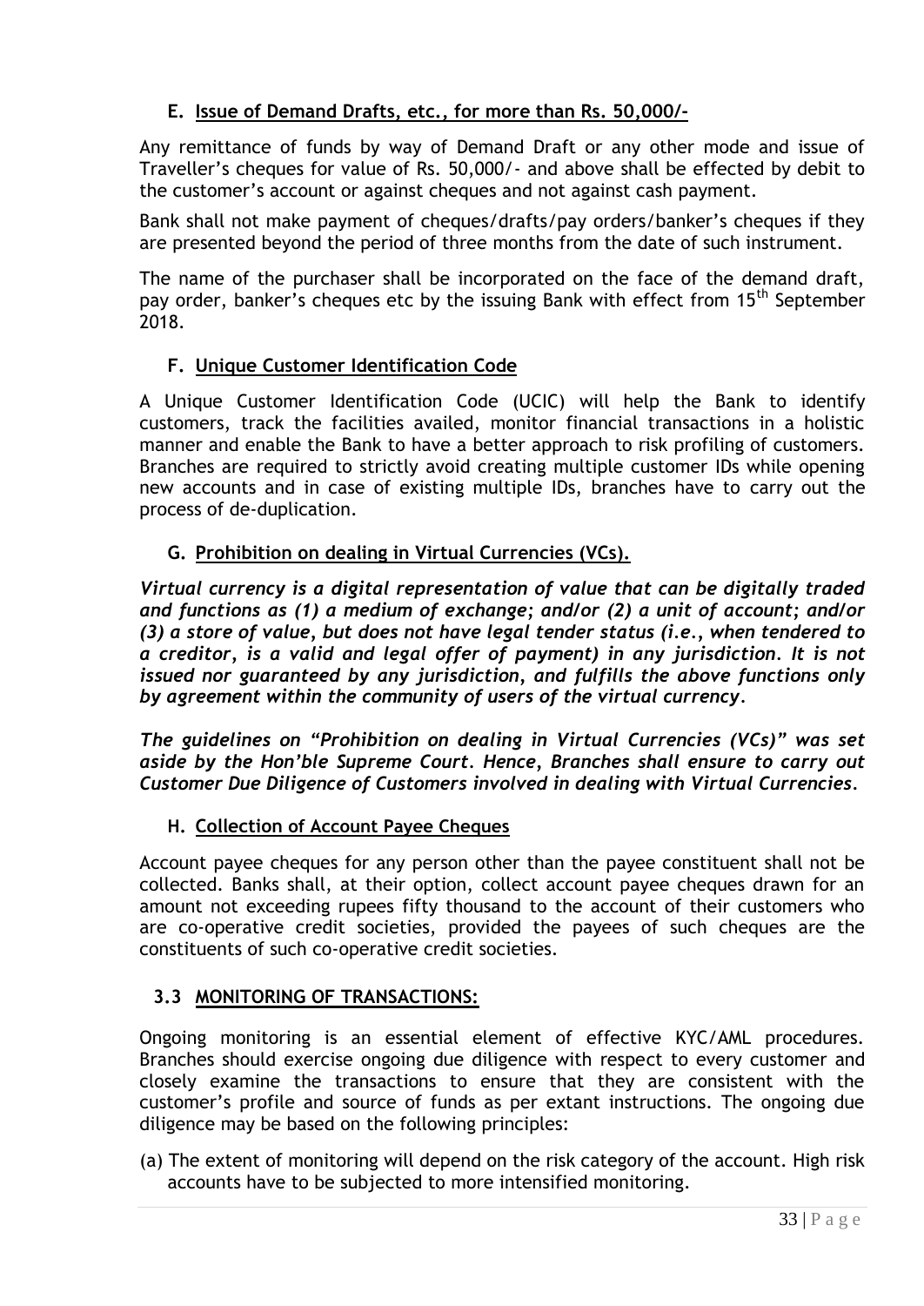### E. Issue of Demand Drafts, etc., for more than Rs. 50,000/-

Any remittance of funds by way of Demand Draft or any other mode and issue of Traveller's cheques for value of Rs. 50,000/- and above shall be effected by debit to the customer's account or against cheques and not against cash payment.

Bank shall not make payment of cheques/drafts/pay orders/banker's cheques if they are presented beyond the period of three months from the date of such instrument.

The name of the purchaser shall be incorporated on the face of the demand draft, pay order, banker's cheques etc by the issuing Bank with effect from 15th September 2018.

### F. Unique Customer Identification Code

A Unique Customer Identification Code (UCIC) will help the Bank to identify customers, track the facilities availed, monitor financial transactions in a holistic manner and enable the Bank to have a better approach to risk profiling of customers. Branches are required to strictly avoid creating multiple customer IDs while opening new accounts and in case of existing multiple IDs, branches have to carry out the process of de-duplication.

### G. Prohibition on dealing in Virtual Currencies (VCs).

***Virtual currency is a digital representation of value that can be digitally traded and functions as (1) a medium of exchange; and/or (2) a unit of account; and/or (3) a store of value, but does not have legal tender status (i.e., when tendered to a creditor, is a valid and legal offer of payment) in any jurisdiction. It is not issued nor guaranteed by any jurisdiction, and fulfills the above functions only by agreement within the community of users of the virtual currency.***

***The guidelines on "Prohibition on dealing in Virtual Currencies (VCs)" was set aside by the Hon'ble Supreme Court. Hence, Branches shall ensure to carry out Customer Due Diligence of Customers involved in dealing with Virtual Currencies.***

### H. Collection of Account Payee Cheques

Account payee cheques for any person other than the payee constituent shall not be collected. Banks shall, at their option, collect account payee cheques drawn for an amount not exceeding rupees fifty thousand to the account of their customers who are co-operative credit societies, provided the payees of such cheques are the constituents of such co-operative credit societies.

## 3.3 MONITORING OF TRANSACTIONS:

Ongoing monitoring is an essential element of effective KYC/AML procedures. Branches should exercise ongoing due diligence with respect to every customer and closely examine the transactions to ensure that they are consistent with the customer's profile and source of funds as per extant instructions. The ongoing due diligence may be based on the following principles:

(a) The extent of monitoring will depend on the risk category of the account. High risk accounts have to be subjected to more intensified monitoring.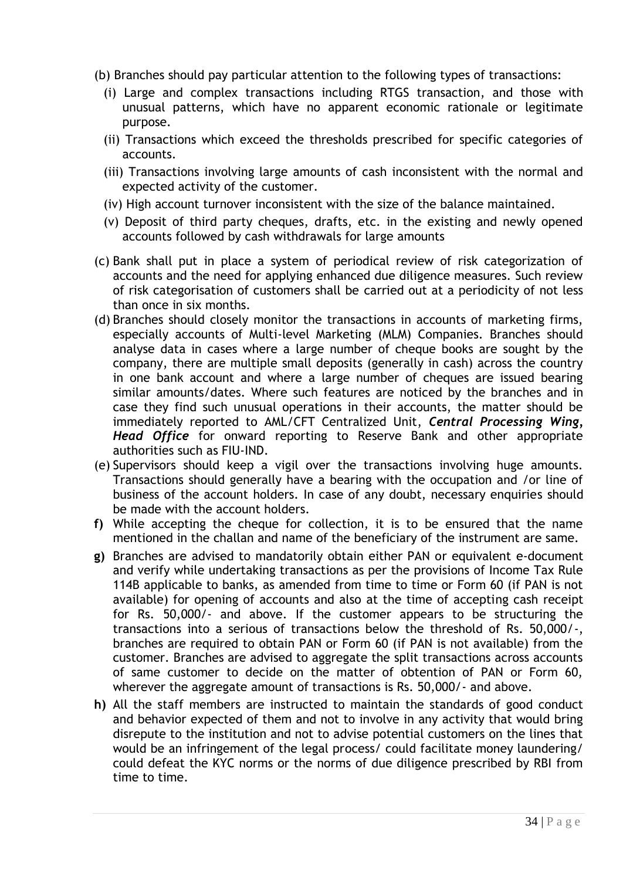(b) Branches should pay particular attention to the following types of transactions:

   (i) Large and complex transactions including RTGS transaction, and those with unusual patterns, which have no apparent economic rationale or legitimate purpose.

   (ii) Transactions which exceed the thresholds prescribed for specific categories of accounts.

   (iii) Transactions involving large amounts of cash inconsistent with the normal and expected activity of the customer.

   (iv) High account turnover inconsistent with the size of the balance maintained.

   (v) Deposit of third party cheques, drafts, etc. in the existing and newly opened accounts followed by cash withdrawals for large amounts

(c) Bank shall put in place a system of periodical review of risk categorization of accounts and the need for applying enhanced due diligence measures. Such review of risk categorisation of customers shall be carried out at a periodicity of not less than once in six months.

(d) Branches should closely monitor the transactions in accounts of marketing firms, especially accounts of Multi-level Marketing (MLM) Companies. Branches should analyse data in cases where a large number of cheque books are sought by the company, there are multiple small deposits (generally in cash) across the country in one bank account and where a large number of cheques are issued bearing similar amounts/dates. Where such features are noticed by the branches and in case they find such unusual operations in their accounts, the matter should be immediately reported to AML/CFT Centralized Unit, ***Central Processing Wing, Head Office*** for onward reporting to Reserve Bank and other appropriate authorities such as FIU-IND.

(e) Supervisors should keep a vigil over the transactions involving huge amounts. Transactions should generally have a bearing with the occupation and /or line of business of the account holders. In case of any doubt, necessary enquiries should be made with the account holders.

**f)** While accepting the cheque for collection, it is to be ensured that the name mentioned in the challan and name of the beneficiary of the instrument are same.

**g)** Branches are advised to mandatorily obtain either PAN or equivalent e-document and verify while undertaking transactions as per the provisions of Income Tax Rule 114B applicable to banks, as amended from time to time or Form 60 (if PAN is not available) for opening of accounts and also at the time of accepting cash receipt for Rs. 50,000/- and above. If the customer appears to be structuring the transactions into a serious of transactions below the threshold of Rs. 50,000/-, branches are required to obtain PAN or Form 60 (if PAN is not available) from the customer. Branches are advised to aggregate the split transactions across accounts of same customer to decide on the matter of obtention of PAN or Form 60, wherever the aggregate amount of transactions is Rs. 50,000/- and above.

**h)** All the staff members are instructed to maintain the standards of good conduct and behavior expected of them and not to involve in any activity that would bring disrepute to the institution and not to advise potential customers on the lines that would be an infringement of the legal process/ could facilitate money laundering/ could defeat the KYC norms or the norms of due diligence prescribed by RBI from time to time.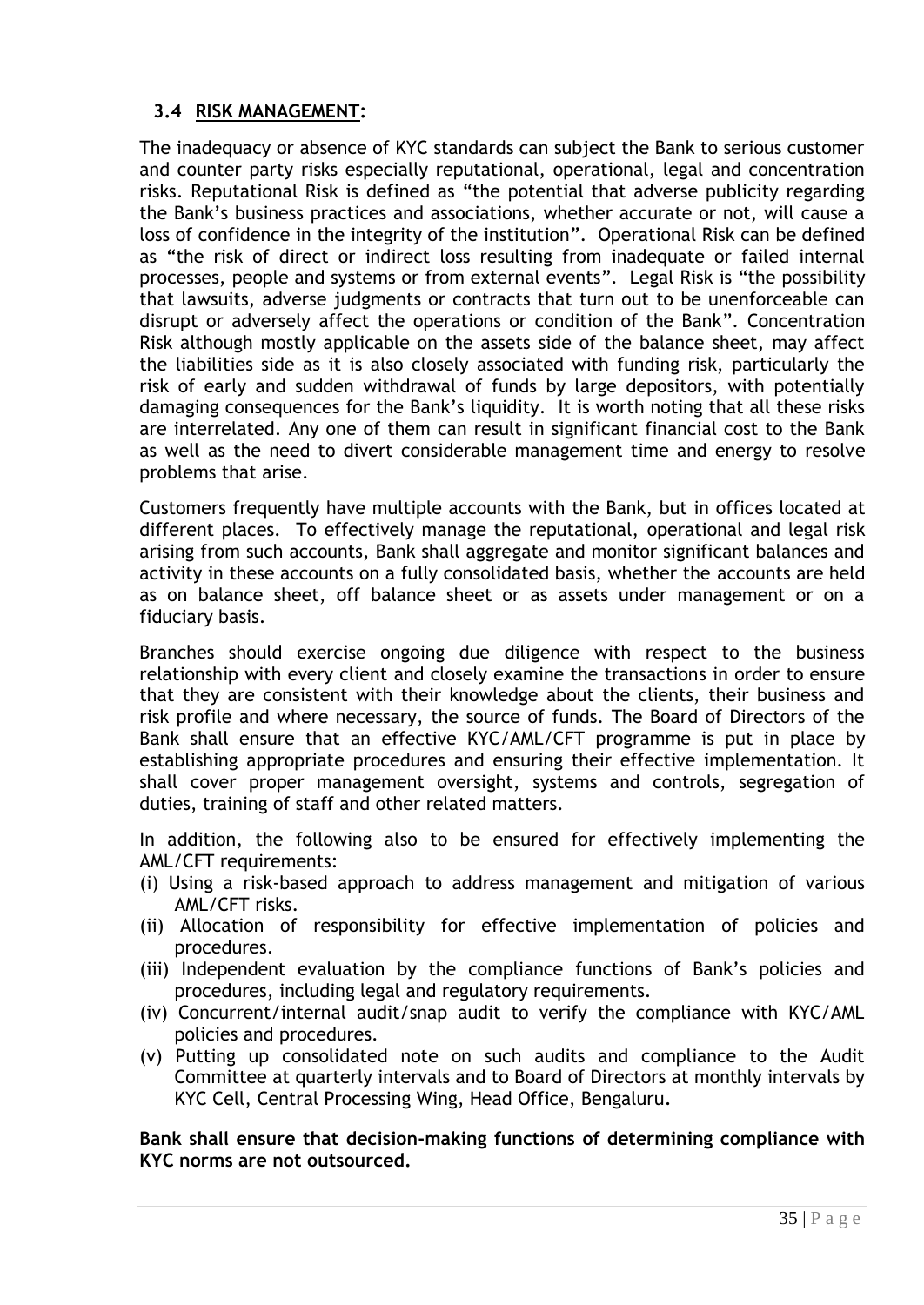### 3.4 RISK MANAGEMENT:

The inadequacy or absence of KYC standards can subject the Bank to serious customer and counter party risks especially reputational, operational, legal and concentration risks. Reputational Risk is defined as "the potential that adverse publicity regarding the Bank's business practices and associations, whether accurate or not, will cause a loss of confidence in the integrity of the institution". Operational Risk can be defined as "the risk of direct or indirect loss resulting from inadequate or failed internal processes, people and systems or from external events". Legal Risk is "the possibility that lawsuits, adverse judgments or contracts that turn out to be unenforceable can disrupt or adversely affect the operations or condition of the Bank". Concentration Risk although mostly applicable on the assets side of the balance sheet, may affect the liabilities side as it is also closely associated with funding risk, particularly the risk of early and sudden withdrawal of funds by large depositors, with potentially damaging consequences for the Bank's liquidity. It is worth noting that all these risks are interrelated. Any one of them can result in significant financial cost to the Bank as well as the need to divert considerable management time and energy to resolve problems that arise.

Customers frequently have multiple accounts with the Bank, but in offices located at different places. To effectively manage the reputational, operational and legal risk arising from such accounts, Bank shall aggregate and monitor significant balances and activity in these accounts on a fully consolidated basis, whether the accounts are held as on balance sheet, off balance sheet or as assets under management or on a fiduciary basis.

Branches should exercise ongoing due diligence with respect to the business relationship with every client and closely examine the transactions in order to ensure that they are consistent with their knowledge about the clients, their business and risk profile and where necessary, the source of funds. The Board of Directors of the Bank shall ensure that an effective KYC/AML/CFT programme is put in place by establishing appropriate procedures and ensuring their effective implementation. It shall cover proper management oversight, systems and controls, segregation of duties, training of staff and other related matters.

In addition, the following also to be ensured for effectively implementing the AML/CFT requirements:

(i) Using a risk-based approach to address management and mitigation of various AML/CFT risks.
(ii) Allocation of responsibility for effective implementation of policies and procedures.
(iii) Independent evaluation by the compliance functions of Bank's policies and procedures, including legal and regulatory requirements.
(iv) Concurrent/internal audit/snap audit to verify the compliance with KYC/AML policies and procedures.
(v) Putting up consolidated note on such audits and compliance to the Audit Committee at quarterly intervals and to Board of Directors at monthly intervals by KYC Cell, Central Processing Wing, Head Office, Bengaluru.

**Bank shall ensure that decision-making functions of determining compliance with KYC norms are not outsourced.**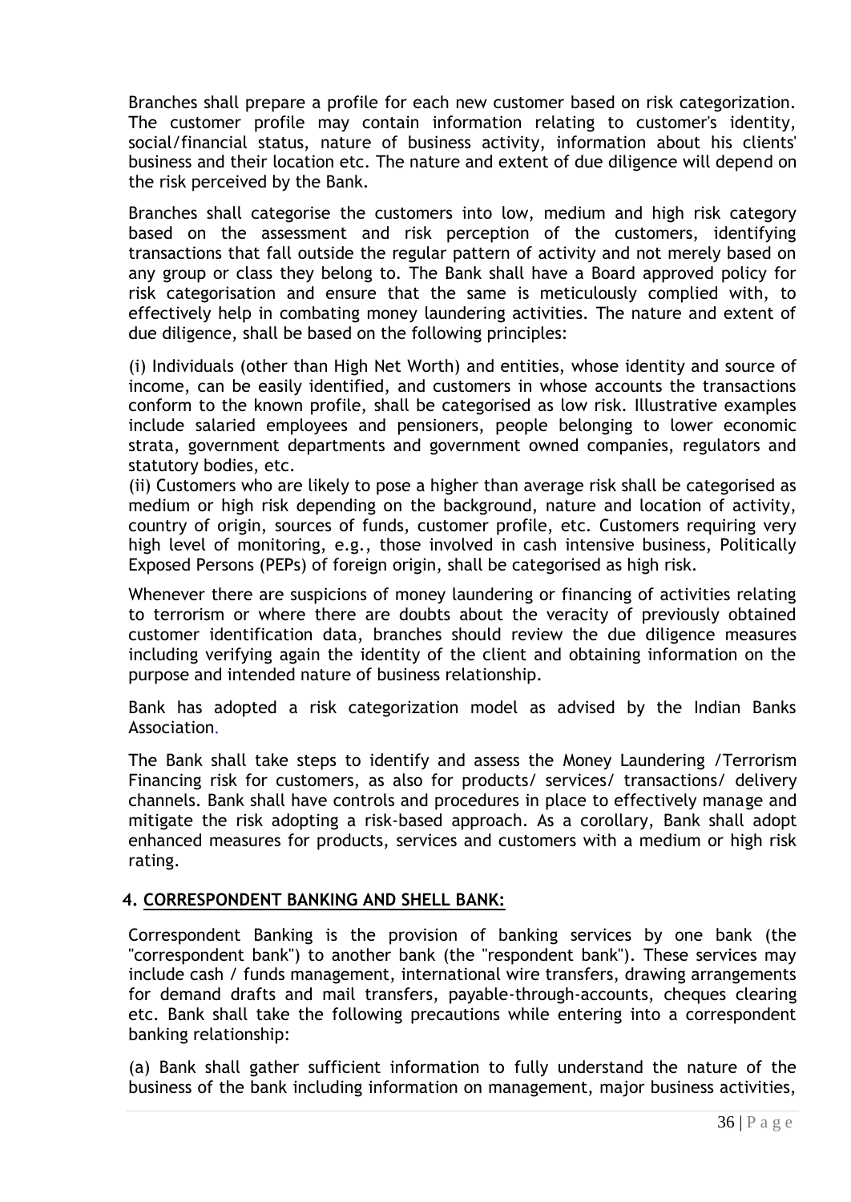Branches shall prepare a profile for each new customer based on risk categorization. The customer profile may contain information relating to customer's identity, social/financial status, nature of business activity, information about his clients' business and their location etc. The nature and extent of due diligence will depend on the risk perceived by the Bank.

Branches shall categorise the customers into low, medium and high risk category based on the assessment and risk perception of the customers, identifying transactions that fall outside the regular pattern of activity and not merely based on any group or class they belong to. The Bank shall have a Board approved policy for risk categorisation and ensure that the same is meticulously complied with, to effectively help in combating money laundering activities. The nature and extent of due diligence, shall be based on the following principles:

(i) Individuals (other than High Net Worth) and entities, whose identity and source of income, can be easily identified, and customers in whose accounts the transactions conform to the known profile, shall be categorised as low risk. Illustrative examples include salaried employees and pensioners, people belonging to lower economic strata, government departments and government owned companies, regulators and statutory bodies, etc.
(ii) Customers who are likely to pose a higher than average risk shall be categorised as medium or high risk depending on the background, nature and location of activity, country of origin, sources of funds, customer profile, etc. Customers requiring very high level of monitoring, e.g., those involved in cash intensive business, Politically Exposed Persons (PEPs) of foreign origin, shall be categorised as high risk.

Whenever there are suspicions of money laundering or financing of activities relating to terrorism or where there are doubts about the veracity of previously obtained customer identification data, branches should review the due diligence measures including verifying again the identity of the client and obtaining information on the purpose and intended nature of business relationship.

Bank has adopted a risk categorization model as advised by the Indian Banks Association.

The Bank shall take steps to identify and assess the Money Laundering /Terrorism Financing risk for customers, as also for products/ services/ transactions/ delivery channels. Bank shall have controls and procedures in place to effectively manage and mitigate the risk adopting a risk-based approach. As a corollary, Bank shall adopt enhanced measures for products, services and customers with a medium or high risk rating.

## 4. CORRESPONDENT BANKING AND SHELL BANK:

Correspondent Banking is the provision of banking services by one bank (the "correspondent bank") to another bank (the "respondent bank"). These services may include cash / funds management, international wire transfers, drawing arrangements for demand drafts and mail transfers, payable-through-accounts, cheques clearing etc. Bank shall take the following precautions while entering into a correspondent banking relationship:

(a) Bank shall gather sufficient information to fully understand the nature of the business of the bank including information on management, major business activities,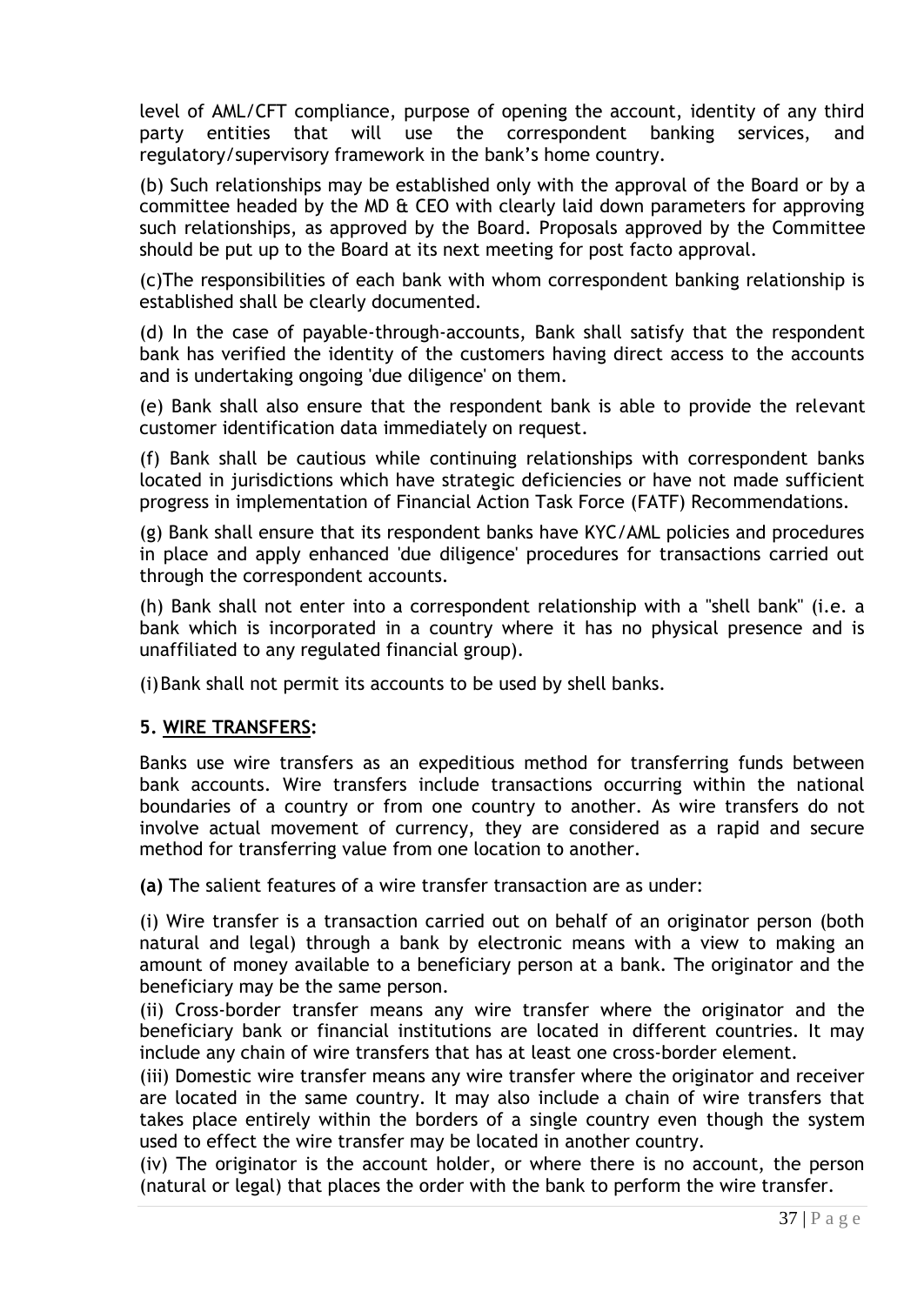level of AML/CFT compliance, purpose of opening the account, identity of any third party entities that will use the correspondent banking services, and regulatory/supervisory framework in the bank's home country.

(b) Such relationships may be established only with the approval of the Board or by a committee headed by the MD & CEO with clearly laid down parameters for approving such relationships, as approved by the Board. Proposals approved by the Committee should be put up to the Board at its next meeting for post facto approval.

(c)The responsibilities of each bank with whom correspondent banking relationship is established shall be clearly documented.

(d) In the case of payable-through-accounts, Bank shall satisfy that the respondent bank has verified the identity of the customers having direct access to the accounts and is undertaking ongoing 'due diligence' on them.

(e) Bank shall also ensure that the respondent bank is able to provide the relevant customer identification data immediately on request.

(f) Bank shall be cautious while continuing relationships with correspondent banks located in jurisdictions which have strategic deficiencies or have not made sufficient progress in implementation of Financial Action Task Force (FATF) Recommendations.

(g) Bank shall ensure that its respondent banks have KYC/AML policies and procedures in place and apply enhanced 'due diligence' procedures for transactions carried out through the correspondent accounts.

(h) Bank shall not enter into a correspondent relationship with a "shell bank" (i.e. a bank which is incorporated in a country where it has no physical presence and is unaffiliated to any regulated financial group).

(i) Bank shall not permit its accounts to be used by shell banks.

### 5. WIRE TRANSFERS:

Banks use wire transfers as an expeditious method for transferring funds between bank accounts. Wire transfers include transactions occurring within the national boundaries of a country or from one country to another. As wire transfers do not involve actual movement of currency, they are considered as a rapid and secure method for transferring value from one location to another.

**(a)** The salient features of a wire transfer transaction are as under:

(i) Wire transfer is a transaction carried out on behalf of an originator person (both natural and legal) through a bank by electronic means with a view to making an amount of money available to a beneficiary person at a bank. The originator and the beneficiary may be the same person.

(ii) Cross-border transfer means any wire transfer where the originator and the beneficiary bank or financial institutions are located in different countries. It may include any chain of wire transfers that has at least one cross-border element.

(iii) Domestic wire transfer means any wire transfer where the originator and receiver are located in the same country. It may also include a chain of wire transfers that takes place entirely within the borders of a single country even though the system used to effect the wire transfer may be located in another country.

(iv) The originator is the account holder, or where there is no account, the person (natural or legal) that places the order with the bank to perform the wire transfer.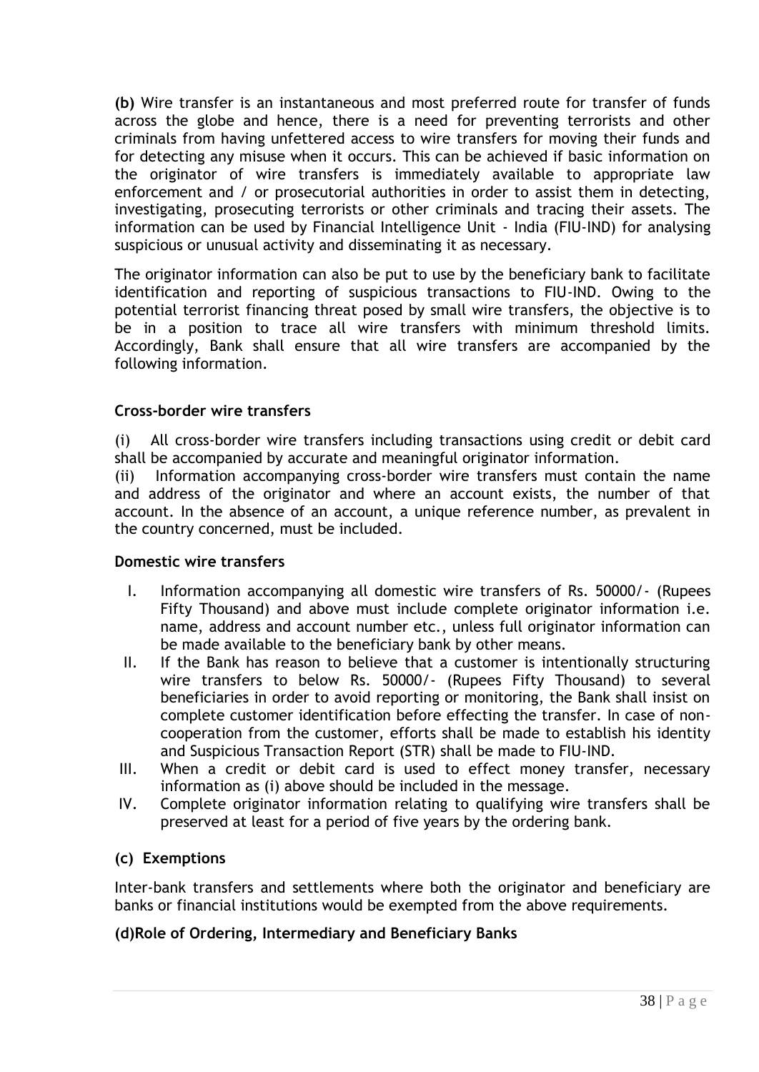**(b)** Wire transfer is an instantaneous and most preferred route for transfer of funds across the globe and hence, there is a need for preventing terrorists and other criminals from having unfettered access to wire transfers for moving their funds and for detecting any misuse when it occurs. This can be achieved if basic information on the originator of wire transfers is immediately available to appropriate law enforcement and / or prosecutorial authorities in order to assist them in detecting, investigating, prosecuting terrorists or other criminals and tracing their assets. The information can be used by Financial Intelligence Unit - India (FIU-IND) for analysing suspicious or unusual activity and disseminating it as necessary.

The originator information can also be put to use by the beneficiary bank to facilitate identification and reporting of suspicious transactions to FIU-IND. Owing to the potential terrorist financing threat posed by small wire transfers, the objective is to be in a position to trace all wire transfers with minimum threshold limits. Accordingly, Bank shall ensure that all wire transfers are accompanied by the following information.

**Cross-border wire transfers**

(i) All cross-border wire transfers including transactions using credit or debit card shall be accompanied by accurate and meaningful originator information.
(ii) Information accompanying cross-border wire transfers must contain the name and address of the originator and where an account exists, the number of that account. In the absence of an account, a unique reference number, as prevalent in the country concerned, must be included.

**Domestic wire transfers**

I. Information accompanying all domestic wire transfers of Rs. 50000/- (Rupees Fifty Thousand) and above must include complete originator information i.e. name, address and account number etc., unless full originator information can be made available to the beneficiary bank by other means.
II. If the Bank has reason to believe that a customer is intentionally structuring wire transfers to below Rs. 50000/- (Rupees Fifty Thousand) to several beneficiaries in order to avoid reporting or monitoring, the Bank shall insist on complete customer identification before effecting the transfer. In case of non-cooperation from the customer, efforts shall be made to establish his identity and Suspicious Transaction Report (STR) shall be made to FIU-IND.
III. When a credit or debit card is used to effect money transfer, necessary information as (i) above should be included in the message.
IV. Complete originator information relating to qualifying wire transfers shall be preserved at least for a period of five years by the ordering bank.

**(c) Exemptions**

Inter-bank transfers and settlements where both the originator and beneficiary are banks or financial institutions would be exempted from the above requirements.

**(d)Role of Ordering, Intermediary and Beneficiary Banks**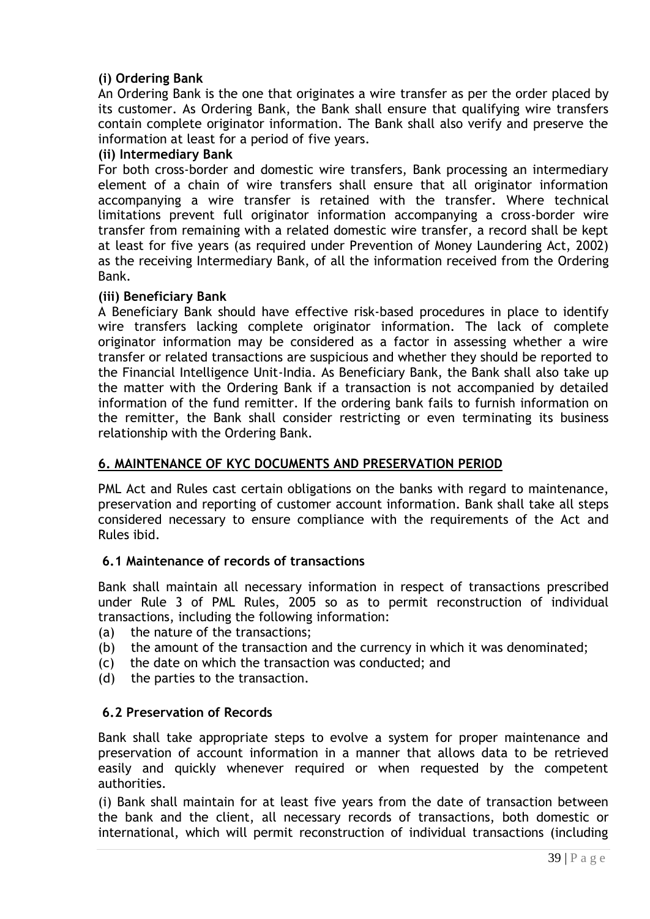**(i) Ordering Bank**

An Ordering Bank is the one that originates a wire transfer as per the order placed by its customer. As Ordering Bank, the Bank shall ensure that qualifying wire transfers contain complete originator information. The Bank shall also verify and preserve the information at least for a period of five years.

**(ii) Intermediary Bank**

For both cross-border and domestic wire transfers, Bank processing an intermediary element of a chain of wire transfers shall ensure that all originator information accompanying a wire transfer is retained with the transfer. Where technical limitations prevent full originator information accompanying a cross-border wire transfer from remaining with a related domestic wire transfer, a record shall be kept at least for five years (as required under Prevention of Money Laundering Act, 2002) as the receiving Intermediary Bank, of all the information received from the Ordering Bank.

**(iii) Beneficiary Bank**

A Beneficiary Bank should have effective risk-based procedures in place to identify wire transfers lacking complete originator information. The lack of complete originator information may be considered as a factor in assessing whether a wire transfer or related transactions are suspicious and whether they should be reported to the Financial Intelligence Unit-India. As Beneficiary Bank, the Bank shall also take up the matter with the Ordering Bank if a transaction is not accompanied by detailed information of the fund remitter. If the ordering bank fails to furnish information on the remitter, the Bank shall consider restricting or even terminating its business relationship with the Ordering Bank.

## 6. MAINTENANCE OF KYC DOCUMENTS AND PRESERVATION PERIOD

PML Act and Rules cast certain obligations on the banks with regard to maintenance, preservation and reporting of customer account information. Bank shall take all steps considered necessary to ensure compliance with the requirements of the Act and Rules ibid.

### 6.1 Maintenance of records of transactions

Bank shall maintain all necessary information in respect of transactions prescribed under Rule 3 of PML Rules, 2005 so as to permit reconstruction of individual transactions, including the following information:

(a) the nature of the transactions;
(b) the amount of the transaction and the currency in which it was denominated;
(c) the date on which the transaction was conducted; and
(d) the parties to the transaction.

### 6.2 Preservation of Records

Bank shall take appropriate steps to evolve a system for proper maintenance and preservation of account information in a manner that allows data to be retrieved easily and quickly whenever required or when requested by the competent authorities.

(i) Bank shall maintain for at least five years from the date of transaction between the bank and the client, all necessary records of transactions, both domestic or international, which will permit reconstruction of individual transactions (including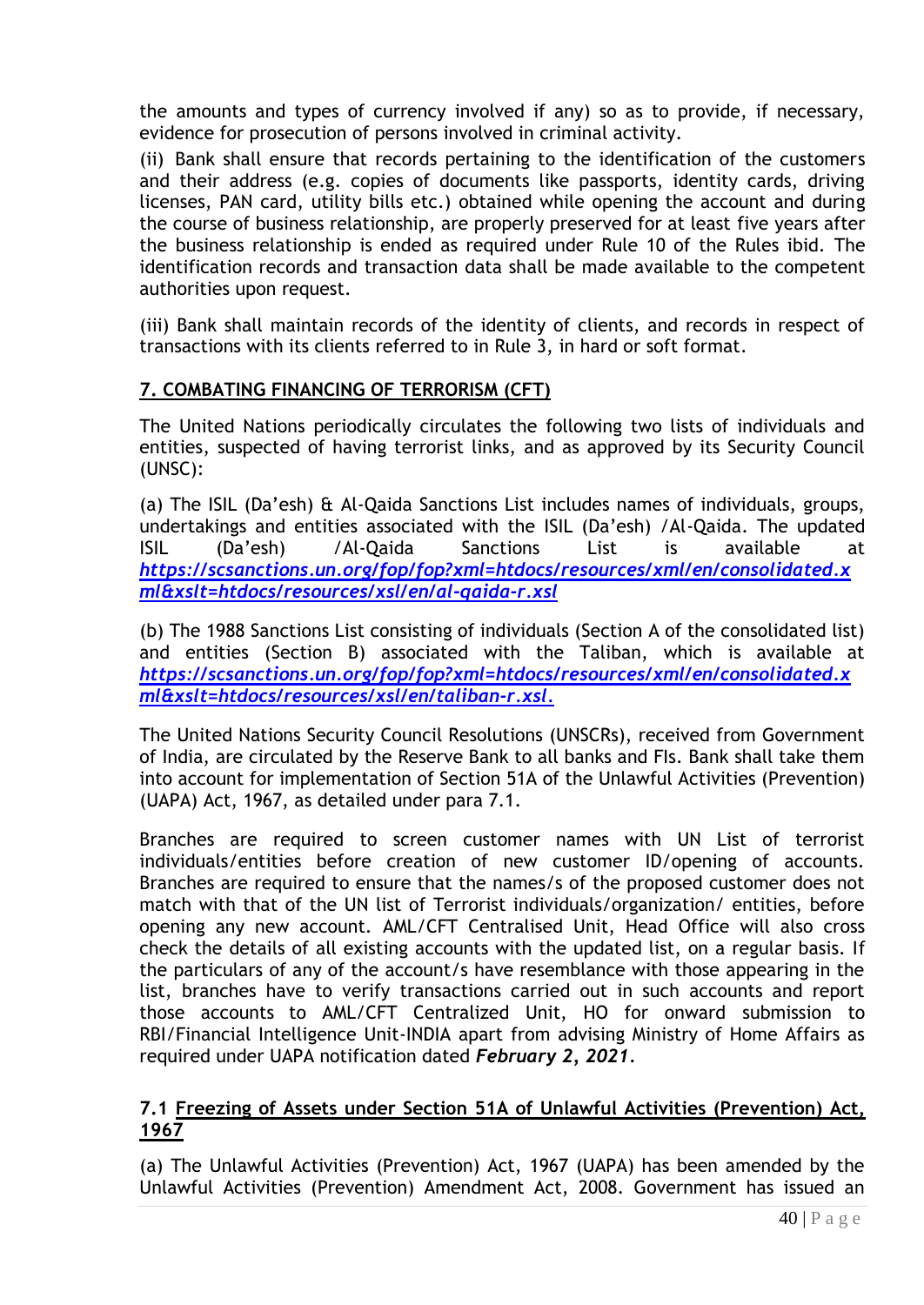the amounts and types of currency involved if any) so as to provide, if necessary, evidence for prosecution of persons involved in criminal activity.

(ii) Bank shall ensure that records pertaining to the identification of the customers and their address (e.g. copies of documents like passports, identity cards, driving licenses, PAN card, utility bills etc.) obtained while opening the account and during the course of business relationship, are properly preserved for at least five years after the business relationship is ended as required under Rule 10 of the Rules ibid. The identification records and transaction data shall be made available to the competent authorities upon request.

(iii) Bank shall maintain records of the identity of clients, and records in respect of transactions with its clients referred to in Rule 3, in hard or soft format.

## 7. COMBATING FINANCING OF TERRORISM (CFT)

The United Nations periodically circulates the following two lists of individuals and entities, suspected of having terrorist links, and as approved by its Security Council (UNSC):

(a) The ISIL (Da'esh) & Al-Qaida Sanctions List includes names of individuals, groups, undertakings and entities associated with the ISIL (Da'esh) /Al-Qaida. The updated ISIL (Da'esh) /Al-Qaida Sanctions List is available at ***https://scsanctions.un.org/fop/fop?xml=htdocs/resources/xml/en/consolidated.xml&xslt=htdocs/resources/xsl/en/al-qaida-r.xsl***

(b) The 1988 Sanctions List consisting of individuals (Section A of the consolidated list) and entities (Section B) associated with the Taliban, which is available at ***https://scsanctions.un.org/fop/fop?xml=htdocs/resources/xml/en/consolidated.xml&xslt=htdocs/resources/xsl/en/taliban-r.xsl.***

The United Nations Security Council Resolutions (UNSCRs), received from Government of India, are circulated by the Reserve Bank to all banks and FIs. Bank shall take them into account for implementation of Section 51A of the Unlawful Activities (Prevention) (UAPA) Act, 1967, as detailed under para 7.1.

Branches are required to screen customer names with UN List of terrorist individuals/entities before creation of new customer ID/opening of accounts. Branches are required to ensure that the names/s of the proposed customer does not match with that of the UN list of Terrorist individuals/organization/ entities, before opening any new account. AML/CFT Centralised Unit, Head Office will also cross check the details of all existing accounts with the updated list, on a regular basis. If the particulars of any of the account/s have resemblance with those appearing in the list, branches have to verify transactions carried out in such accounts and report those accounts to AML/CFT Centralized Unit, HO for onward submission to RBI/Financial Intelligence Unit-INDIA apart from advising Ministry of Home Affairs as required under UAPA notification dated ***February 2, 2021***.

### 7.1 Freezing of Assets under Section 51A of Unlawful Activities (Prevention) Act, 1967

(a) The Unlawful Activities (Prevention) Act, 1967 (UAPA) has been amended by the Unlawful Activities (Prevention) Amendment Act, 2008. Government has issued an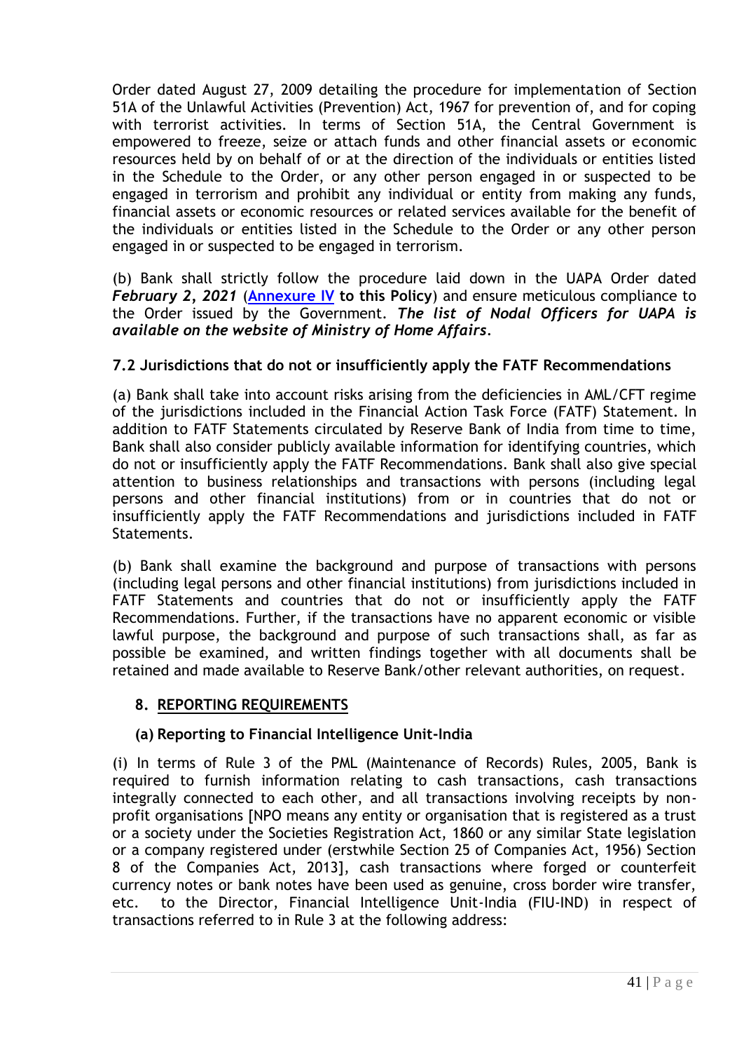Order dated August 27, 2009 detailing the procedure for implementation of Section 51A of the Unlawful Activities (Prevention) Act, 1967 for prevention of, and for coping with terrorist activities. In terms of Section 51A, the Central Government is empowered to freeze, seize or attach funds and other financial assets or economic resources held by on behalf of or at the direction of the individuals or entities listed in the Schedule to the Order, or any other person engaged in or suspected to be engaged in terrorism and prohibit any individual or entity from making any funds, financial assets or economic resources or related services available for the benefit of the individuals or entities listed in the Schedule to the Order or any other person engaged in or suspected to be engaged in terrorism.

(b) Bank shall strictly follow the procedure laid down in the UAPA Order dated ***February 2, 2021*** (**Annexure IV to this Policy**) and ensure meticulous compliance to the Order issued by the Government. ***The list of Nodal Officers for UAPA is available on the website of Ministry of Home Affairs***.

### 7.2 Jurisdictions that do not or insufficiently apply the FATF Recommendations

(a) Bank shall take into account risks arising from the deficiencies in AML/CFT regime of the jurisdictions included in the Financial Action Task Force (FATF) Statement. In addition to FATF Statements circulated by Reserve Bank of India from time to time, Bank shall also consider publicly available information for identifying countries, which do not or insufficiently apply the FATF Recommendations. Bank shall also give special attention to business relationships and transactions with persons (including legal persons and other financial institutions) from or in countries that do not or insufficiently apply the FATF Recommendations and jurisdictions included in FATF Statements.

(b) Bank shall examine the background and purpose of transactions with persons (including legal persons and other financial institutions) from jurisdictions included in FATF Statements and countries that do not or insufficiently apply the FATF Recommendations. Further, if the transactions have no apparent economic or visible lawful purpose, the background and purpose of such transactions shall, as far as possible be examined, and written findings together with all documents shall be retained and made available to Reserve Bank/other relevant authorities, on request.

## 8. REPORTING REQUIREMENTS

### (a) Reporting to Financial Intelligence Unit-India

(i) In terms of Rule 3 of the PML (Maintenance of Records) Rules, 2005, Bank is required to furnish information relating to cash transactions, cash transactions integrally connected to each other, and all transactions involving receipts by non-profit organisations [NPO means any entity or organisation that is registered as a trust or a society under the Societies Registration Act, 1860 or any similar State legislation or a company registered under (erstwhile Section 25 of Companies Act, 1956) Section 8 of the Companies Act, 2013], cash transactions where forged or counterfeit currency notes or bank notes have been used as genuine, cross border wire transfer, etc. to the Director, Financial Intelligence Unit-India (FIU-IND) in respect of transactions referred to in Rule 3 at the following address: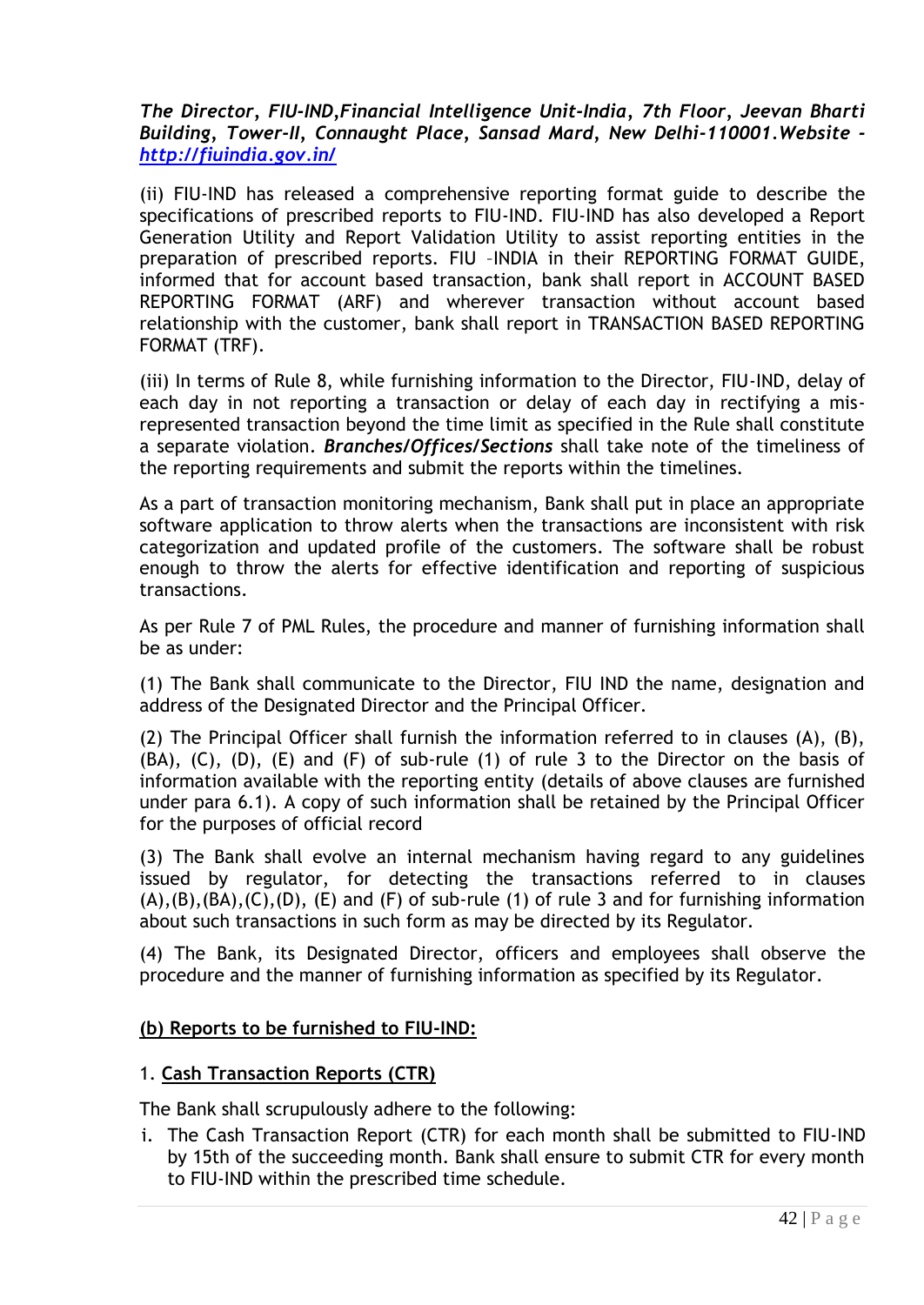***The Director, FIU-IND,Financial Intelligence Unit-India, 7th Floor, Jeevan Bharti Building, Tower-II, Connaught Place, Sansad Mard, New Delhi-110001.Website - [http://fiuindia.gov.in/](http://fiuindia.gov.in/)***

(ii) FIU-IND has released a comprehensive reporting format guide to describe the specifications of prescribed reports to FIU-IND. FIU-IND has also developed a Report Generation Utility and Report Validation Utility to assist reporting entities in the preparation of prescribed reports. FIU –INDIA in their REPORTING FORMAT GUIDE, informed that for account based transaction, bank shall report in ACCOUNT BASED REPORTING FORMAT (ARF) and wherever transaction without account based relationship with the customer, bank shall report in TRANSACTION BASED REPORTING FORMAT (TRF).

(iii) In terms of Rule 8, while furnishing information to the Director, FIU-IND, delay of each day in not reporting a transaction or delay of each day in rectifying a mis-represented transaction beyond the time limit as specified in the Rule shall constitute a separate violation. ***Branches/Offices/Sections*** shall take note of the timeliness of the reporting requirements and submit the reports within the timelines.

As a part of transaction monitoring mechanism, Bank shall put in place an appropriate software application to throw alerts when the transactions are inconsistent with risk categorization and updated profile of the customers. The software shall be robust enough to throw the alerts for effective identification and reporting of suspicious transactions.

As per Rule 7 of PML Rules, the procedure and manner of furnishing information shall be as under:

(1) The Bank shall communicate to the Director, FIU IND the name, designation and address of the Designated Director and the Principal Officer.

(2) The Principal Officer shall furnish the information referred to in clauses (A), (B), (BA), (C), (D), (E) and (F) of sub-rule (1) of rule 3 to the Director on the basis of information available with the reporting entity (details of above clauses are furnished under para 6.1). A copy of such information shall be retained by the Principal Officer for the purposes of official record

(3) The Bank shall evolve an internal mechanism having regard to any guidelines issued by regulator, for detecting the transactions referred to in clauses (A),(B),(BA),(C),(D), (E) and (F) of sub-rule (1) of rule 3 and for furnishing information about such transactions in such form as may be directed by its Regulator.

(4) The Bank, its Designated Director, officers and employees shall observe the procedure and the manner of furnishing information as specified by its Regulator.

**(b) Reports to be furnished to FIU-IND:**

1. **Cash Transaction Reports (CTR)**

The Bank shall scrupulously adhere to the following:

i. The Cash Transaction Report (CTR) for each month shall be submitted to FIU-IND by 15th of the succeeding month. Bank shall ensure to submit CTR for every month to FIU-IND within the prescribed time schedule.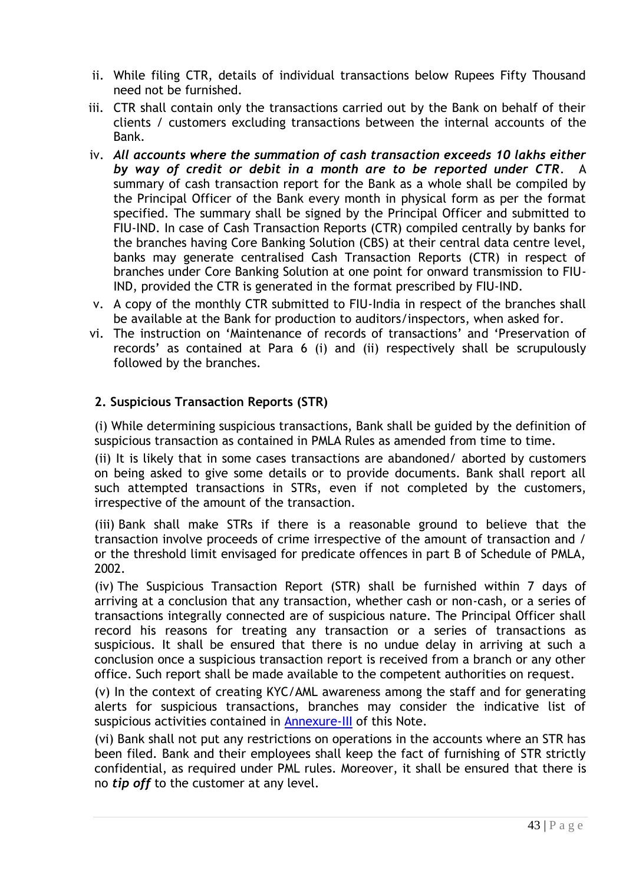ii. While filing CTR, details of individual transactions below Rupees Fifty Thousand need not be furnished.

iii. CTR shall contain only the transactions carried out by the Bank on behalf of their clients / customers excluding transactions between the internal accounts of the Bank.

iv. ***All accounts where the summation of cash transaction exceeds 10 lakhs either by way of credit or debit in a month are to be reported under CTR***. A summary of cash transaction report for the Bank as a whole shall be compiled by the Principal Officer of the Bank every month in physical form as per the format specified. The summary shall be signed by the Principal Officer and submitted to FIU-IND. In case of Cash Transaction Reports (CTR) compiled centrally by banks for the branches having Core Banking Solution (CBS) at their central data centre level, banks may generate centralised Cash Transaction Reports (CTR) in respect of branches under Core Banking Solution at one point for onward transmission to FIU-IND, provided the CTR is generated in the format prescribed by FIU-IND.

v. A copy of the monthly CTR submitted to FIU-India in respect of the branches shall be available at the Bank for production to auditors/inspectors, when asked for.

vi. The instruction on 'Maintenance of records of transactions' and 'Preservation of records' as contained at Para 6 (i) and (ii) respectively shall be scrupulously followed by the branches.

### 2. Suspicious Transaction Reports (STR)

(i) While determining suspicious transactions, Bank shall be guided by the definition of suspicious transaction as contained in PMLA Rules as amended from time to time.

(ii) It is likely that in some cases transactions are abandoned/ aborted by customers on being asked to give some details or to provide documents. Bank shall report all such attempted transactions in STRs, even if not completed by the customers, irrespective of the amount of the transaction.

(iii) Bank shall make STRs if there is a reasonable ground to believe that the transaction involve proceeds of crime irrespective of the amount of transaction and / or the threshold limit envisaged for predicate offences in part B of Schedule of PMLA, 2002.

(iv) The Suspicious Transaction Report (STR) shall be furnished within 7 days of arriving at a conclusion that any transaction, whether cash or non-cash, or a series of transactions integrally connected are of suspicious nature. The Principal Officer shall record his reasons for treating any transaction or a series of transactions as suspicious. It shall be ensured that there is no undue delay in arriving at such a conclusion once a suspicious transaction report is received from a branch or any other office. Such report shall be made available to the competent authorities on request.

(v) In the context of creating KYC/AML awareness among the staff and for generating alerts for suspicious transactions, branches may consider the indicative list of suspicious activities contained in Annexure-III of this Note.

(vi) Bank shall not put any restrictions on operations in the accounts where an STR has been filed. Bank and their employees shall keep the fact of furnishing of STR strictly confidential, as required under PML rules. Moreover, it shall be ensured that there is no ***tip off*** to the customer at any level.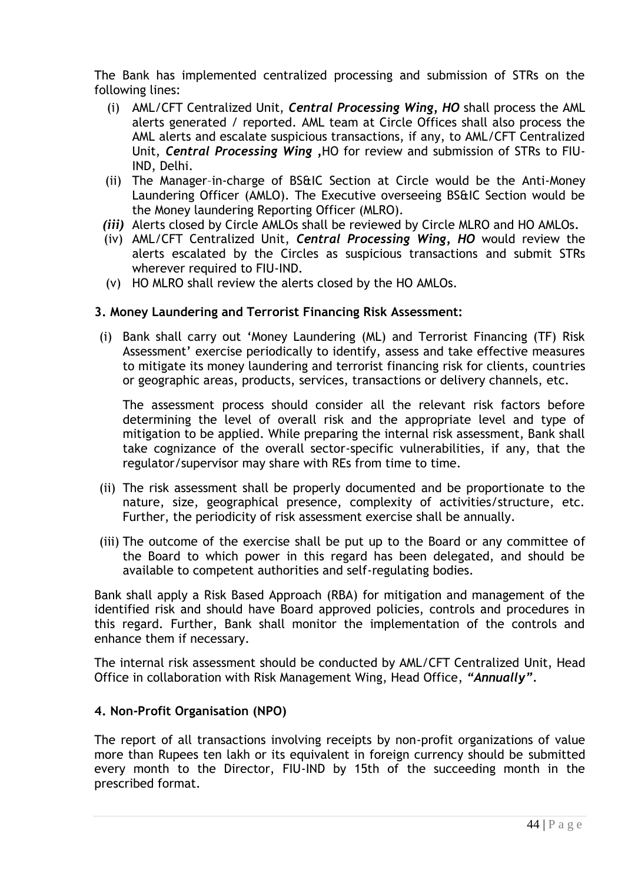The Bank has implemented centralized processing and submission of STRs on the following lines:

(i) AML/CFT Centralized Unit, ***Central Processing Wing, HO*** shall process the AML alerts generated / reported. AML team at Circle Offices shall also process the AML alerts and escalate suspicious transactions, if any, to AML/CFT Centralized Unit, ***Central Processing Wing*** **,**HO for review and submission of STRs to FIU-IND, Delhi.

(ii) The Manager–in-charge of BS&IC Section at Circle would be the Anti-Money Laundering Officer (AMLO). The Executive overseeing BS&IC Section would be the Money laundering Reporting Officer (MLRO).

***(iii)*** Alerts closed by Circle AMLOs shall be reviewed by Circle MLRO and HO AMLOs.

(iv) AML/CFT Centralized Unit, ***Central Processing Wing, HO*** would review the alerts escalated by the Circles as suspicious transactions and submit STRs wherever required to FIU-IND.

(v) HO MLRO shall review the alerts closed by the HO AMLOs.

### 3. Money Laundering and Terrorist Financing Risk Assessment:

(i) Bank shall carry out 'Money Laundering (ML) and Terrorist Financing (TF) Risk Assessment' exercise periodically to identify, assess and take effective measures to mitigate its money laundering and terrorist financing risk for clients, countries or geographic areas, products, services, transactions or delivery channels, etc.

The assessment process should consider all the relevant risk factors before determining the level of overall risk and the appropriate level and type of mitigation to be applied. While preparing the internal risk assessment, Bank shall take cognizance of the overall sector-specific vulnerabilities, if any, that the regulator/supervisor may share with REs from time to time.

(ii) The risk assessment shall be properly documented and be proportionate to the nature, size, geographical presence, complexity of activities/structure, etc. Further, the periodicity of risk assessment exercise shall be annually.

(iii) The outcome of the exercise shall be put up to the Board or any committee of the Board to which power in this regard has been delegated, and should be available to competent authorities and self-regulating bodies.

Bank shall apply a Risk Based Approach (RBA) for mitigation and management of the identified risk and should have Board approved policies, controls and procedures in this regard. Further, Bank shall monitor the implementation of the controls and enhance them if necessary.

The internal risk assessment should be conducted by AML/CFT Centralized Unit, Head Office in collaboration with Risk Management Wing, Head Office, ***"Annually"***.

### 4. Non-Profit Organisation (NPO)

The report of all transactions involving receipts by non-profit organizations of value more than Rupees ten lakh or its equivalent in foreign currency should be submitted every month to the Director, FIU-IND by 15th of the succeeding month in the prescribed format.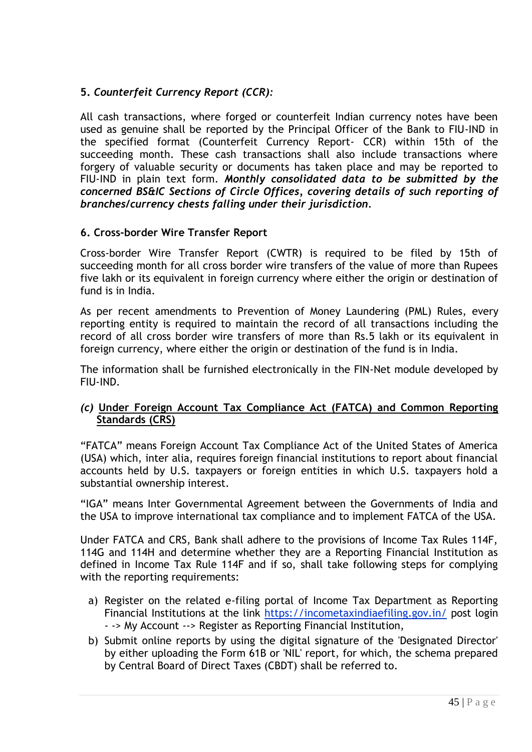**5.** ***Counterfeit Currency Report (CCR):***

All cash transactions, where forged or counterfeit Indian currency notes have been used as genuine shall be reported by the Principal Officer of the Bank to FIU-IND in the specified format (Counterfeit Currency Report- CCR) within 15th of the succeeding month. These cash transactions shall also include transactions where forgery of valuable security or documents has taken place and may be reported to FIU-IND in plain text form. ***Monthly consolidated data to be submitted by the concerned BS&IC Sections of Circle Offices, covering details of such reporting of branches/currency chests falling under their jurisdiction.***

**6. Cross-border Wire Transfer Report**

Cross-border Wire Transfer Report (CWTR) is required to be filed by 15th of succeeding month for all cross border wire transfers of the value of more than Rupees five lakh or its equivalent in foreign currency where either the origin or destination of fund is in India.

As per recent amendments to Prevention of Money Laundering (PML) Rules, every reporting entity is required to maintain the record of all transactions including the record of all cross border wire transfers of more than Rs.5 lakh or its equivalent in foreign currency, where either the origin or destination of the fund is in India.

The information shall be furnished electronically in the FIN-Net module developed by FIU-IND.

***(c)*** **<u>Under Foreign Account Tax Compliance Act (FATCA) and Common Reporting Standards (CRS)</u>**

"FATCA" means Foreign Account Tax Compliance Act of the United States of America (USA) which, inter alia, requires foreign financial institutions to report about financial accounts held by U.S. taxpayers or foreign entities in which U.S. taxpayers hold a substantial ownership interest.

"IGA" means Inter Governmental Agreement between the Governments of India and the USA to improve international tax compliance and to implement FATCA of the USA.

Under FATCA and CRS, Bank shall adhere to the provisions of Income Tax Rules 114F, 114G and 114H and determine whether they are a Reporting Financial Institution as defined in Income Tax Rule 114F and if so, shall take following steps for complying with the reporting requirements:

a) Register on the related e-filing portal of Income Tax Department as Reporting Financial Institutions at the link https://incometaxindiaefiling.gov.in/ post login - -> My Account --> Register as Reporting Financial Institution,
b) Submit online reports by using the digital signature of the 'Designated Director' by either uploading the Form 61B or 'NIL' report, for which, the schema prepared by Central Board of Direct Taxes (CBDT) shall be referred to.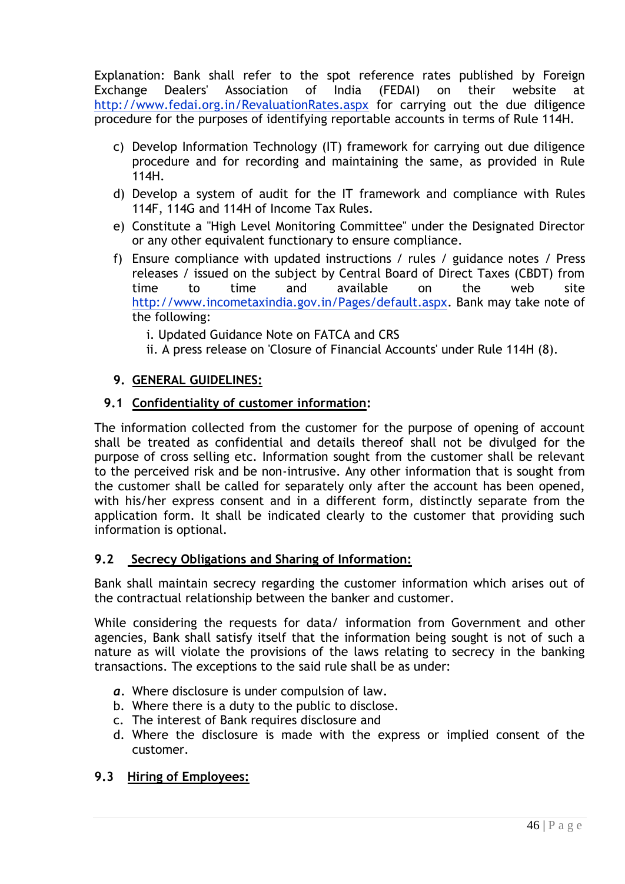Explanation: Bank shall refer to the spot reference rates published by Foreign Exchange Dealers' Association of India (FEDAI) on their website at http://www.fedai.org.in/RevaluationRates.aspx for carrying out the due diligence procedure for the purposes of identifying reportable accounts in terms of Rule 114H.

c) Develop Information Technology (IT) framework for carrying out due diligence procedure and for recording and maintaining the same, as provided in Rule 114H.
d) Develop a system of audit for the IT framework and compliance with Rules 114F, 114G and 114H of Income Tax Rules.
e) Constitute a "High Level Monitoring Committee" under the Designated Director or any other equivalent functionary to ensure compliance.
f) Ensure compliance with updated instructions / rules / guidance notes / Press releases / issued on the subject by Central Board of Direct Taxes (CBDT) from time to time and available on the web site http://www.incometaxindia.gov.in/Pages/default.aspx. Bank may take note of the following:
   i. Updated Guidance Note on FATCA and CRS
   ii. A press release on 'Closure of Financial Accounts' under Rule 114H (8).

## 9. GENERAL GUIDELINES:

### 9.1 Confidentiality of customer information:

The information collected from the customer for the purpose of opening of account shall be treated as confidential and details thereof shall not be divulged for the purpose of cross selling etc. Information sought from the customer shall be relevant to the perceived risk and be non-intrusive. Any other information that is sought from the customer shall be called for separately only after the account has been opened, with his/her express consent and in a different form, distinctly separate from the application form. It shall be indicated clearly to the customer that providing such information is optional.

### 9.2 Secrecy Obligations and Sharing of Information:

Bank shall maintain secrecy regarding the customer information which arises out of the contractual relationship between the banker and customer.

While considering the requests for data/ information from Government and other agencies, Bank shall satisfy itself that the information being sought is not of such a nature as will violate the provisions of the laws relating to secrecy in the banking transactions. The exceptions to the said rule shall be as under:

a. Where disclosure is under compulsion of law.
b. Where there is a duty to the public to disclose.
c. The interest of Bank requires disclosure and
d. Where the disclosure is made with the express or implied consent of the customer.

### 9.3 Hiring of Employees: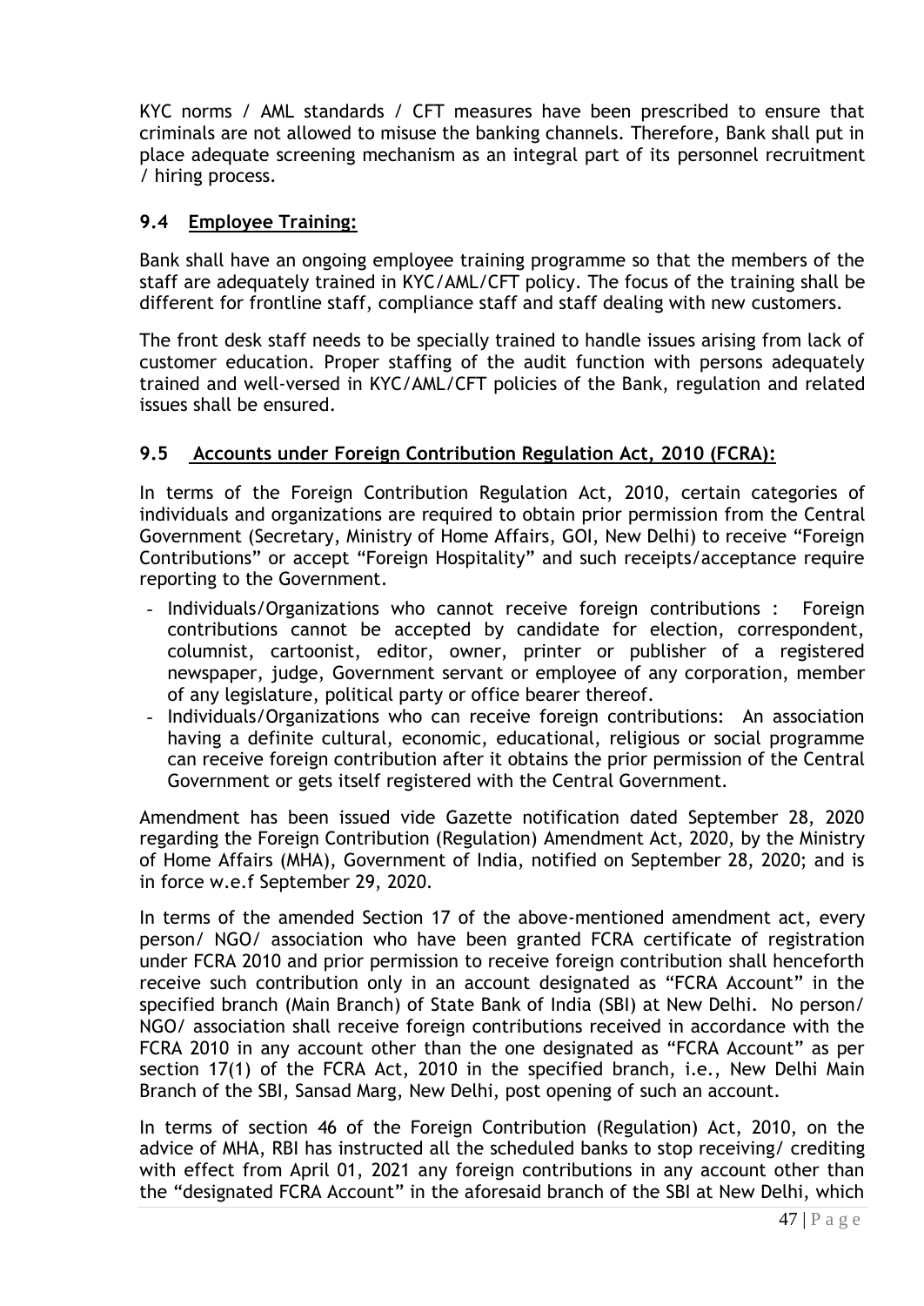KYC norms / AML standards / CFT measures have been prescribed to ensure that criminals are not allowed to misuse the banking channels. Therefore, Bank shall put in place adequate screening mechanism as an integral part of its personnel recruitment / hiring process.

### 9.4 Employee Training:

Bank shall have an ongoing employee training programme so that the members of the staff are adequately trained in KYC/AML/CFT policy. The focus of the training shall be different for frontline staff, compliance staff and staff dealing with new customers.

The front desk staff needs to be specially trained to handle issues arising from lack of customer education. Proper staffing of the audit function with persons adequately trained and well-versed in KYC/AML/CFT policies of the Bank, regulation and related issues shall be ensured.

### 9.5 Accounts under Foreign Contribution Regulation Act, 2010 (FCRA):

In terms of the Foreign Contribution Regulation Act, 2010, certain categories of individuals and organizations are required to obtain prior permission from the Central Government (Secretary, Ministry of Home Affairs, GOI, New Delhi) to receive "Foreign Contributions" or accept "Foreign Hospitality" and such receipts/acceptance require reporting to the Government.

- Individuals/Organizations who cannot receive foreign contributions : Foreign contributions cannot be accepted by candidate for election, correspondent, columnist, cartoonist, editor, owner, printer or publisher of a registered newspaper, judge, Government servant or employee of any corporation, member of any legislature, political party or office bearer thereof.
- Individuals/Organizations who can receive foreign contributions: An association having a definite cultural, economic, educational, religious or social programme can receive foreign contribution after it obtains the prior permission of the Central Government or gets itself registered with the Central Government.

Amendment has been issued vide Gazette notification dated September 28, 2020 regarding the Foreign Contribution (Regulation) Amendment Act, 2020, by the Ministry of Home Affairs (MHA), Government of India, notified on September 28, 2020; and is in force w.e.f September 29, 2020.

In terms of the amended Section 17 of the above-mentioned amendment act, every person/ NGO/ association who have been granted FCRA certificate of registration under FCRA 2010 and prior permission to receive foreign contribution shall henceforth receive such contribution only in an account designated as "FCRA Account" in the specified branch (Main Branch) of State Bank of India (SBI) at New Delhi. No person/ NGO/ association shall receive foreign contributions received in accordance with the FCRA 2010 in any account other than the one designated as "FCRA Account" as per section 17(1) of the FCRA Act, 2010 in the specified branch, i.e., New Delhi Main Branch of the SBI, Sansad Marg, New Delhi, post opening of such an account.

In terms of section 46 of the Foreign Contribution (Regulation) Act, 2010, on the advice of MHA, RBI has instructed all the scheduled banks to stop receiving/ crediting with effect from April 01, 2021 any foreign contributions in any account other than the "designated FCRA Account" in the aforesaid branch of the SBI at New Delhi, which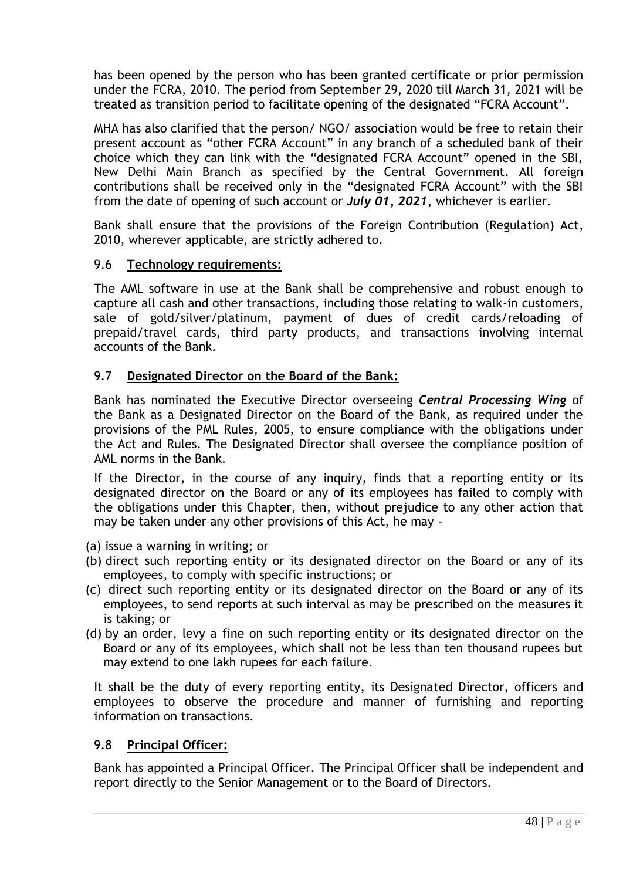has been opened by the person who has been granted certificate or prior permission under the FCRA, 2010. The period from September 29, 2020 till March 31, 2021 will be treated as transition period to facilitate opening of the designated "FCRA Account".

MHA has also clarified that the person/ NGO/ association would be free to retain their present account as "other FCRA Account" in any branch of a scheduled bank of their choice which they can link with the "designated FCRA Account" opened in the SBI, New Delhi Main Branch as specified by the Central Government. All foreign contributions shall be received only in the "designated FCRA Account" with the SBI from the date of opening of such account or ***July 01, 2021***, whichever is earlier.

Bank shall ensure that the provisions of the Foreign Contribution (Regulation) Act, 2010, wherever applicable, are strictly adhered to.

### 9.6 **Technology requirements:**

The AML software in use at the Bank shall be comprehensive and robust enough to capture all cash and other transactions, including those relating to walk-in customers, sale of gold/silver/platinum, payment of dues of credit cards/reloading of prepaid/travel cards, third party products, and transactions involving internal accounts of the Bank.

### 9.7 **Designated Director on the Board of the Bank:**

Bank has nominated the Executive Director overseeing ***Central Processing Wing*** of the Bank as a Designated Director on the Board of the Bank, as required under the provisions of the PML Rules, 2005, to ensure compliance with the obligations under the Act and Rules. The Designated Director shall oversee the compliance position of AML norms in the Bank.

If the Director, in the course of any inquiry, finds that a reporting entity or its designated director on the Board or any of its employees has failed to comply with the obligations under this Chapter, then, without prejudice to any other action that may be taken under any other provisions of this Act, he may -

(a) issue a warning in writing; or
(b) direct such reporting entity or its designated director on the Board or any of its employees, to comply with specific instructions; or
(c) direct such reporting entity or its designated director on the Board or any of its employees, to send reports at such interval as may be prescribed on the measures it is taking; or
(d) by an order, levy a fine on such reporting entity or its designated director on the Board or any of its employees, which shall not be less than ten thousand rupees but may extend to one lakh rupees for each failure.

It shall be the duty of every reporting entity, its Designated Director, officers and employees to observe the procedure and manner of furnishing and reporting information on transactions.

### 9.8 **Principal Officer:**

Bank has appointed a Principal Officer. The Principal Officer shall be independent and report directly to the Senior Management or to the Board of Directors.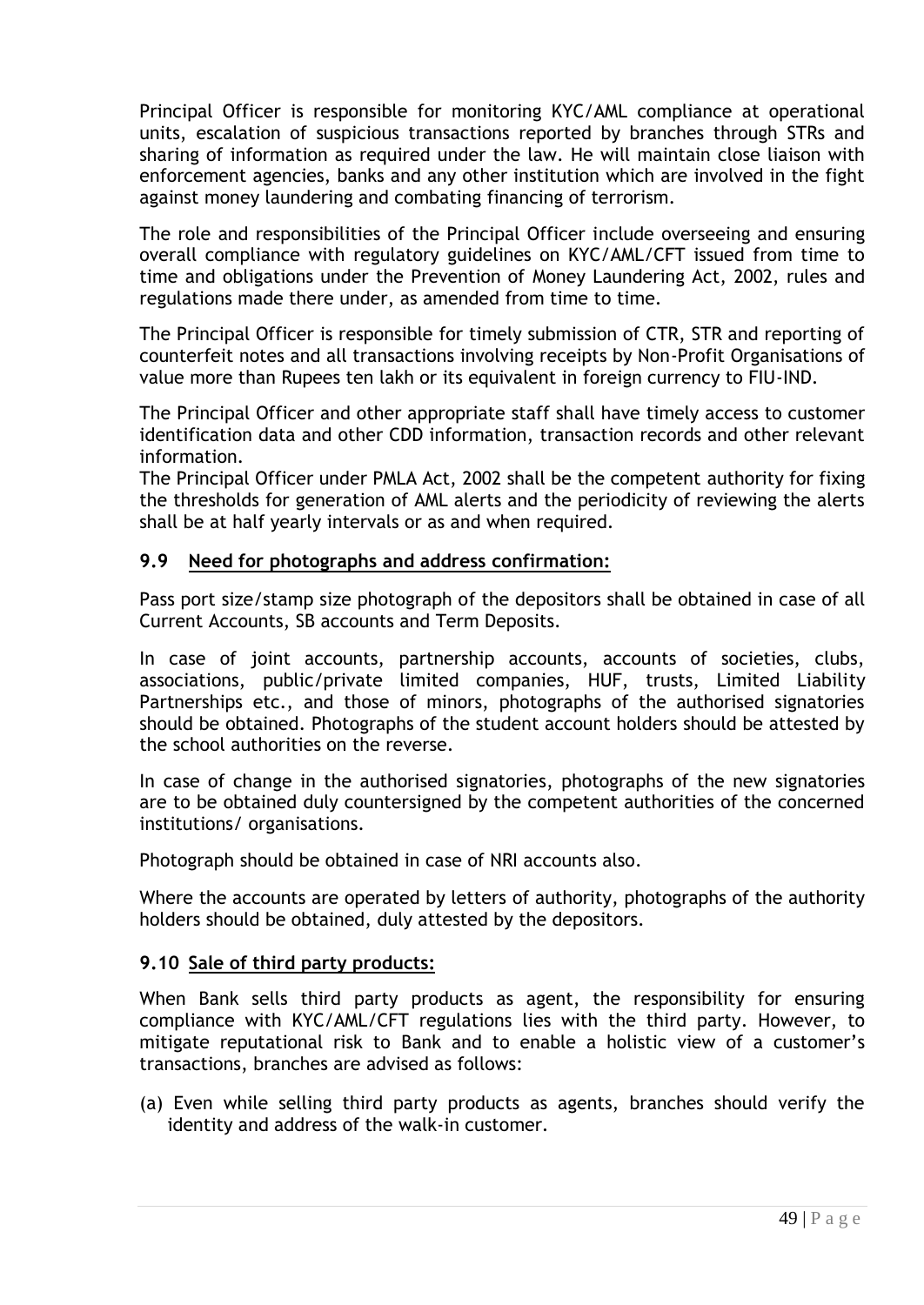Principal Officer is responsible for monitoring KYC/AML compliance at operational units, escalation of suspicious transactions reported by branches through STRs and sharing of information as required under the law. He will maintain close liaison with enforcement agencies, banks and any other institution which are involved in the fight against money laundering and combating financing of terrorism.

The role and responsibilities of the Principal Officer include overseeing and ensuring overall compliance with regulatory guidelines on KYC/AML/CFT issued from time to time and obligations under the Prevention of Money Laundering Act, 2002, rules and regulations made there under, as amended from time to time.

The Principal Officer is responsible for timely submission of CTR, STR and reporting of counterfeit notes and all transactions involving receipts by Non-Profit Organisations of value more than Rupees ten lakh or its equivalent in foreign currency to FIU-IND.

The Principal Officer and other appropriate staff shall have timely access to customer identification data and other CDD information, transaction records and other relevant information.
The Principal Officer under PMLA Act, 2002 shall be the competent authority for fixing the thresholds for generation of AML alerts and the periodicity of reviewing the alerts shall be at half yearly intervals or as and when required.

### 9.9 <u>Need for photographs and address confirmation:</u>

Pass port size/stamp size photograph of the depositors shall be obtained in case of all Current Accounts, SB accounts and Term Deposits.

In case of joint accounts, partnership accounts, accounts of societies, clubs, associations, public/private limited companies, HUF, trusts, Limited Liability Partnerships etc., and those of minors, photographs of the authorised signatories should be obtained. Photographs of the student account holders should be attested by the school authorities on the reverse.

In case of change in the authorised signatories, photographs of the new signatories are to be obtained duly countersigned by the competent authorities of the concerned institutions/ organisations.

Photograph should be obtained in case of NRI accounts also.

Where the accounts are operated by letters of authority, photographs of the authority holders should be obtained, duly attested by the depositors.

### 9.10 <u>Sale of third party products:</u>

When Bank sells third party products as agent, the responsibility for ensuring compliance with KYC/AML/CFT regulations lies with the third party. However, to mitigate reputational risk to Bank and to enable a holistic view of a customer's transactions, branches are advised as follows:

(a) Even while selling third party products as agents, branches should verify the identity and address of the walk-in customer.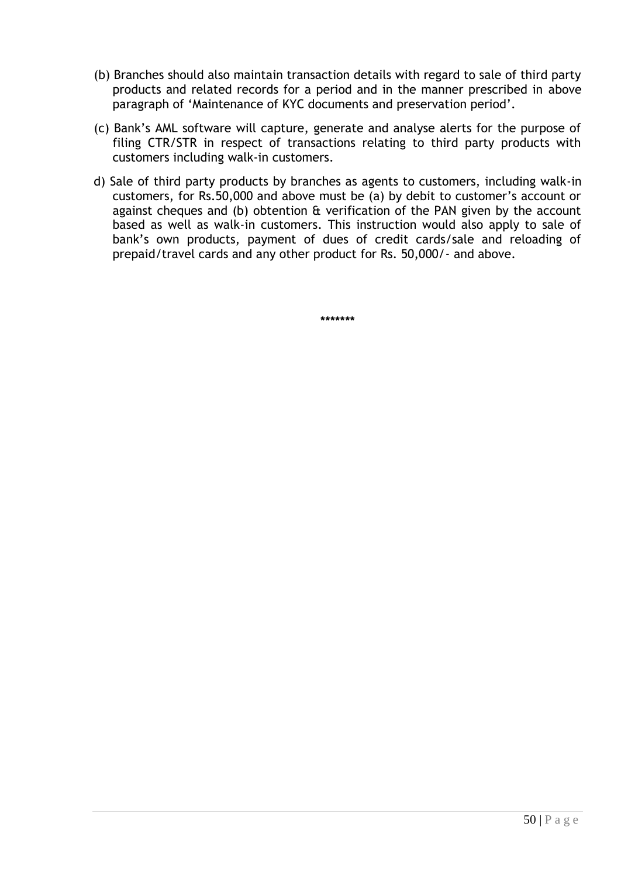(b) Branches should also maintain transaction details with regard to sale of third party products and related records for a period and in the manner prescribed in above paragraph of 'Maintenance of KYC documents and preservation period'.

(c) Bank's AML software will capture, generate and analyse alerts for the purpose of filing CTR/STR in respect of transactions relating to third party products with customers including walk-in customers.

d) Sale of third party products by branches as agents to customers, including walk-in customers, for Rs.50,000 and above must be (a) by debit to customer's account or against cheques and (b) obtention & verification of the PAN given by the account based as well as walk-in customers. This instruction would also apply to sale of bank's own products, payment of dues of credit cards/sale and reloading of prepaid/travel cards and any other product for Rs. 50,000/- and above.

*******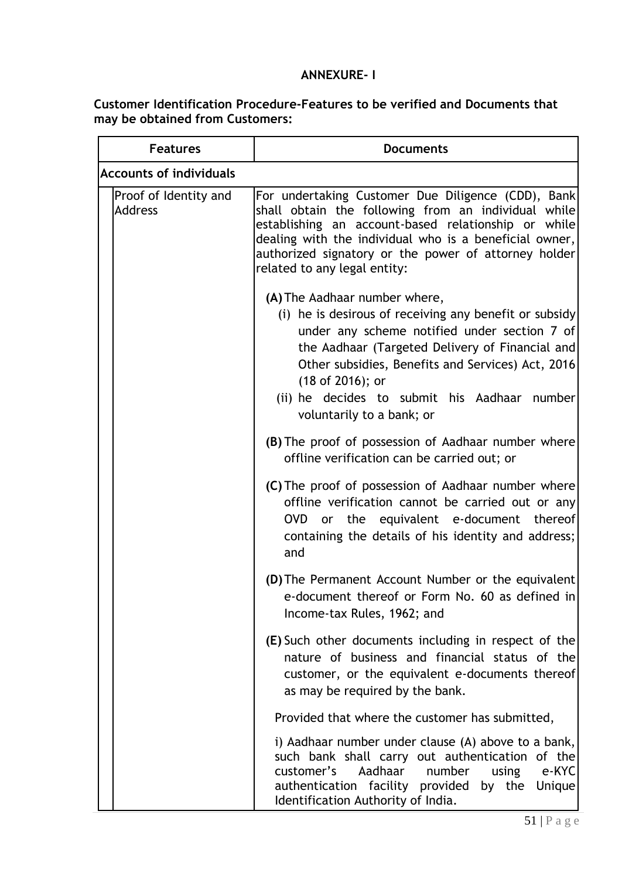**ANNEXURE- I**

**Customer Identification Procedure-Features to be verified and Documents that may be obtained from Customers:**

| Features | Documents |
|---|---|
| **Accounts of individuals** | |
| Proof of Identity and Address | For undertaking Customer Due Diligence (CDD), Bank shall obtain the following from an individual while establishing an account-based relationship or while dealing with the individual who is a beneficial owner, authorized signatory or the power of attorney holder related to any legal entity:<br><br>**(A)** The Aadhaar number where,<br>(i) he is desirous of receiving any benefit or subsidy under any scheme notified under section 7 of the Aadhaar (Targeted Delivery of Financial and Other subsidies, Benefits and Services) Act, 2016 (18 of 2016); or<br>(ii) he decides to submit his Aadhaar number voluntarily to a bank; or<br><br>**(B)** The proof of possession of Aadhaar number where offline verification can be carried out; or<br><br>**(C)** The proof of possession of Aadhaar number where offline verification cannot be carried out or any OVD or the equivalent e-document thereof containing the details of his identity and address; and<br><br>**(D)** The Permanent Account Number or the equivalent e-document thereof or Form No. 60 as defined in Income-tax Rules, 1962; and<br><br>**(E)** Such other documents including in respect of the nature of business and financial status of the customer, or the equivalent e-documents thereof as may be required by the bank.<br><br>Provided that where the customer has submitted,<br><br>i) Aadhaar number under clause (A) above to a bank, such bank shall carry out authentication of the customer's Aadhaar number using e-KYC authentication facility provided by the Unique Identification Authority of India. |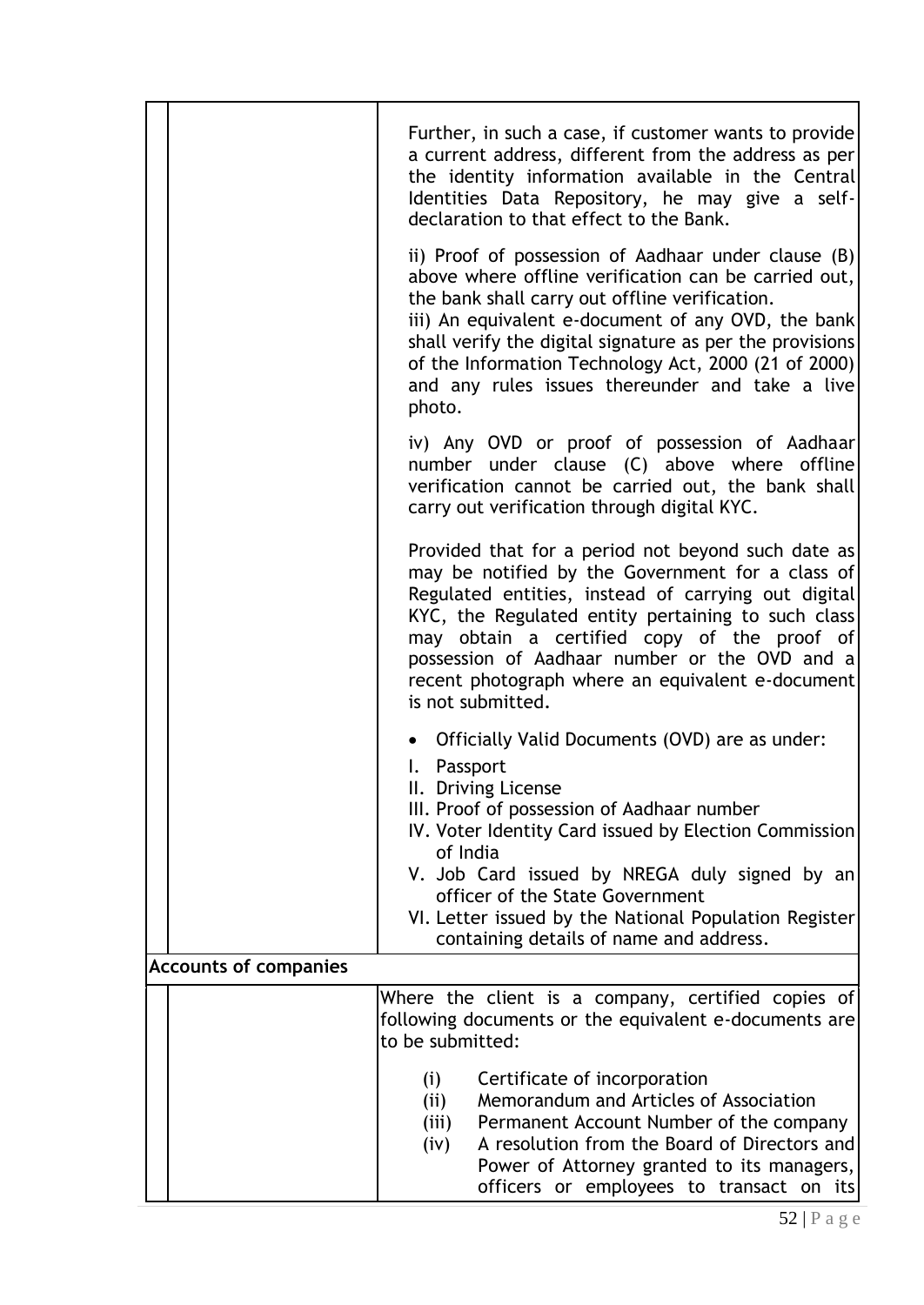| | | |
|---|---|---|
| | | Further, in such a case, if customer wants to provide a current address, different from the address as per the identity information available in the Central Identities Data Repository, he may give a self-declaration to that effect to the Bank.<br><br>ii) Proof of possession of Aadhaar under clause (B) above where offline verification can be carried out, the bank shall carry out offline verification.<br>iii) An equivalent e-document of any OVD, the bank shall verify the digital signature as per the provisions of the Information Technology Act, 2000 (21 of 2000) and any rules issues thereunder and take a live photo.<br><br>iv) Any OVD or proof of possession of Aadhaar number under clause (C) above where offline verification cannot be carried out, the bank shall carry out verification through digital KYC.<br><br>Provided that for a period not beyond such date as may be notified by the Government for a class of Regulated entities, instead of carrying out digital KYC, the Regulated entity pertaining to such class may obtain a certified copy of the proof of possession of Aadhaar number or the OVD and a recent photograph where an equivalent e-document is not submitted.<br><br>• Officially Valid Documents (OVD) are as under:<br>I. Passport<br>II. Driving License<br>III. Proof of possession of Aadhaar number<br>IV. Voter Identity Card issued by Election Commission of India<br>V. Job Card issued by NREGA duly signed by an officer of the State Government<br>VI. Letter issued by the National Population Register containing details of name and address. |
| **Accounts of companies** | | |
| | | Where the client is a company, certified copies of following documents or the equivalent e-documents are to be submitted:<br><br>(i) Certificate of incorporation<br>(ii) Memorandum and Articles of Association<br>(iii) Permanent Account Number of the company<br>(iv) A resolution from the Board of Directors and Power of Attorney granted to its managers, officers or employees to transact on its |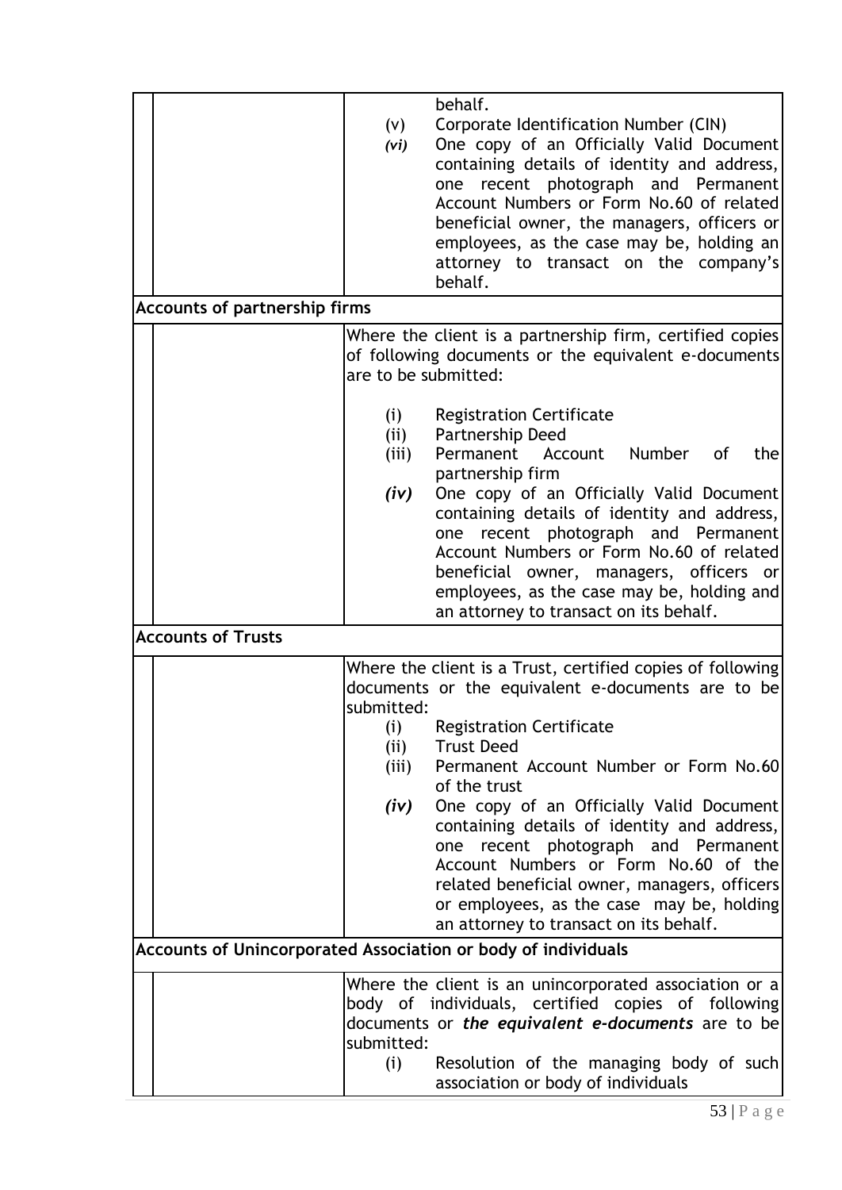| | | |
|---|---|---|
| | | behalf.<br>(v) Corporate Identification Number (CIN)<br>*(vi)* One copy of an Officially Valid Document containing details of identity and address, one recent photograph and Permanent Account Numbers or Form No.60 of related beneficial owner, the managers, officers or employees, as the case may be, holding an attorney to transact on the company's behalf. |
| **Accounts of partnership firms** | | |
| | | Where the client is a partnership firm, certified copies of following documents or the equivalent e-documents are to be submitted:<br><br>(i) Registration Certificate<br>(ii) Partnership Deed<br>(iii) Permanent Account Number of the partnership firm<br>*(iv)* One copy of an Officially Valid Document containing details of identity and address, one recent photograph and Permanent Account Numbers or Form No.60 of related beneficial owner, managers, officers or employees, as the case may be, holding and an attorney to transact on its behalf. |
| **Accounts of Trusts** | | |
| | | Where the client is a Trust, certified copies of following documents or the equivalent e-documents are to be submitted:<br>(i) Registration Certificate<br>(ii) Trust Deed<br>(iii) Permanent Account Number or Form No.60 of the trust<br>*(iv)* One copy of an Officially Valid Document containing details of identity and address, one recent photograph and Permanent Account Numbers or Form No.60 of the related beneficial owner, managers, officers or employees, as the case may be, holding an attorney to transact on its behalf. |
| **Accounts of Unincorporated Association or body of individuals** | | |
| | | Where the client is an unincorporated association or a body of individuals, certified copies of following documents or ***the equivalent e-documents*** are to be submitted:<br>(i) Resolution of the managing body of such association or body of individuals |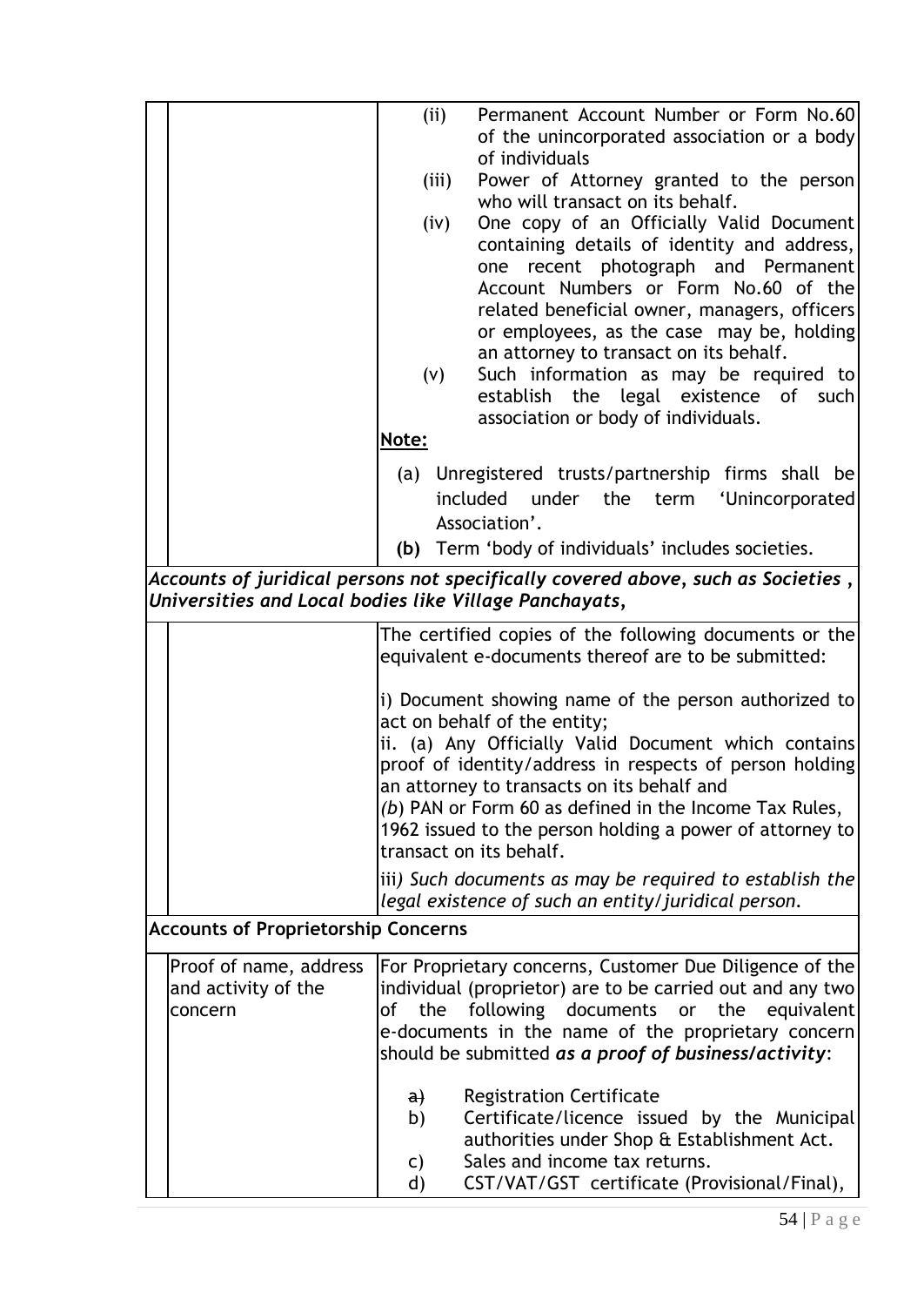| | | |
|---|---|---|
| | | (ii) Permanent Account Number or Form No.60 of the unincorporated association or a body of individuals<br>(iii) Power of Attorney granted to the person who will transact on its behalf.<br>(iv) One copy of an Officially Valid Document containing details of identity and address, one recent photograph and Permanent Account Numbers or Form No.60 of the related beneficial owner, managers, officers or employees, as the case may be, holding an attorney to transact on its behalf.<br>(v) Such information as may be required to establish the legal existence of such association or body of individuals.<br>**<u>Note:</u>**<br>(a) Unregistered trusts/partnership firms shall be included under the term 'Unincorporated Association'.<br>**(b)** Term 'body of individuals' includes societies. |
| ***Accounts of juridical persons not specifically covered above, such as Societies , Universities and Local bodies like Village Panchayats,*** | | |
| | | The certified copies of the following documents or the equivalent e-documents thereof are to be submitted:<br><br>i) Document showing name of the person authorized to act on behalf of the entity;<br>ii. (a) Any Officially Valid Document which contains proof of identity/address in respects of person holding an attorney to transacts on its behalf and<br>*(b)* PAN or Form 60 as defined in the Income Tax Rules, 1962 issued to the person holding a power of attorney to transact on its behalf.<br><br>iii*) Such documents as may be required to establish the legal existence of such an entity/juridical person.* |
| **Accounts of Proprietorship Concerns** | | |
| | Proof of name, address and activity of the concern | For Proprietary concerns, Customer Due Diligence of the individual (proprietor) are to be carried out and any two of the following documents or the equivalent e-documents in the name of the proprietary concern should be submitted ***as a proof of business/activity***:<br><br>a) Registration Certificate<br>b) Certificate/licence issued by the Municipal authorities under Shop & Establishment Act.<br>c) Sales and income tax returns.<br>d) CST/VAT/GST certificate (Provisional/Final), |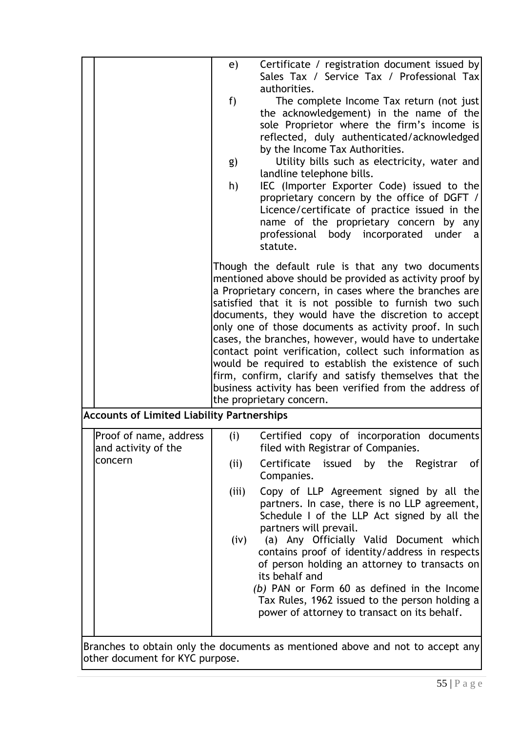| | |
|---|---|
| | e) Certificate / registration document issued by Sales Tax / Service Tax / Professional Tax authorities.<br>f) The complete Income Tax return (not just the acknowledgement) in the name of the sole Proprietor where the firm's income is reflected, duly authenticated/acknowledged by the Income Tax Authorities.<br>g) Utility bills such as electricity, water and landline telephone bills.<br>h) IEC (Importer Exporter Code) issued to the proprietary concern by the office of DGFT / Licence/certificate of practice issued in the name of the proprietary concern by any professional body incorporated under a statute.<br><br>Though the default rule is that any two documents mentioned above should be provided as activity proof by a Proprietary concern, in cases where the branches are satisfied that it is not possible to furnish two such documents, they would have the discretion to accept only one of those documents as activity proof. In such cases, the branches, however, would have to undertake contact point verification, collect such information as would be required to establish the existence of such firm, confirm, clarify and satisfy themselves that the business activity has been verified from the address of the proprietary concern. |
| **Accounts of Limited Liability Partnerships** | |
| Proof of name, address and activity of the concern | (i) Certified copy of incorporation documents filed with Registrar of Companies.<br>(ii) Certificate issued by the Registrar of Companies.<br>(iii) Copy of LLP Agreement signed by all the partners. In case, there is no LLP agreement, Schedule I of the LLP Act signed by all the partners will prevail.<br>(iv) (a) Any Officially Valid Document which contains proof of identity/address in respects of person holding an attorney to transacts on its behalf and<br>*(b)* PAN or Form 60 as defined in the Income Tax Rules, 1962 issued to the person holding a power of attorney to transact on its behalf. |
| Branches to obtain only the documents as mentioned above and not to accept any other document for KYC purpose. | |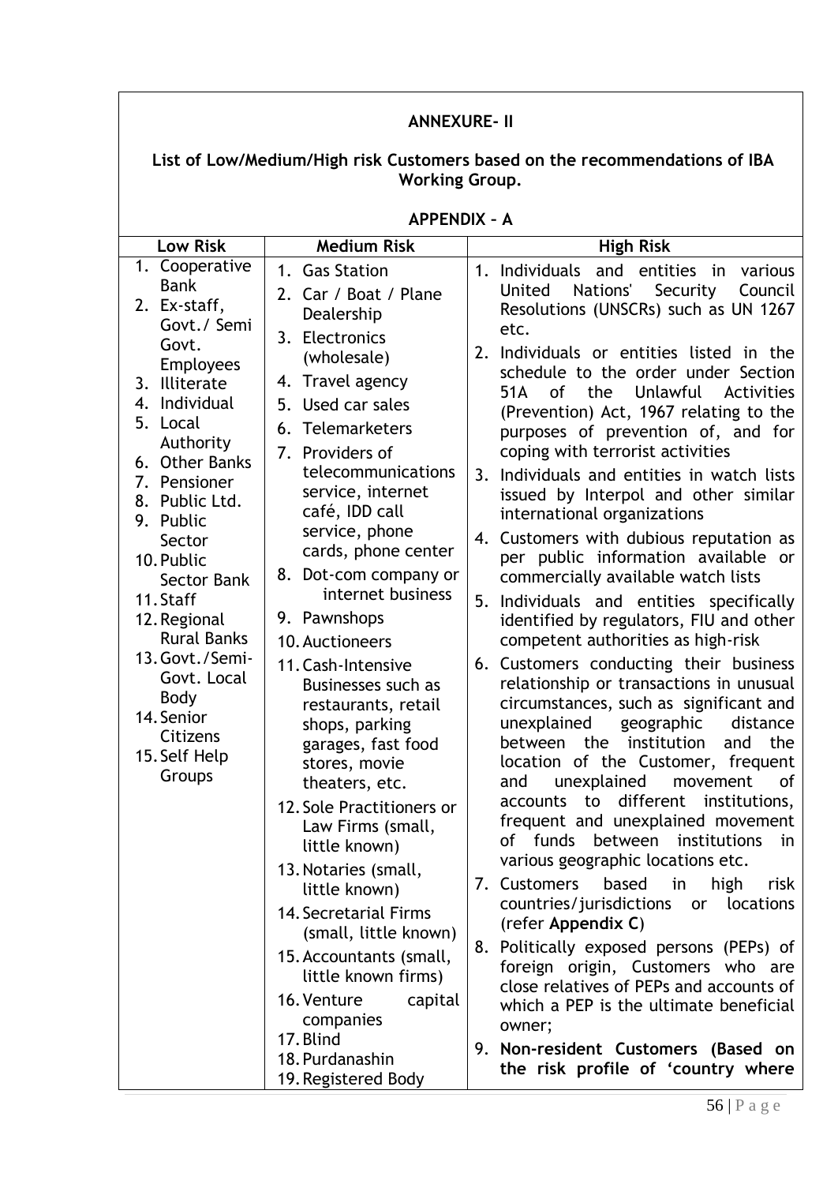## ANNEXURE- II

### List of Low/Medium/High risk Customers based on the recommendations of IBA Working Group.

### APPENDIX – A

| Low Risk | Medium Risk | High Risk |
|---|---|---|
| 1. Cooperative Bank<br>2. Ex-staff, Govt./ Semi Govt. Employees<br>3. Illiterate<br>4. Individual<br>5. Local Authority<br>6. Other Banks<br>7. Pensioner<br>8. Public Ltd.<br>9. Public Sector<br>10. Public Sector Bank<br>11. Staff<br>12. Regional Rural Banks<br>13. Govt./Semi-Govt. Local Body<br>14. Senior Citizens<br>15. Self Help Groups | 1. Gas Station<br>2. Car / Boat / Plane Dealership<br>3. Electronics (wholesale)<br>4. Travel agency<br>5. Used car sales<br>6. Telemarketers<br>7. Providers of telecommunications service, internet café, IDD call service, phone cards, phone center<br>8. Dot-com company or internet business<br>9. Pawnshops<br>10. Auctioneers<br>11. Cash-Intensive Businesses such as restaurants, retail shops, parking garages, fast food stores, movie theaters, etc.<br>12. Sole Practitioners or Law Firms (small, little known)<br>13. Notaries (small, little known)<br>14. Secretarial Firms (small, little known)<br>15. Accountants (small, little known firms)<br>16. Venture capital companies<br>17. Blind<br>18. Purdanashin<br>19. Registered Body | 1. Individuals and entities in various United Nations' Security Council Resolutions (UNSCRs) such as UN 1267 etc.<br>2. Individuals or entities listed in the schedule to the order under Section 51A of the Unlawful Activities (Prevention) Act, 1967 relating to the purposes of prevention of, and for coping with terrorist activities<br>3. Individuals and entities in watch lists issued by Interpol and other similar international organizations<br>4. Customers with dubious reputation as per public information available or commercially available watch lists<br>5. Individuals and entities specifically identified by regulators, FIU and other competent authorities as high-risk<br>6. Customers conducting their business relationship or transactions in unusual circumstances, such as significant and unexplained geographic distance between the institution and the location of the Customer, frequent and unexplained movement of accounts to different institutions, frequent and unexplained movement of funds between institutions in various geographic locations etc.<br>7. Customers based in high risk countries/jurisdictions or locations (refer **Appendix C**)<br>8. Politically exposed persons (PEPs) of foreign origin, Customers who are close relatives of PEPs and accounts of which a PEP is the ultimate beneficial owner;<br>9. **Non-resident Customers (Based on the risk profile of 'country where** |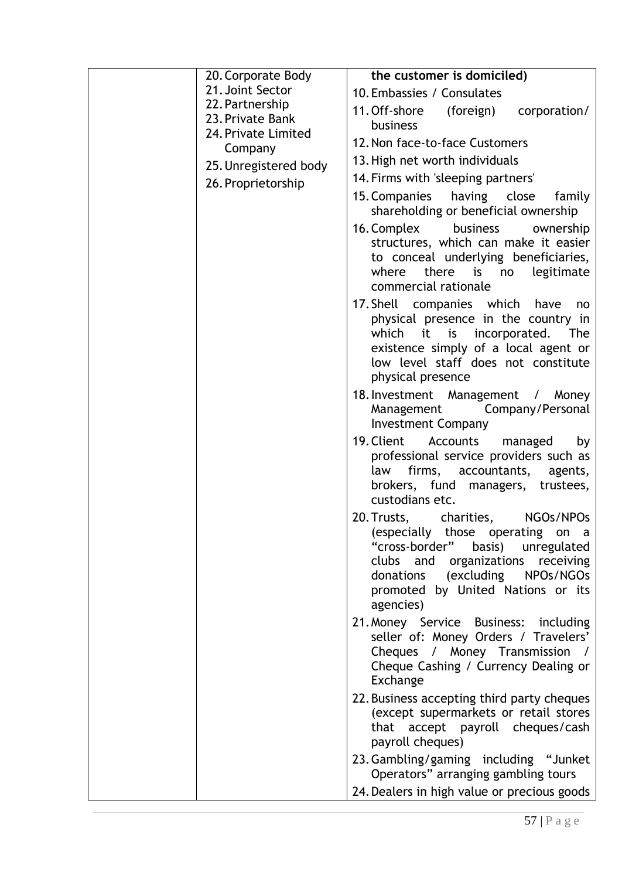| | | |
|---|---|---|
| | 20. Corporate Body<br>21. Joint Sector<br>22. Partnership<br>23. Private Bank<br>24. Private Limited Company<br>25. Unregistered body<br>26. Proprietorship | **the customer is domiciled)**<br>10. Embassies / Consulates<br>11. Off-shore (foreign) corporation/ business<br>12. Non face-to-face Customers<br>13. High net worth individuals<br>14. Firms with 'sleeping partners'<br>15. Companies having close family shareholding or beneficial ownership<br>16. Complex business ownership structures, which can make it easier to conceal underlying beneficiaries, where there is no legitimate commercial rationale<br>17. Shell companies which have no physical presence in the country in which it is incorporated. The existence simply of a local agent or low level staff does not constitute physical presence<br>18. Investment Management / Money Management Company/Personal Investment Company<br>19. Client Accounts managed by professional service providers such as law firms, accountants, agents, brokers, fund managers, trustees, custodians etc.<br>20. Trusts, charities, NGOs/NPOs (especially those operating on a "cross-border" basis) unregulated clubs and organizations receiving donations (excluding NPOs/NGOs promoted by United Nations or its agencies)<br>21. Money Service Business: including seller of: Money Orders / Travelers' Cheques / Money Transmission / Cheque Cashing / Currency Dealing or Exchange<br>22. Business accepting third party cheques (except supermarkets or retail stores that accept payroll cheques/cash payroll cheques)<br>23. Gambling/gaming including "Junket Operators" arranging gambling tours<br>24. Dealers in high value or precious goods |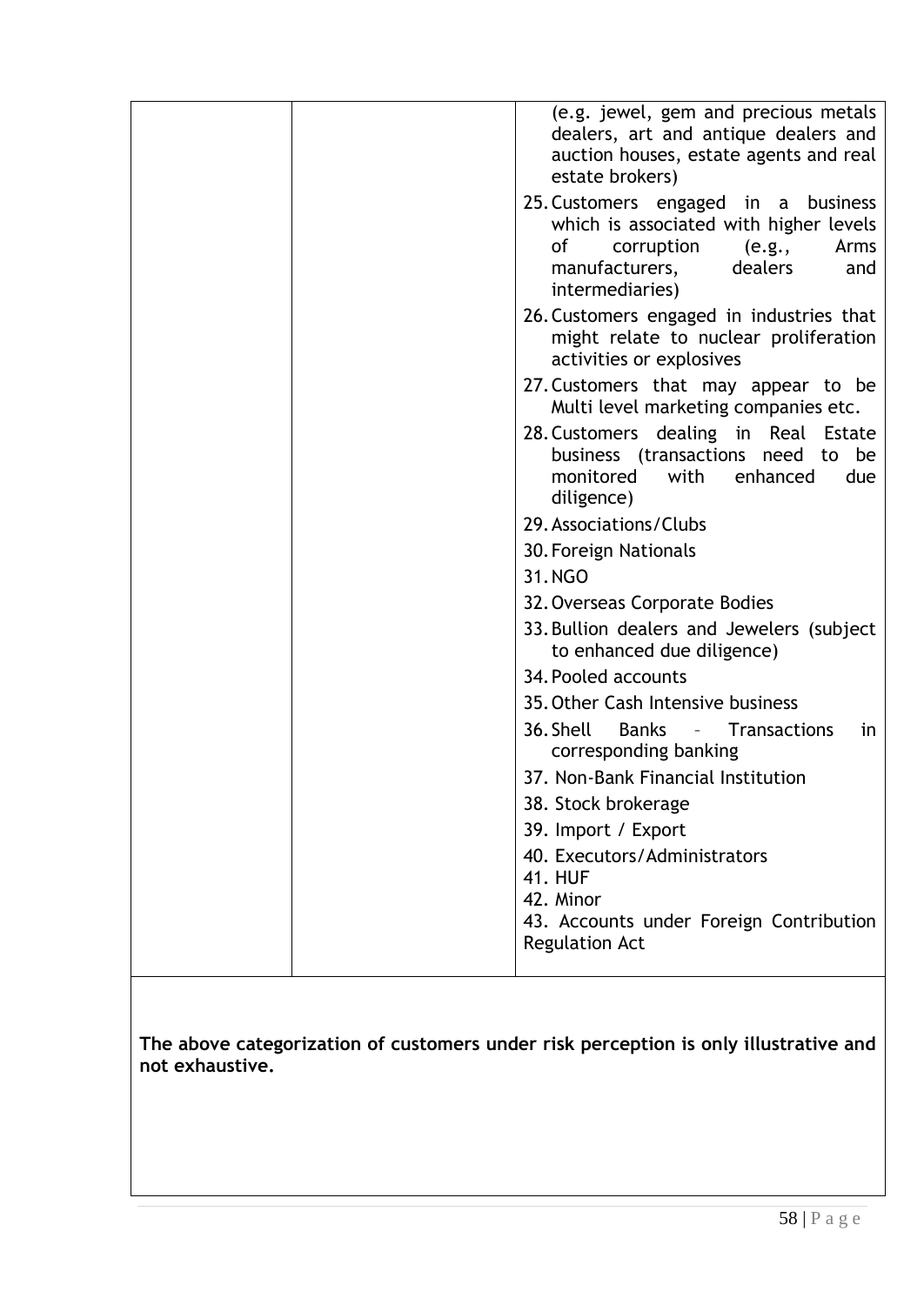| | | (e.g. jewel, gem and precious metals dealers, art and antique dealers and auction houses, estate agents and real estate brokers)<br>25. Customers engaged in a business which is associated with higher levels of corruption (e.g., Arms manufacturers, dealers and intermediaries)<br>26. Customers engaged in industries that might relate to nuclear proliferation activities or explosives<br>27. Customers that may appear to be Multi level marketing companies etc.<br>28. Customers dealing in Real Estate business (transactions need to be monitored with enhanced due diligence)<br>29. Associations/Clubs<br>30. Foreign Nationals<br>31. NGO<br>32. Overseas Corporate Bodies<br>33. Bullion dealers and Jewelers (subject to enhanced due diligence)<br>34. Pooled accounts<br>35. Other Cash Intensive business<br>36. Shell Banks – Transactions in corresponding banking<br>37. Non-Bank Financial Institution<br>38. Stock brokerage<br>39. Import / Export<br>40. Executors/Administrators<br>41. HUF<br>42. Minor<br>43. Accounts under Foreign Contribution Regulation Act |
|---|---|---|

**The above categorization of customers under risk perception is only illustrative and not exhaustive.**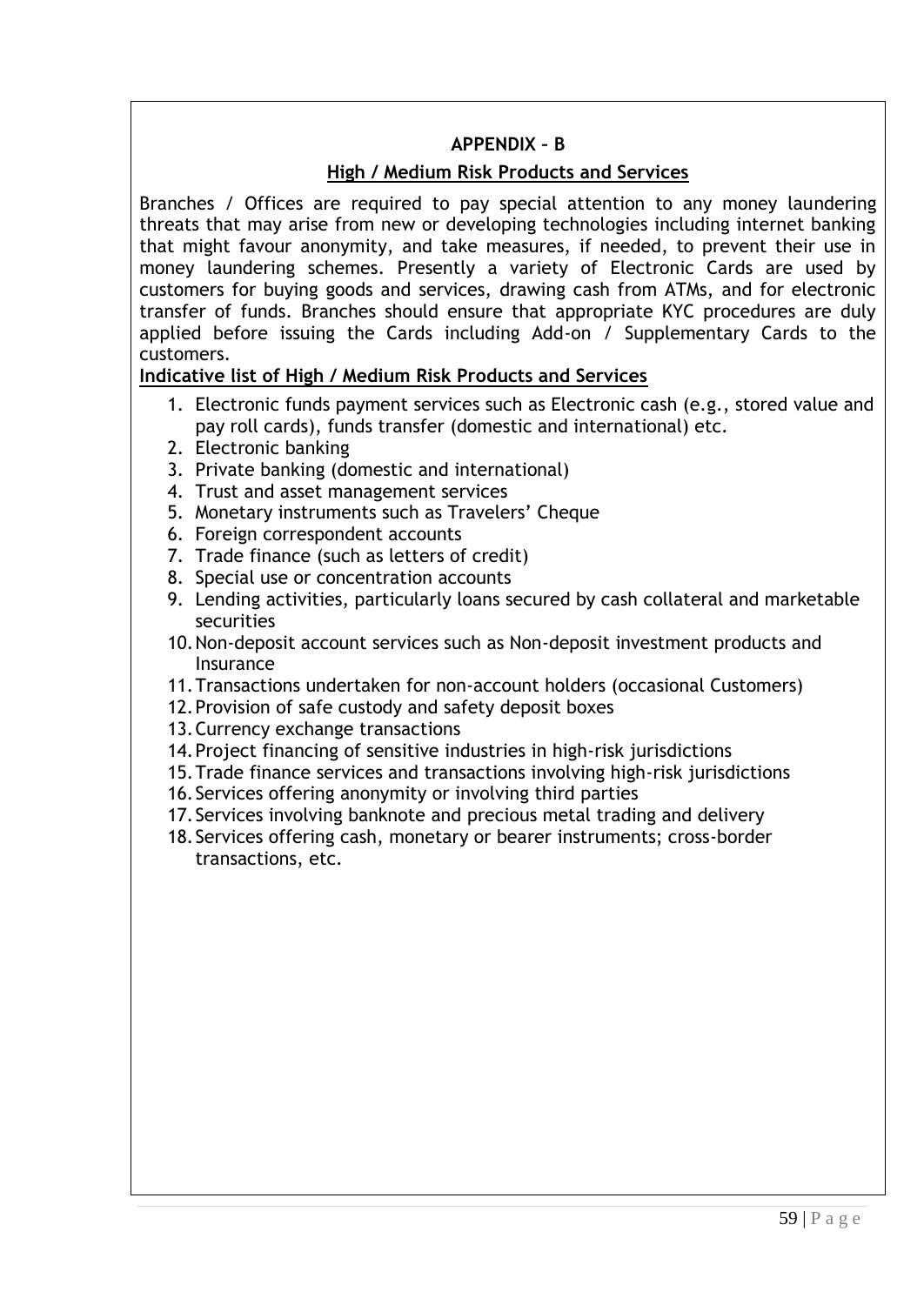## APPENDIX – B

### High / Medium Risk Products and Services

Branches / Offices are required to pay special attention to any money laundering threats that may arise from new or developing technologies including internet banking that might favour anonymity, and take measures, if needed, to prevent their use in money laundering schemes. Presently a variety of Electronic Cards are used by customers for buying goods and services, drawing cash from ATMs, and for electronic transfer of funds. Branches should ensure that appropriate KYC procedures are duly applied before issuing the Cards including Add-on / Supplementary Cards to the customers.

**Indicative list of High / Medium Risk Products and Services**

1. Electronic funds payment services such as Electronic cash (e.g., stored value and pay roll cards), funds transfer (domestic and international) etc.
2. Electronic banking
3. Private banking (domestic and international)
4. Trust and asset management services
5. Monetary instruments such as Travelers' Cheque
6. Foreign correspondent accounts
7. Trade finance (such as letters of credit)
8. Special use or concentration accounts
9. Lending activities, particularly loans secured by cash collateral and marketable securities
10. Non-deposit account services such as Non-deposit investment products and Insurance
11. Transactions undertaken for non-account holders (occasional Customers)
12. Provision of safe custody and safety deposit boxes
13. Currency exchange transactions
14. Project financing of sensitive industries in high-risk jurisdictions
15. Trade finance services and transactions involving high-risk jurisdictions
16. Services offering anonymity or involving third parties
17. Services involving banknote and precious metal trading and delivery
18. Services offering cash, monetary or bearer instruments; cross-border transactions, etc.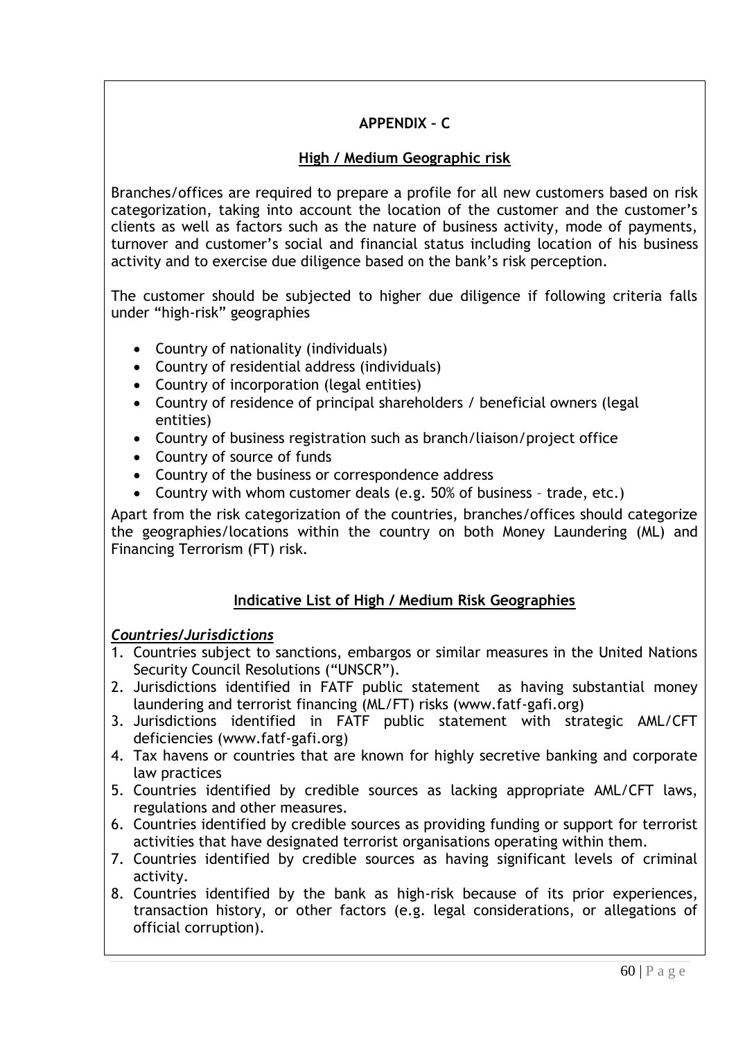## APPENDIX – C

### High / Medium Geographic risk

Branches/offices are required to prepare a profile for all new customers based on risk categorization, taking into account the location of the customer and the customer's clients as well as factors such as the nature of business activity, mode of payments, turnover and customer's social and financial status including location of his business activity and to exercise due diligence based on the bank's risk perception.

The customer should be subjected to higher due diligence if following criteria falls under "high-risk" geographies

- Country of nationality (individuals)
- Country of residential address (individuals)
- Country of incorporation (legal entities)
- Country of residence of principal shareholders / beneficial owners (legal entities)
- Country of business registration such as branch/liaison/project office
- Country of source of funds
- Country of the business or correspondence address
- Country with whom customer deals (e.g. 50% of business – trade, etc.)

Apart from the risk categorization of the countries, branches/offices should categorize the geographies/locations within the country on both Money Laundering (ML) and Financing Terrorism (FT) risk.

### Indicative List of High / Medium Risk Geographies

***Countries/Jurisdictions***

1. Countries subject to sanctions, embargos or similar measures in the United Nations Security Council Resolutions ("UNSCR").
2. Jurisdictions identified in FATF public statement as having substantial money laundering and terrorist financing (ML/FT) risks (www.fatf-gafi.org)
3. Jurisdictions identified in FATF public statement with strategic AML/CFT deficiencies (www.fatf-gafi.org)
4. Tax havens or countries that are known for highly secretive banking and corporate law practices
5. Countries identified by credible sources as lacking appropriate AML/CFT laws, regulations and other measures.
6. Countries identified by credible sources as providing funding or support for terrorist activities that have designated terrorist organisations operating within them.
7. Countries identified by credible sources as having significant levels of criminal activity.
8. Countries identified by the bank as high-risk because of its prior experiences, transaction history, or other factors (e.g. legal considerations, or allegations of official corruption).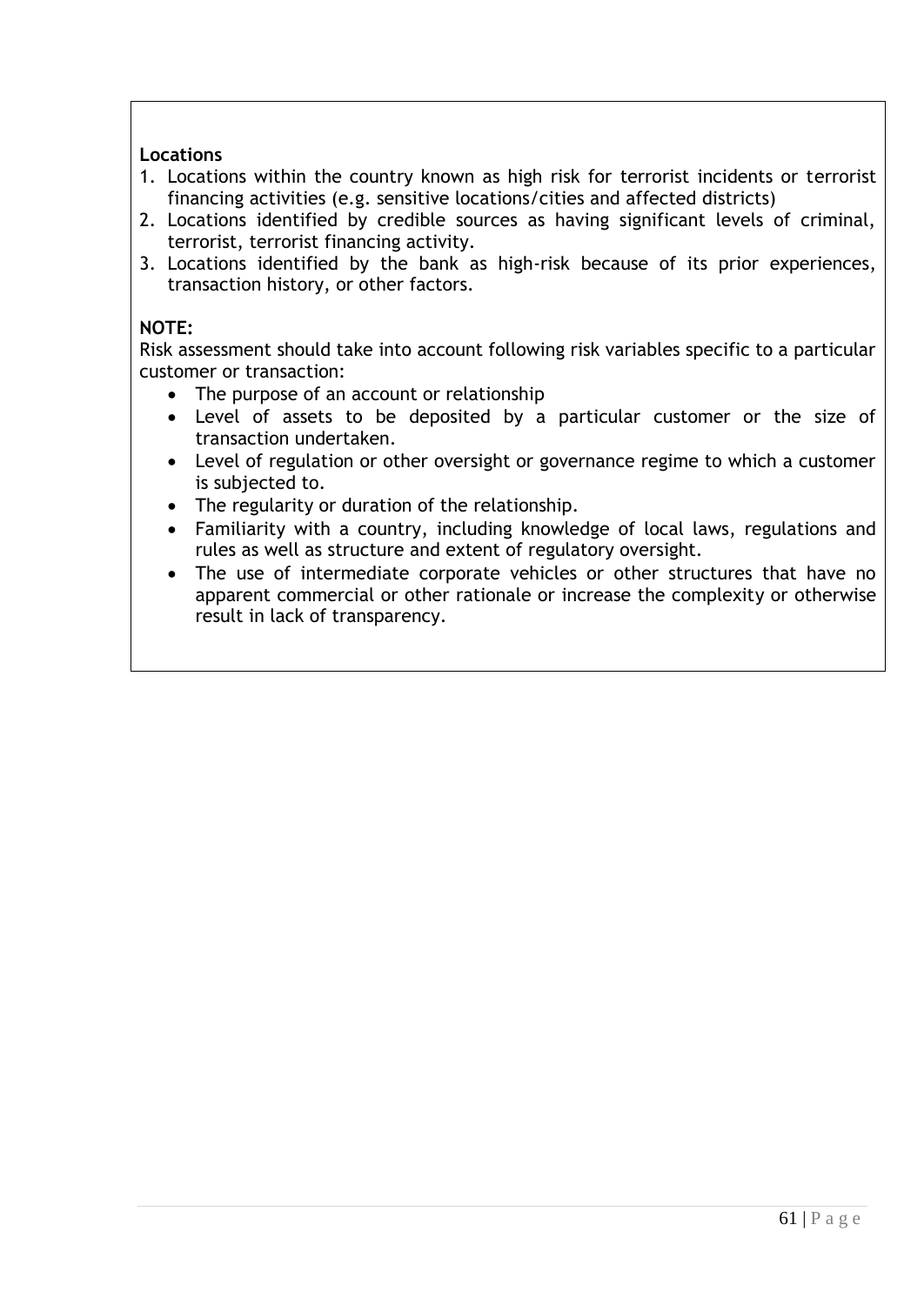**Locations**

1. Locations within the country known as high risk for terrorist incidents or terrorist financing activities (e.g. sensitive locations/cities and affected districts)
2. Locations identified by credible sources as having significant levels of criminal, terrorist, terrorist financing activity.
3. Locations identified by the bank as high-risk because of its prior experiences, transaction history, or other factors.

**NOTE:**

Risk assessment should take into account following risk variables specific to a particular customer or transaction:

- The purpose of an account or relationship
- Level of assets to be deposited by a particular customer or the size of transaction undertaken.
- Level of regulation or other oversight or governance regime to which a customer is subjected to.
- The regularity or duration of the relationship.
- Familiarity with a country, including knowledge of local laws, regulations and rules as well as structure and extent of regulatory oversight.
- The use of intermediate corporate vehicles or other structures that have no apparent commercial or other rationale or increase the complexity or otherwise result in lack of transparency.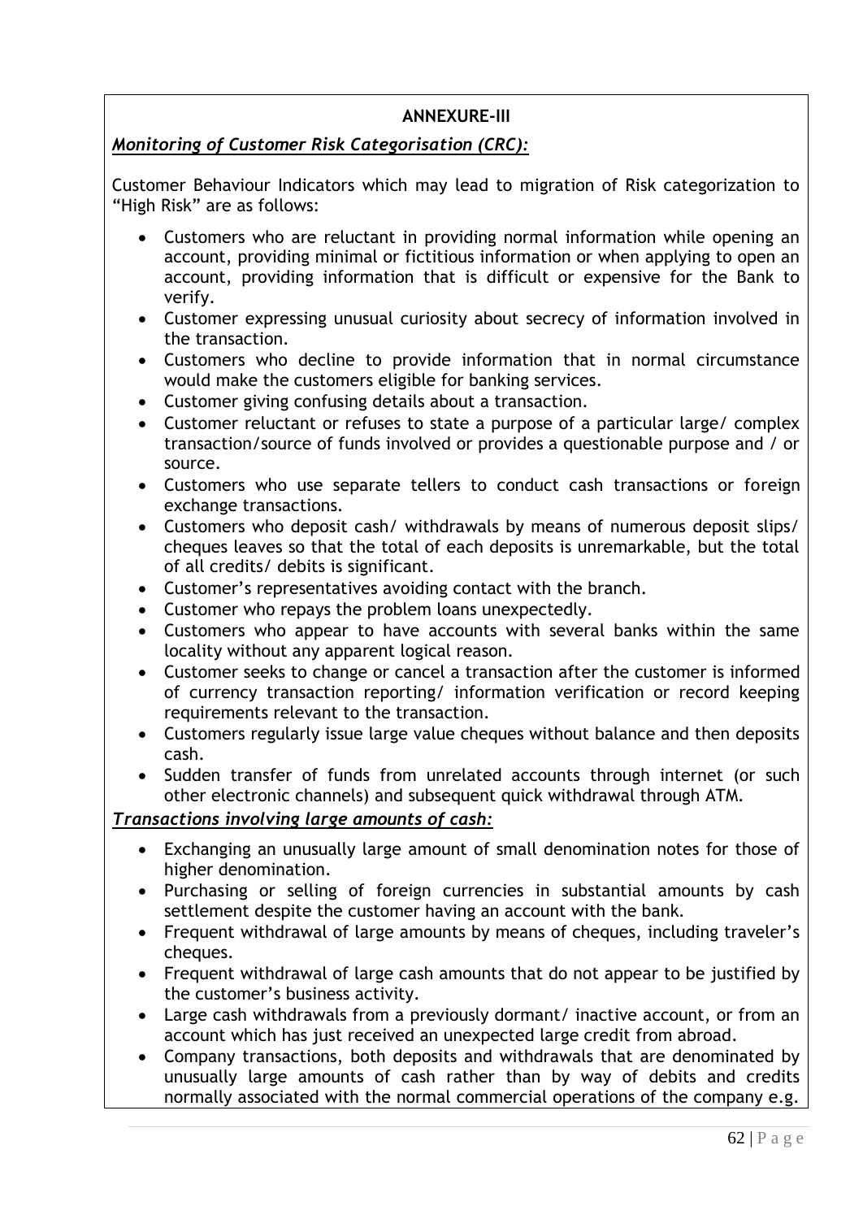## ANNEXURE-III

***Monitoring of Customer Risk Categorisation (CRC):***

Customer Behaviour Indicators which may lead to migration of Risk categorization to "High Risk" are as follows:

- Customers who are reluctant in providing normal information while opening an account, providing minimal or fictitious information or when applying to open an account, providing information that is difficult or expensive for the Bank to verify.
- Customer expressing unusual curiosity about secrecy of information involved in the transaction.
- Customers who decline to provide information that in normal circumstance would make the customers eligible for banking services.
- Customer giving confusing details about a transaction.
- Customer reluctant or refuses to state a purpose of a particular large/ complex transaction/source of funds involved or provides a questionable purpose and / or source.
- Customers who use separate tellers to conduct cash transactions or foreign exchange transactions.
- Customers who deposit cash/ withdrawals by means of numerous deposit slips/ cheques leaves so that the total of each deposits is unremarkable, but the total of all credits/ debits is significant.
- Customer's representatives avoiding contact with the branch.
- Customer who repays the problem loans unexpectedly.
- Customers who appear to have accounts with several banks within the same locality without any apparent logical reason.
- Customer seeks to change or cancel a transaction after the customer is informed of currency transaction reporting/ information verification or record keeping requirements relevant to the transaction.
- Customers regularly issue large value cheques without balance and then deposits cash.
- Sudden transfer of funds from unrelated accounts through internet (or such other electronic channels) and subsequent quick withdrawal through ATM.

***Transactions involving large amounts of cash:***

- Exchanging an unusually large amount of small denomination notes for those of higher denomination.
- Purchasing or selling of foreign currencies in substantial amounts by cash settlement despite the customer having an account with the bank.
- Frequent withdrawal of large amounts by means of cheques, including traveler's cheques.
- Frequent withdrawal of large cash amounts that do not appear to be justified by the customer's business activity.
- Large cash withdrawals from a previously dormant/ inactive account, or from an account which has just received an unexpected large credit from abroad.
- Company transactions, both deposits and withdrawals that are denominated by unusually large amounts of cash rather than by way of debits and credits normally associated with the normal commercial operations of the company e.g.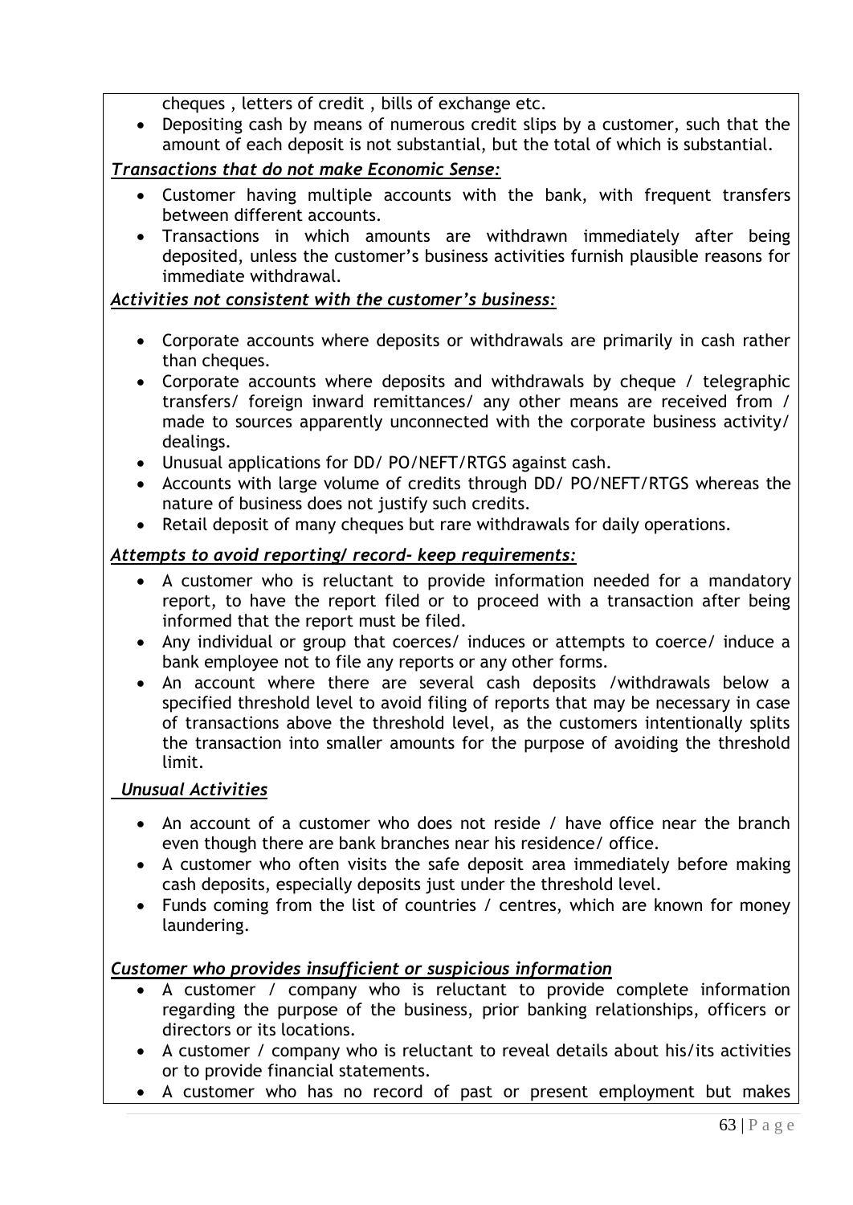cheques , letters of credit , bills of exchange etc.

- Depositing cash by means of numerous credit slips by a customer, such that the amount of each deposit is not substantial, but the total of which is substantial.

***Transactions that do not make Economic Sense:***

- Customer having multiple accounts with the bank, with frequent transfers between different accounts.
- Transactions in which amounts are withdrawn immediately after being deposited, unless the customer's business activities furnish plausible reasons for immediate withdrawal.

***Activities not consistent with the customer's business:***

- Corporate accounts where deposits or withdrawals are primarily in cash rather than cheques.
- Corporate accounts where deposits and withdrawals by cheque / telegraphic transfers/ foreign inward remittances/ any other means are received from / made to sources apparently unconnected with the corporate business activity/ dealings.
- Unusual applications for DD/ PO/NEFT/RTGS against cash.
- Accounts with large volume of credits through DD/ PO/NEFT/RTGS whereas the nature of business does not justify such credits.
- Retail deposit of many cheques but rare withdrawals for daily operations.

***Attempts to avoid reporting/ record- keep requirements:***

- A customer who is reluctant to provide information needed for a mandatory report, to have the report filed or to proceed with a transaction after being informed that the report must be filed.
- Any individual or group that coerces/ induces or attempts to coerce/ induce a bank employee not to file any reports or any other forms.
- An account where there are several cash deposits /withdrawals below a specified threshold level to avoid filing of reports that may be necessary in case of transactions above the threshold level, as the customers intentionally splits the transaction into smaller amounts for the purpose of avoiding the threshold limit.

***Unusual Activities***

- An account of a customer who does not reside / have office near the branch even though there are bank branches near his residence/ office.
- A customer who often visits the safe deposit area immediately before making cash deposits, especially deposits just under the threshold level.
- Funds coming from the list of countries / centres, which are known for money laundering.

***Customer who provides insufficient or suspicious information***

- A customer / company who is reluctant to provide complete information regarding the purpose of the business, prior banking relationships, officers or directors or its locations.
- A customer / company who is reluctant to reveal details about his/its activities or to provide financial statements.
- A customer who has no record of past or present employment but makes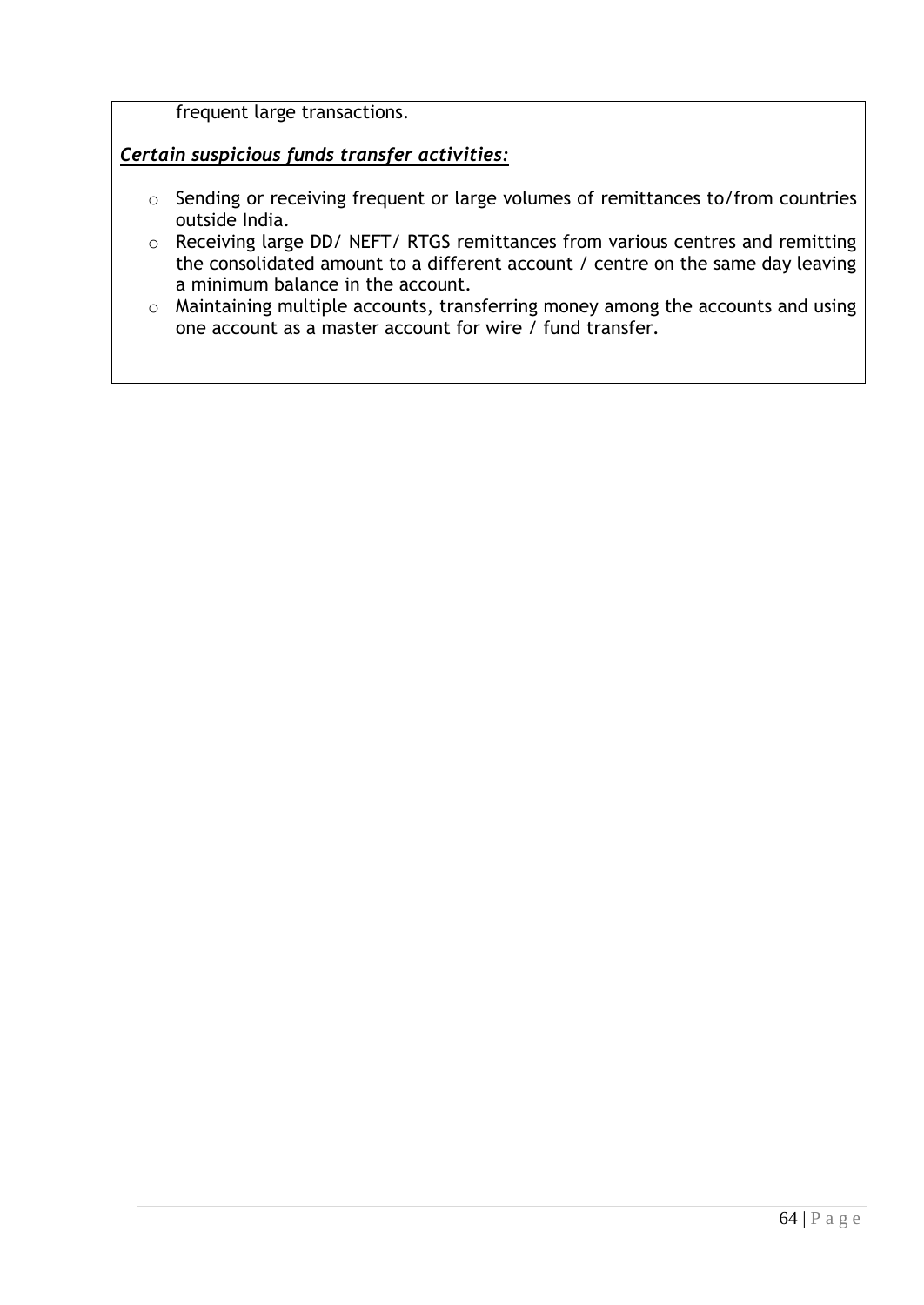frequent large transactions.

***Certain suspicious funds transfer activities:***

- Sending or receiving frequent or large volumes of remittances to/from countries outside India.
- Receiving large DD/ NEFT/ RTGS remittances from various centres and remitting the consolidated amount to a different account / centre on the same day leaving a minimum balance in the account.
- Maintaining multiple accounts, transferring money among the accounts and using one account as a master account for wire / fund transfer.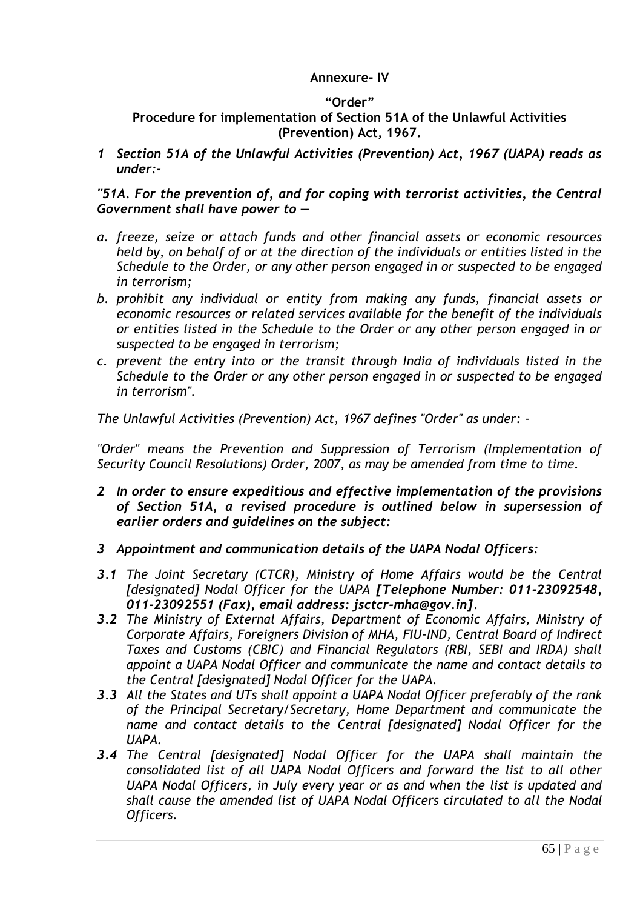## Annexure- IV

### "Order"

### Procedure for implementation of Section 51A of the Unlawful Activities (Prevention) Act, 1967.

***1 Section 51A of the Unlawful Activities (Prevention) Act, 1967 (UAPA) reads as under:-***

***"51A. For the prevention of, and for coping with terrorist activities, the Central Government shall have power to —***

*a. freeze, seize or attach funds and other financial assets or economic resources held by, on behalf of or at the direction of the individuals or entities listed in the Schedule to the Order, or any other person engaged in or suspected to be engaged in terrorism;*

*b. prohibit any individual or entity from making any funds, financial assets or economic resources or related services available for the benefit of the individuals or entities listed in the Schedule to the Order or any other person engaged in or suspected to be engaged in terrorism;*

*c. prevent the entry into or the transit through India of individuals listed in the Schedule to the Order or any other person engaged in or suspected to be engaged in terrorism".*

*The Unlawful Activities (Prevention) Act, 1967 defines "Order" as under: -*

*"Order" means the Prevention and Suppression of Terrorism (Implementation of Security Council Resolutions) Order, 2007, as may be amended from time to time.*

***2 In order to ensure expeditious and effective implementation of the provisions of Section 51A, a revised procedure is outlined below in supersession of earlier orders and guidelines on the subject:***

***3 Appointment and communication details of the UAPA Nodal Officers:***

***3.1*** *The Joint Secretary (CTCR), Ministry of Home Affairs would be the Central [designated] Nodal Officer for the UAPA **[Telephone Number: 011-23092548, 011-23092551 (Fax), email address: jsctcr-mha@gov.in]**.*

***3.2*** *The Ministry of External Affairs, Department of Economic Affairs, Ministry of Corporate Affairs, Foreigners Division of MHA, FIU-IND, Central Board of Indirect Taxes and Customs (CBIC) and Financial Regulators (RBI, SEBI and IRDA) shall appoint a UAPA Nodal Officer and communicate the name and contact details to the Central [designated] Nodal Officer for the UAPA.*

***3.3*** *All the States and UTs shall appoint a UAPA Nodal Officer preferably of the rank of the Principal Secretary/Secretary, Home Department and communicate the name and contact details to the Central [designated] Nodal Officer for the UAPA.*

***3.4*** *The Central [designated] Nodal Officer for the UAPA shall maintain the consolidated list of all UAPA Nodal Officers and forward the list to all other UAPA Nodal Officers, in July every year or as and when the list is updated and shall cause the amended list of UAPA Nodal Officers circulated to all the Nodal Officers.*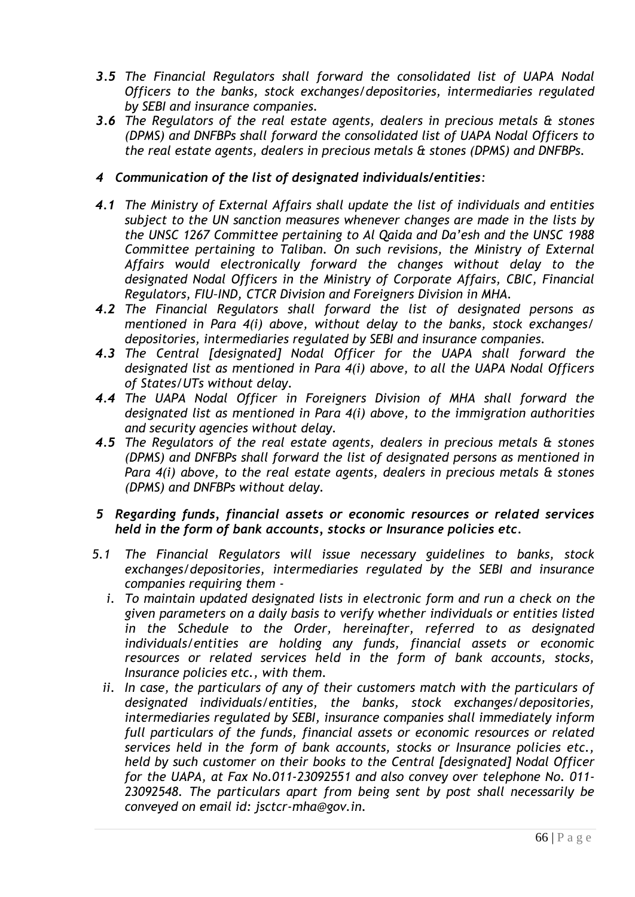***3.5*** *The Financial Regulators shall forward the consolidated list of UAPA Nodal Officers to the banks, stock exchanges/depositories, intermediaries regulated by SEBI and insurance companies.*

***3.6*** *The Regulators of the real estate agents, dealers in precious metals & stones (DPMS) and DNFBPs shall forward the consolidated list of UAPA Nodal Officers to the real estate agents, dealers in precious metals & stones (DPMS) and DNFBPs.*

***4 Communication of the list of designated individuals/entities:***

***4.1*** *The Ministry of External Affairs shall update the list of individuals and entities subject to the UN sanction measures whenever changes are made in the lists by the UNSC 1267 Committee pertaining to Al Qaida and Da'esh and the UNSC 1988 Committee pertaining to Taliban. On such revisions, the Ministry of External Affairs would electronically forward the changes without delay to the designated Nodal Officers in the Ministry of Corporate Affairs, CBIC, Financial Regulators, FIU-IND, CTCR Division and Foreigners Division in MHA.*

***4.2*** *The Financial Regulators shall forward the list of designated persons as mentioned in Para 4(i) above, without delay to the banks, stock exchanges/ depositories, intermediaries regulated by SEBI and insurance companies.*

***4.3*** *The Central [designated] Nodal Officer for the UAPA shall forward the designated list as mentioned in Para 4(i) above, to all the UAPA Nodal Officers of States/UTs without delay.*

***4.4*** *The UAPA Nodal Officer in Foreigners Division of MHA shall forward the designated list as mentioned in Para 4(i) above, to the immigration authorities and security agencies without delay.*

***4.5*** *The Regulators of the real estate agents, dealers in precious metals & stones (DPMS) and DNFBPs shall forward the list of designated persons as mentioned in Para 4(i) above, to the real estate agents, dealers in precious metals & stones (DPMS) and DNFBPs without delay.*

***5 Regarding funds, financial assets or economic resources or related services held in the form of bank accounts, stocks or Insurance policies etc.***

*5.1 The Financial Regulators will issue necessary guidelines to banks, stock exchanges/depositories, intermediaries regulated by the SEBI and insurance companies requiring them -*

*i. To maintain updated designated lists in electronic form and run a check on the given parameters on a daily basis to verify whether individuals or entities listed in the Schedule to the Order, hereinafter, referred to as designated individuals/entities are holding any funds, financial assets or economic resources or related services held in the form of bank accounts, stocks, Insurance policies etc., with them.*

*ii. In case, the particulars of any of their customers match with the particulars of designated individuals/entities, the banks, stock exchanges/depositories, intermediaries regulated by SEBI, insurance companies shall immediately inform full particulars of the funds, financial assets or economic resources or related services held in the form of bank accounts, stocks or Insurance policies etc., held by such customer on their books to the Central [designated] Nodal Officer for the UAPA, at Fax No.011-23092551 and also convey over telephone No. 011-23092548. The particulars apart from being sent by post shall necessarily be conveyed on email id: jsctcr-mha@gov.in.*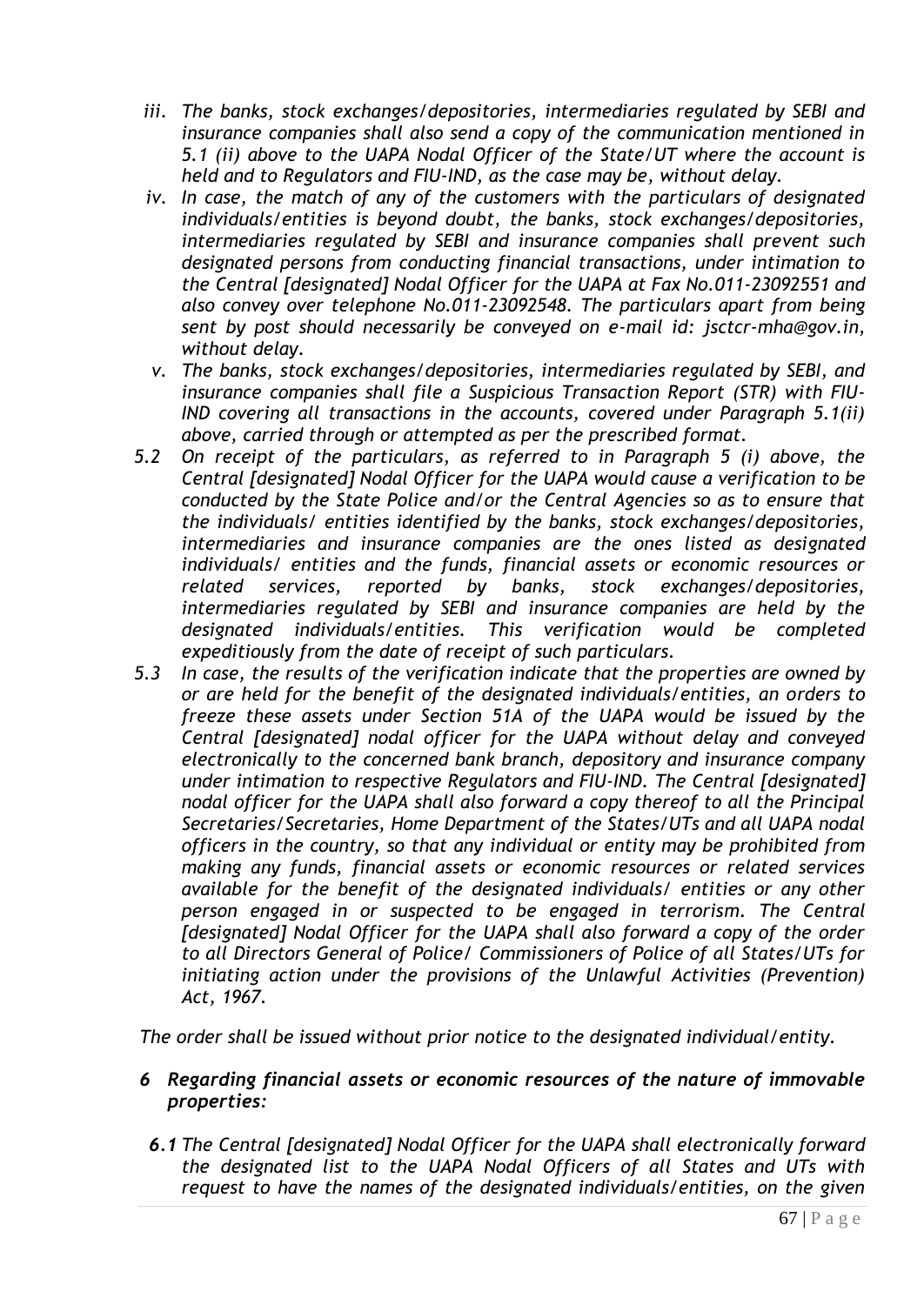- *iii. The banks, stock exchanges/depositories, intermediaries regulated by SEBI and insurance companies shall also send a copy of the communication mentioned in 5.1 (ii) above to the UAPA Nodal Officer of the State/UT where the account is held and to Regulators and FIU-IND, as the case may be, without delay.*
- *iv. In case, the match of any of the customers with the particulars of designated individuals/entities is beyond doubt, the banks, stock exchanges/depositories, intermediaries regulated by SEBI and insurance companies shall prevent such designated persons from conducting financial transactions, under intimation to the Central [designated] Nodal Officer for the UAPA at Fax No.011-23092551 and also convey over telephone No.011-23092548. The particulars apart from being sent by post should necessarily be conveyed on e-mail id: jsctcr-mha@gov.in, without delay.*
- *v. The banks, stock exchanges/depositories, intermediaries regulated by SEBI, and insurance companies shall file a Suspicious Transaction Report (STR) with FIU-IND covering all transactions in the accounts, covered under Paragraph 5.1(ii) above, carried through or attempted as per the prescribed format.*

*5.2 On receipt of the particulars, as referred to in Paragraph 5 (i) above, the Central [designated] Nodal Officer for the UAPA would cause a verification to be conducted by the State Police and/or the Central Agencies so as to ensure that the individuals/ entities identified by the banks, stock exchanges/depositories, intermediaries and insurance companies are the ones listed as designated individuals/ entities and the funds, financial assets or economic resources or related services, reported by banks, stock exchanges/depositories, intermediaries regulated by SEBI and insurance companies are held by the designated individuals/entities. This verification would be completed expeditiously from the date of receipt of such particulars.*

*5.3 In case, the results of the verification indicate that the properties are owned by or are held for the benefit of the designated individuals/entities, an orders to freeze these assets under Section 51A of the UAPA would be issued by the Central [designated] nodal officer for the UAPA without delay and conveyed electronically to the concerned bank branch, depository and insurance company under intimation to respective Regulators and FIU-IND. The Central [designated] nodal officer for the UAPA shall also forward a copy thereof to all the Principal Secretaries/Secretaries, Home Department of the States/UTs and all UAPA nodal officers in the country, so that any individual or entity may be prohibited from making any funds, financial assets or economic resources or related services available for the benefit of the designated individuals/ entities or any other person engaged in or suspected to be engaged in terrorism. The Central [designated] Nodal Officer for the UAPA shall also forward a copy of the order to all Directors General of Police/ Commissioners of Police of all States/UTs for initiating action under the provisions of the Unlawful Activities (Prevention) Act, 1967.*

*The order shall be issued without prior notice to the designated individual/entity.*

***6 Regarding financial assets or economic resources of the nature of immovable properties:***

***6.1*** *The Central [designated] Nodal Officer for the UAPA shall electronically forward the designated list to the UAPA Nodal Officers of all States and UTs with request to have the names of the designated individuals/entities, on the given*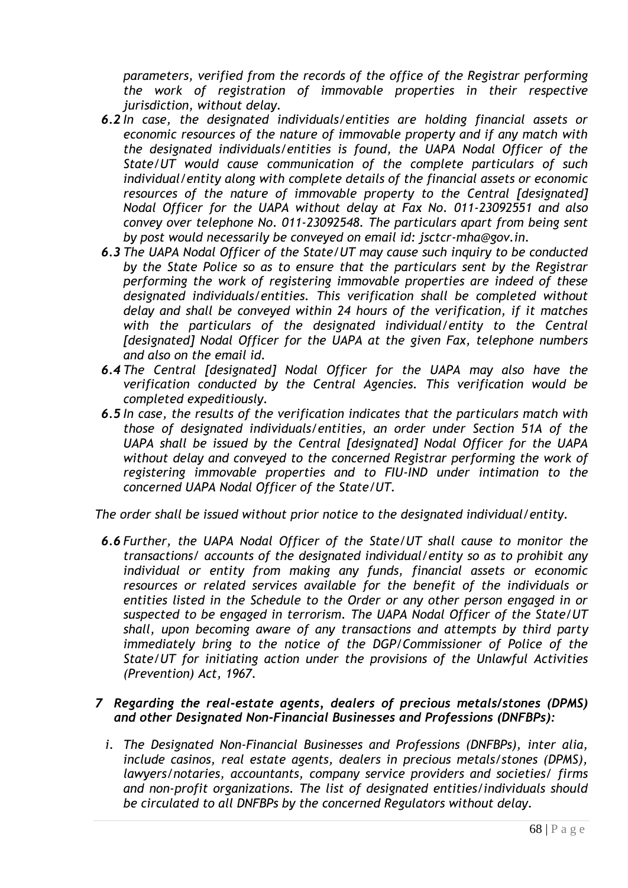*parameters, verified from the records of the office of the Registrar performing the work of registration of immovable properties in their respective jurisdiction, without delay.*

***6.2*** *In case, the designated individuals/entities are holding financial assets or economic resources of the nature of immovable property and if any match with the designated individuals/entities is found, the UAPA Nodal Officer of the State/UT would cause communication of the complete particulars of such individual/entity along with complete details of the financial assets or economic resources of the nature of immovable property to the Central [designated] Nodal Officer for the UAPA without delay at Fax No. 011-23092551 and also convey over telephone No. 011-23092548. The particulars apart from being sent by post would necessarily be conveyed on email id: jsctcr-mha@gov.in.*

***6.3*** *The UAPA Nodal Officer of the State/UT may cause such inquiry to be conducted by the State Police so as to ensure that the particulars sent by the Registrar performing the work of registering immovable properties are indeed of these designated individuals/entities. This verification shall be completed without delay and shall be conveyed within 24 hours of the verification, if it matches with the particulars of the designated individual/entity to the Central [designated] Nodal Officer for the UAPA at the given Fax, telephone numbers and also on the email id.*

***6.4*** *The Central [designated] Nodal Officer for the UAPA may also have the verification conducted by the Central Agencies. This verification would be completed expeditiously.*

***6.5*** *In case, the results of the verification indicates that the particulars match with those of designated individuals/entities, an order under Section 51A of the UAPA shall be issued by the Central [designated] Nodal Officer for the UAPA without delay and conveyed to the concerned Registrar performing the work of registering immovable properties and to FIU-IND under intimation to the concerned UAPA Nodal Officer of the State/UT.*

*The order shall be issued without prior notice to the designated individual/entity.*

***6.6*** *Further, the UAPA Nodal Officer of the State/UT shall cause to monitor the transactions/ accounts of the designated individual/entity so as to prohibit any individual or entity from making any funds, financial assets or economic resources or related services available for the benefit of the individuals or entities listed in the Schedule to the Order or any other person engaged in or suspected to be engaged in terrorism. The UAPA Nodal Officer of the State/UT shall, upon becoming aware of any transactions and attempts by third party immediately bring to the notice of the DGP/Commissioner of Police of the State/UT for initiating action under the provisions of the Unlawful Activities (Prevention) Act, 1967.*

### *7 Regarding the real-estate agents, dealers of precious metals/stones (DPMS) and other Designated Non-Financial Businesses and Professions (DNFBPs):*

*i. The Designated Non-Financial Businesses and Professions (DNFBPs), inter alia, include casinos, real estate agents, dealers in precious metals/stones (DPMS), lawyers/notaries, accountants, company service providers and societies/ firms and non-profit organizations. The list of designated entities/individuals should be circulated to all DNFBPs by the concerned Regulators without delay.*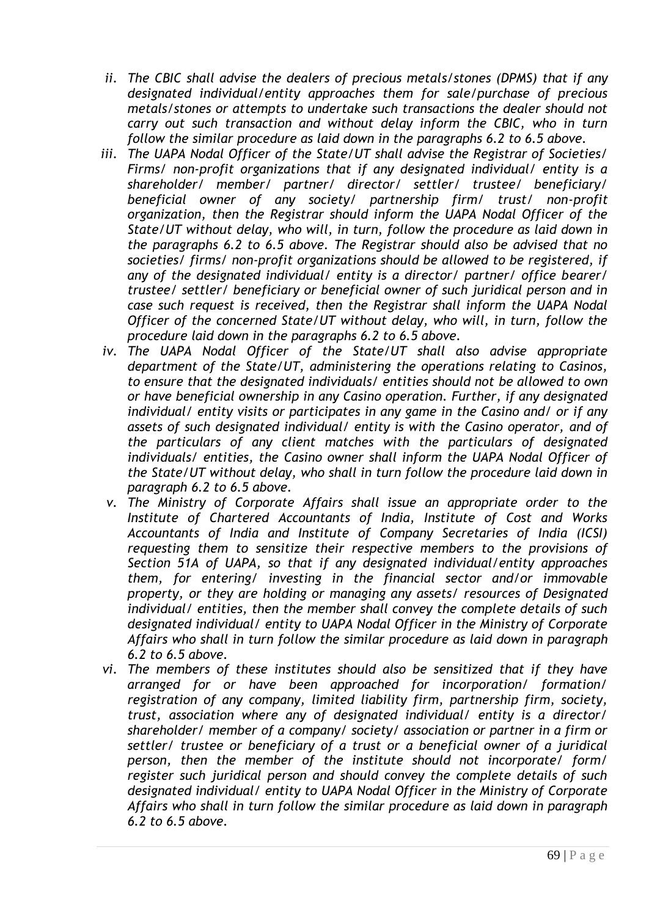*ii. The CBIC shall advise the dealers of precious metals/stones (DPMS) that if any designated individual/entity approaches them for sale/purchase of precious metals/stones or attempts to undertake such transactions the dealer should not carry out such transaction and without delay inform the CBIC, who in turn follow the similar procedure as laid down in the paragraphs 6.2 to 6.5 above.*

*iii. The UAPA Nodal Officer of the State/UT shall advise the Registrar of Societies/ Firms/ non-profit organizations that if any designated individual/ entity is a shareholder/ member/ partner/ director/ settler/ trustee/ beneficiary/ beneficial owner of any society/ partnership firm/ trust/ non-profit organization, then the Registrar should inform the UAPA Nodal Officer of the State/UT without delay, who will, in turn, follow the procedure as laid down in the paragraphs 6.2 to 6.5 above. The Registrar should also be advised that no societies/ firms/ non-profit organizations should be allowed to be registered, if any of the designated individual/ entity is a director/ partner/ office bearer/ trustee/ settler/ beneficiary or beneficial owner of such juridical person and in case such request is received, then the Registrar shall inform the UAPA Nodal Officer of the concerned State/UT without delay, who will, in turn, follow the procedure laid down in the paragraphs 6.2 to 6.5 above.*

*iv. The UAPA Nodal Officer of the State/UT shall also advise appropriate department of the State/UT, administering the operations relating to Casinos, to ensure that the designated individuals/ entities should not be allowed to own or have beneficial ownership in any Casino operation. Further, if any designated individual/ entity visits or participates in any game in the Casino and/ or if any assets of such designated individual/ entity is with the Casino operator, and of the particulars of any client matches with the particulars of designated individuals/ entities, the Casino owner shall inform the UAPA Nodal Officer of the State/UT without delay, who shall in turn follow the procedure laid down in paragraph 6.2 to 6.5 above.*

*v. The Ministry of Corporate Affairs shall issue an appropriate order to the Institute of Chartered Accountants of India, Institute of Cost and Works Accountants of India and Institute of Company Secretaries of India (ICSI) requesting them to sensitize their respective members to the provisions of Section 51A of UAPA, so that if any designated individual/entity approaches them, for entering/ investing in the financial sector and/or immovable property, or they are holding or managing any assets/ resources of Designated individual/ entities, then the member shall convey the complete details of such designated individual/ entity to UAPA Nodal Officer in the Ministry of Corporate Affairs who shall in turn follow the similar procedure as laid down in paragraph 6.2 to 6.5 above.*

*vi. The members of these institutes should also be sensitized that if they have arranged for or have been approached for incorporation/ formation/ registration of any company, limited liability firm, partnership firm, society, trust, association where any of designated individual/ entity is a director/ shareholder/ member of a company/ society/ association or partner in a firm or settler/ trustee or beneficiary of a trust or a beneficial owner of a juridical person, then the member of the institute should not incorporate/ form/ register such juridical person and should convey the complete details of such designated individual/ entity to UAPA Nodal Officer in the Ministry of Corporate Affairs who shall in turn follow the similar procedure as laid down in paragraph 6.2 to 6.5 above.*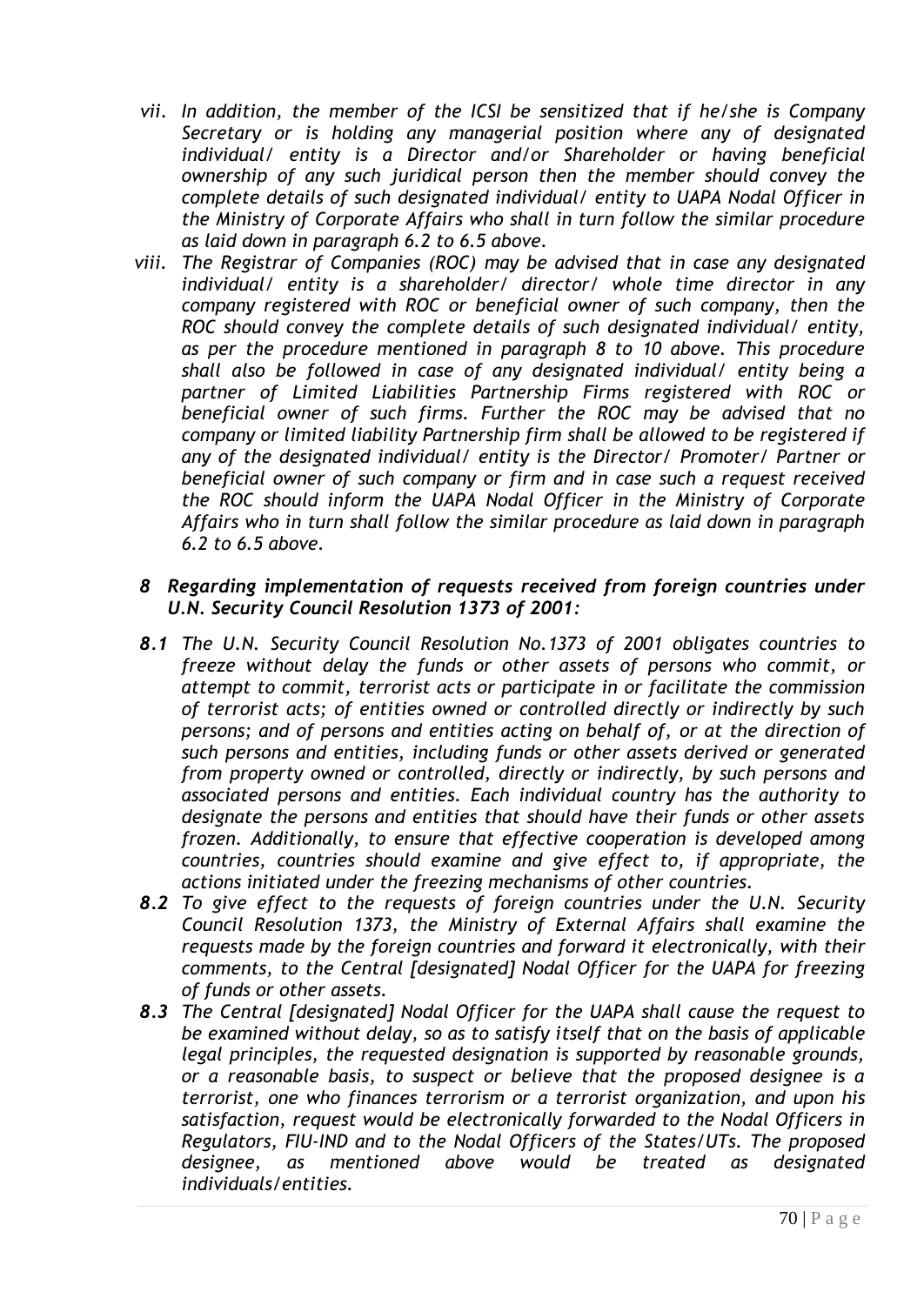*vii. In addition, the member of the ICSI be sensitized that if he/she is Company Secretary or is holding any managerial position where any of designated individual/ entity is a Director and/or Shareholder or having beneficial ownership of any such juridical person then the member should convey the complete details of such designated individual/ entity to UAPA Nodal Officer in the Ministry of Corporate Affairs who shall in turn follow the similar procedure as laid down in paragraph 6.2 to 6.5 above.*

*viii. The Registrar of Companies (ROC) may be advised that in case any designated individual/ entity is a shareholder/ director/ whole time director in any company registered with ROC or beneficial owner of such company, then the ROC should convey the complete details of such designated individual/ entity, as per the procedure mentioned in paragraph 8 to 10 above. This procedure shall also be followed in case of any designated individual/ entity being a partner of Limited Liabilities Partnership Firms registered with ROC or beneficial owner of such firms. Further the ROC may be advised that no company or limited liability Partnership firm shall be allowed to be registered if any of the designated individual/ entity is the Director/ Promoter/ Partner or beneficial owner of such company or firm and in case such a request received the ROC should inform the UAPA Nodal Officer in the Ministry of Corporate Affairs who in turn shall follow the similar procedure as laid down in paragraph 6.2 to 6.5 above.*

***8 Regarding implementation of requests received from foreign countries under U.N. Security Council Resolution 1373 of 2001:***

***8.1*** *The U.N. Security Council Resolution No.1373 of 2001 obligates countries to freeze without delay the funds or other assets of persons who commit, or attempt to commit, terrorist acts or participate in or facilitate the commission of terrorist acts; of entities owned or controlled directly or indirectly by such persons; and of persons and entities acting on behalf of, or at the direction of such persons and entities, including funds or other assets derived or generated from property owned or controlled, directly or indirectly, by such persons and associated persons and entities. Each individual country has the authority to designate the persons and entities that should have their funds or other assets frozen. Additionally, to ensure that effective cooperation is developed among countries, countries should examine and give effect to, if appropriate, the actions initiated under the freezing mechanisms of other countries.*

***8.2*** *To give effect to the requests of foreign countries under the U.N. Security Council Resolution 1373, the Ministry of External Affairs shall examine the requests made by the foreign countries and forward it electronically, with their comments, to the Central [designated] Nodal Officer for the UAPA for freezing of funds or other assets.*

***8.3*** *The Central [designated] Nodal Officer for the UAPA shall cause the request to be examined without delay, so as to satisfy itself that on the basis of applicable legal principles, the requested designation is supported by reasonable grounds, or a reasonable basis, to suspect or believe that the proposed designee is a terrorist, one who finances terrorism or a terrorist organization, and upon his satisfaction, request would be electronically forwarded to the Nodal Officers in Regulators, FIU-IND and to the Nodal Officers of the States/UTs. The proposed designee, as mentioned above would be treated as designated individuals/entities.*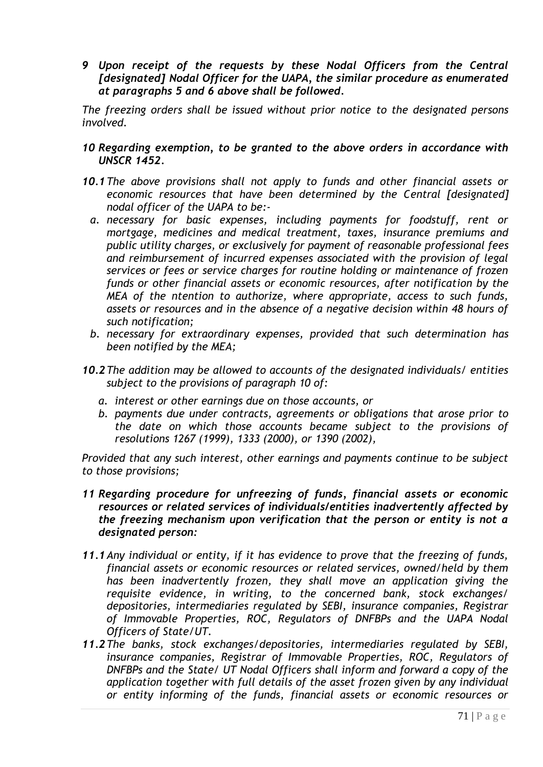***9 Upon receipt of the requests by these Nodal Officers from the Central [designated] Nodal Officer for the UAPA, the similar procedure as enumerated at paragraphs 5 and 6 above shall be followed.***

*The freezing orders shall be issued without prior notice to the designated persons involved.*

***10 Regarding exemption, to be granted to the above orders in accordance with UNSCR 1452.***

***10.1*** *The above provisions shall not apply to funds and other financial assets or economic resources that have been determined by the Central [designated] nodal officer of the UAPA to be:-*

*a. necessary for basic expenses, including payments for foodstuff, rent or mortgage, medicines and medical treatment, taxes, insurance premiums and public utility charges, or exclusively for payment of reasonable professional fees and reimbursement of incurred expenses associated with the provision of legal services or fees or service charges for routine holding or maintenance of frozen funds or other financial assets or economic resources, after notification by the MEA of the ntention to authorize, where appropriate, access to such funds, assets or resources and in the absence of a negative decision within 48 hours of such notification;*

*b. necessary for extraordinary expenses, provided that such determination has been notified by the MEA;*

***10.2*** *The addition may be allowed to accounts of the designated individuals/ entities subject to the provisions of paragraph 10 of:*

*a. interest or other earnings due on those accounts, or*

*b. payments due under contracts, agreements or obligations that arose prior to the date on which those accounts became subject to the provisions of resolutions 1267 (1999), 1333 (2000), or 1390 (2002),*

*Provided that any such interest, other earnings and payments continue to be subject to those provisions;*

***11 Regarding procedure for unfreezing of funds, financial assets or economic resources or related services of individuals/entities inadvertently affected by the freezing mechanism upon verification that the person or entity is not a designated person:***

***11.1*** *Any individual or entity, if it has evidence to prove that the freezing of funds, financial assets or economic resources or related services, owned/held by them has been inadvertently frozen, they shall move an application giving the requisite evidence, in writing, to the concerned bank, stock exchanges/ depositories, intermediaries regulated by SEBI, insurance companies, Registrar of Immovable Properties, ROC, Regulators of DNFBPs and the UAPA Nodal Officers of State/UT.*

***11.2*** *The banks, stock exchanges/depositories, intermediaries regulated by SEBI, insurance companies, Registrar of Immovable Properties, ROC, Regulators of DNFBPs and the State/ UT Nodal Officers shall inform and forward a copy of the application together with full details of the asset frozen given by any individual or entity informing of the funds, financial assets or economic resources or*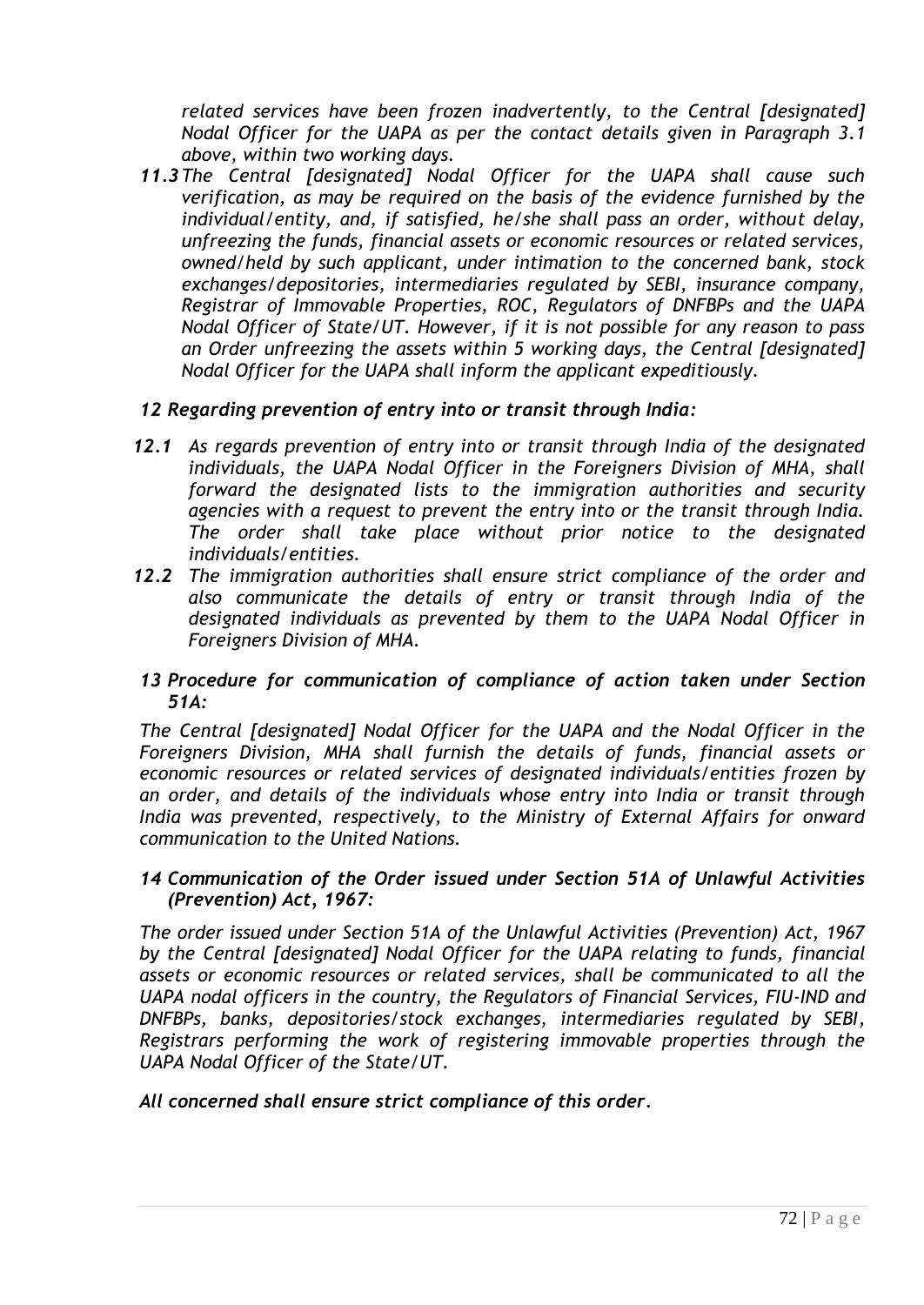*related services have been frozen inadvertently, to the Central [designated] Nodal Officer for the UAPA as per the contact details given in Paragraph 3.1 above, within two working days.*

***11.3*** *The Central [designated] Nodal Officer for the UAPA shall cause such verification, as may be required on the basis of the evidence furnished by the individual/entity, and, if satisfied, he/she shall pass an order, without delay, unfreezing the funds, financial assets or economic resources or related services, owned/held by such applicant, under intimation to the concerned bank, stock exchanges/depositories, intermediaries regulated by SEBI, insurance company, Registrar of Immovable Properties, ROC, Regulators of DNFBPs and the UAPA Nodal Officer of State/UT. However, if it is not possible for any reason to pass an Order unfreezing the assets within 5 working days, the Central [designated] Nodal Officer for the UAPA shall inform the applicant expeditiously.*

***12 Regarding prevention of entry into or transit through India:***

***12.1*** *As regards prevention of entry into or transit through India of the designated individuals, the UAPA Nodal Officer in the Foreigners Division of MHA, shall forward the designated lists to the immigration authorities and security agencies with a request to prevent the entry into or the transit through India. The order shall take place without prior notice to the designated individuals/entities.*

***12.2*** *The immigration authorities shall ensure strict compliance of the order and also communicate the details of entry or transit through India of the designated individuals as prevented by them to the UAPA Nodal Officer in Foreigners Division of MHA.*

***13 Procedure for communication of compliance of action taken under Section 51A:***

*The Central [designated] Nodal Officer for the UAPA and the Nodal Officer in the Foreigners Division, MHA shall furnish the details of funds, financial assets or economic resources or related services of designated individuals/entities frozen by an order, and details of the individuals whose entry into India or transit through India was prevented, respectively, to the Ministry of External Affairs for onward communication to the United Nations.*

***14 Communication of the Order issued under Section 51A of Unlawful Activities (Prevention) Act, 1967:***

*The order issued under Section 51A of the Unlawful Activities (Prevention) Act, 1967 by the Central [designated] Nodal Officer for the UAPA relating to funds, financial assets or economic resources or related services, shall be communicated to all the UAPA nodal officers in the country, the Regulators of Financial Services, FIU-IND and DNFBPs, banks, depositories/stock exchanges, intermediaries regulated by SEBI, Registrars performing the work of registering immovable properties through the UAPA Nodal Officer of the State/UT.*

***All concerned shall ensure strict compliance of this order.***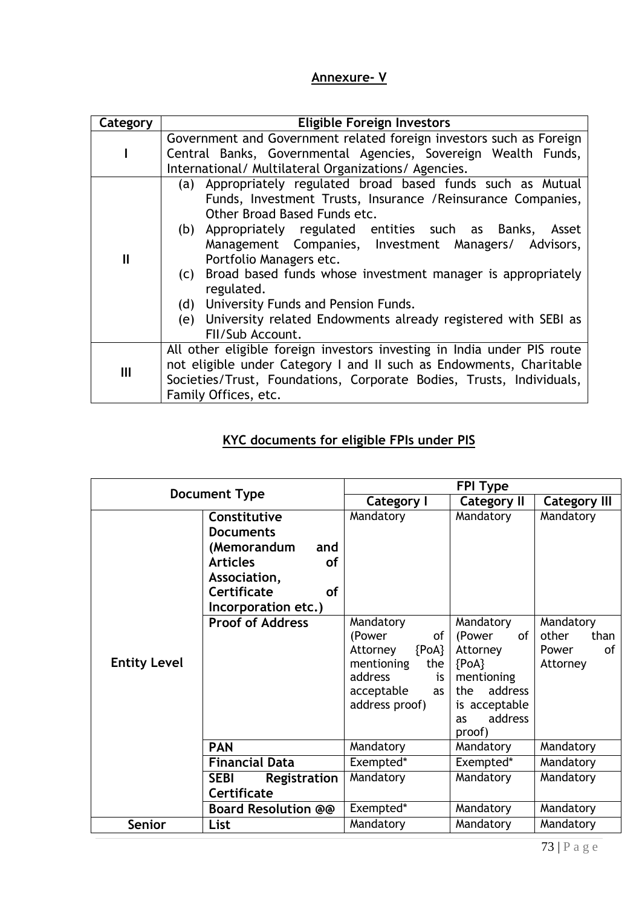## Annexure- V

| Category | Eligible Foreign Investors |
|---|---|
| I | Government and Government related foreign investors such as Foreign Central Banks, Governmental Agencies, Sovereign Wealth Funds, International/ Multilateral Organizations/ Agencies. |
| II | (a) Appropriately regulated broad based funds such as Mutual Funds, Investment Trusts, Insurance /Reinsurance Companies, Other Broad Based Funds etc.<br>(b) Appropriately regulated entities such as Banks, Asset Management Companies, Investment Managers/ Advisors, Portfolio Managers etc.<br>(c) Broad based funds whose investment manager is appropriately regulated.<br>(d) University Funds and Pension Funds.<br>(e) University related Endowments already registered with SEBI as FII/Sub Account. |
| III | All other eligible foreign investors investing in India under PIS route not eligible under Category I and II such as Endowments, Charitable Societies/Trust, Foundations, Corporate Bodies, Trusts, Individuals, Family Offices, etc. |

## KYC documents for eligible FPIs under PIS

| Document Type | | FPI Type | | |
|---|---|---|---|---|
| | | **Category I** | **Category II** | **Category III** |
| **Entity Level** | **Constitutive Documents (Memorandum and Articles of Association, Certificate of Incorporation etc.)** | Mandatory | Mandatory | Mandatory |
| | **Proof of Address** | Mandatory (Power of Attorney {PoA} mentioning the address is acceptable as address proof) | Mandatory (Power of Attorney {PoA} mentioning the address is acceptable as address proof) | Mandatory other than Power of Attorney |
| | **PAN** | Mandatory | Mandatory | Mandatory |
| | **Financial Data** | Exempted* | Exempted* | Mandatory |
| | **SEBI Registration Certificate** | Mandatory | Mandatory | Mandatory |
| | **Board Resolution @@** | Exempted* | Mandatory | Mandatory |
| **Senior** | **List** | Mandatory | Mandatory | Mandatory |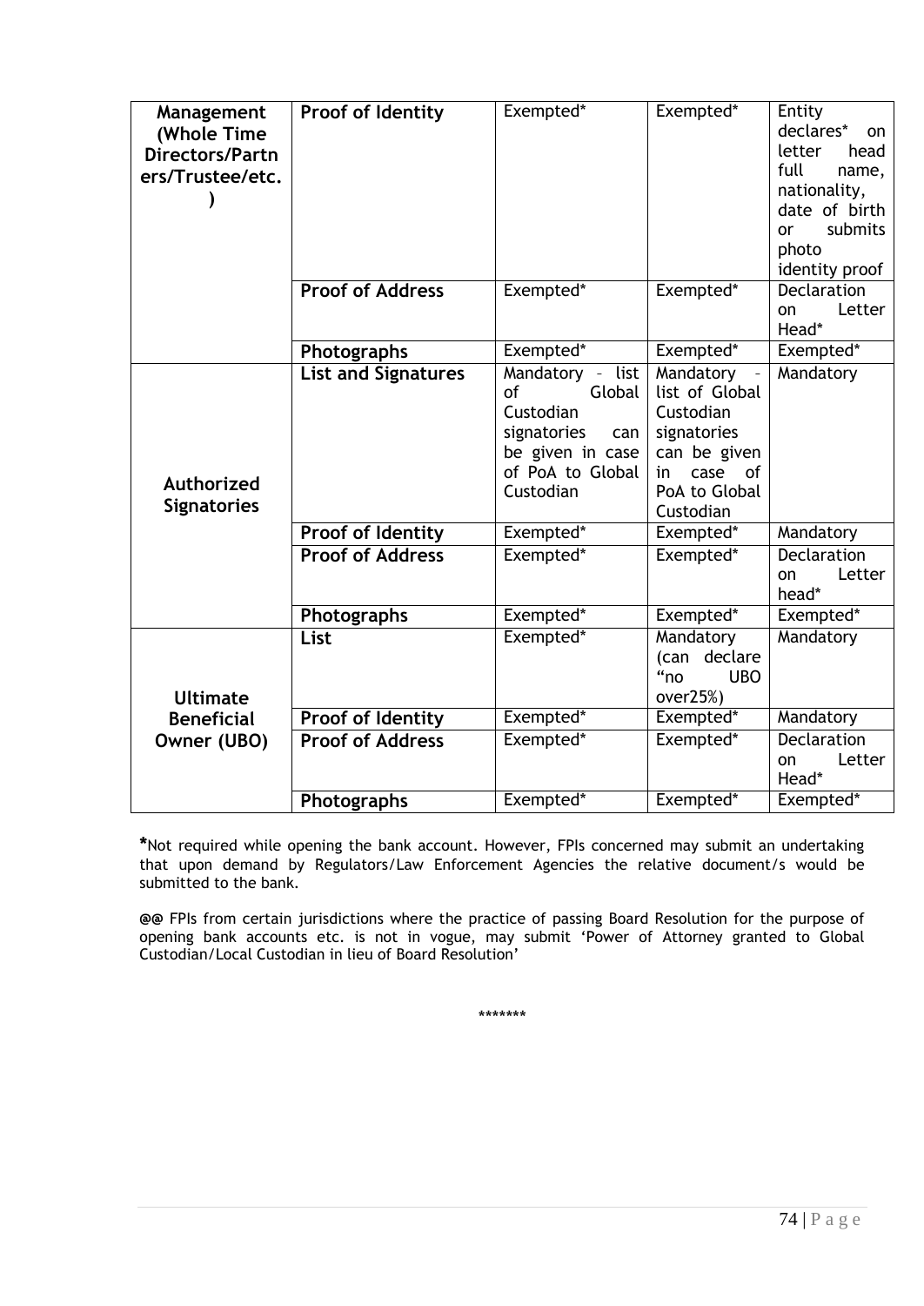| | | | | |
|---|---|---|---|---|
| **Management (Whole Time Directors/Partners/Trustee/etc.)** | **Proof of Identity** | Exempted* | Exempted* | Entity declares* on letter head full name, nationality, date of birth or submits photo identity proof |
| | **Proof of Address** | Exempted* | Exempted* | Declaration on Letter Head* |
| | **Photographs** | Exempted* | Exempted* | Exempted* |
| **Authorized Signatories** | **List and Signatures** | Mandatory - list of Global Custodian signatories can be given in case of PoA to Global Custodian | Mandatory - list of Global Custodian signatories can be given in case of PoA to Global Custodian | Mandatory |
| | **Proof of Identity** | Exempted* | Exempted* | Mandatory |
| | **Proof of Address** | Exempted* | Exempted* | Declaration on Letter head* |
| | **Photographs** | Exempted* | Exempted* | Exempted* |
| **Ultimate Beneficial Owner (UBO)** | **List** | Exempted* | Mandatory (can declare "no UBO over25%) | Mandatory |
| | **Proof of Identity** | Exempted* | Exempted* | Mandatory |
| | **Proof of Address** | Exempted* | Exempted* | Declaration on Letter Head* |
| | **Photographs** | Exempted* | Exempted* | Exempted* |

**\***Not required while opening the bank account. However, FPIs concerned may submit an undertaking that upon demand by Regulators/Law Enforcement Agencies the relative document/s would be submitted to the bank.

**@@** FPIs from certain jurisdictions where the practice of passing Board Resolution for the purpose of opening bank accounts etc. is not in vogue, may submit 'Power of Attorney granted to Global Custodian/Local Custodian in lieu of Board Resolution'

*******